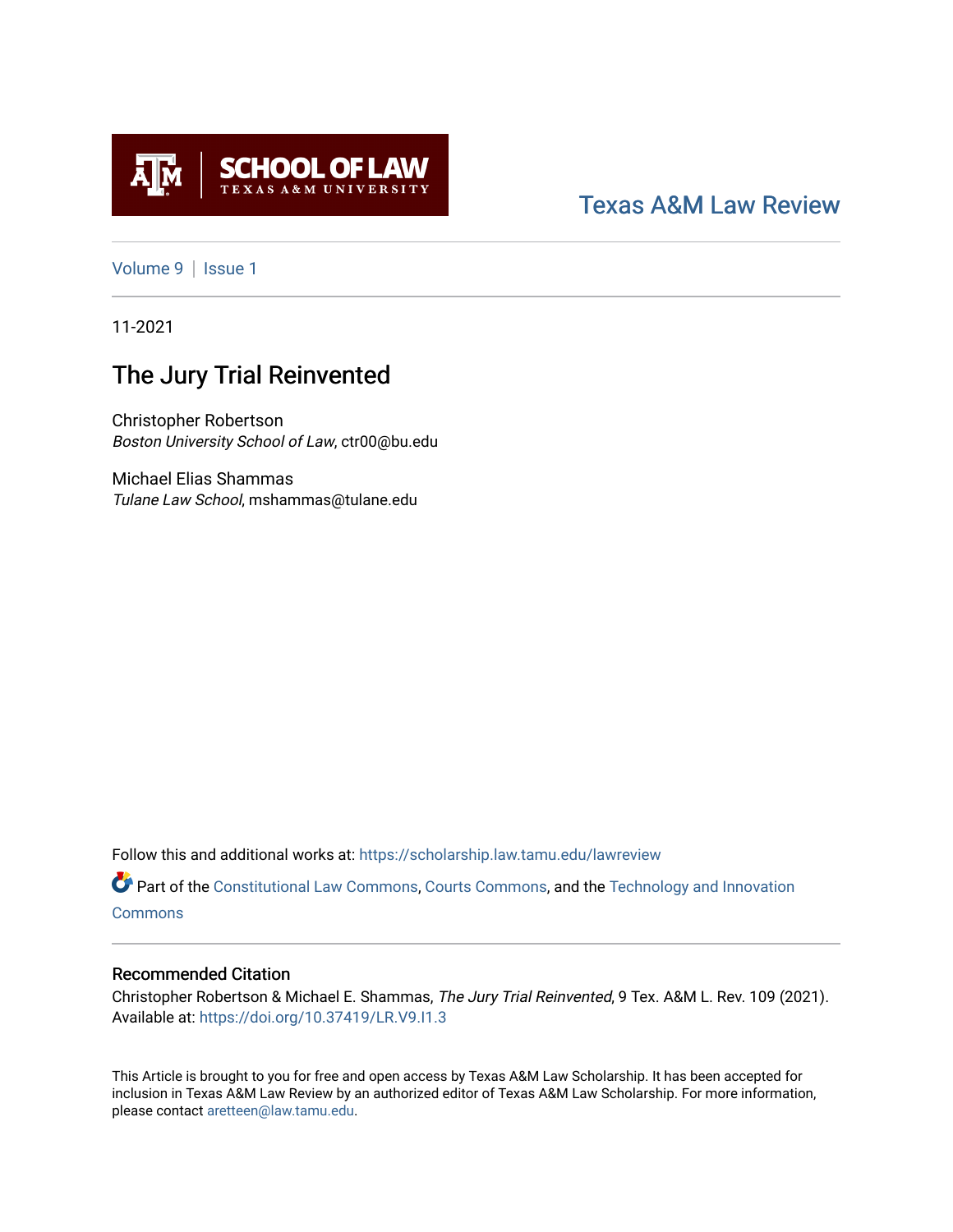SCHOOL OF LAW
TEXAS A&M UNIVERSITY

Texas A&M Law Review

Volume 9 | Issue 1

11-2021

# The Jury Trial Reinvented

Christopher Robertson
*Boston University School of Law*, ctr00@bu.edu

Michael Elias Shammas
*Tulane Law School*, mshammas@tulane.edu

Follow this and additional works at: https://scholarship.law.tamu.edu/lawreview

Part of the Constitutional Law Commons, Courts Commons, and the Technology and Innovation Commons

## Recommended Citation

Christopher Robertson & Michael E. Shammas, *The Jury Trial Reinvented*, 9 Tex. A&M L. Rev. 109 (2021).
Available at: https://doi.org/10.37419/LR.V9.I1.3

This Article is brought to you for free and open access by Texas A&M Law Scholarship. It has been accepted for inclusion in Texas A&M Law Review by an authorized editor of Texas A&M Law Scholarship. For more information, please contact aretteen@law.tamu.edu.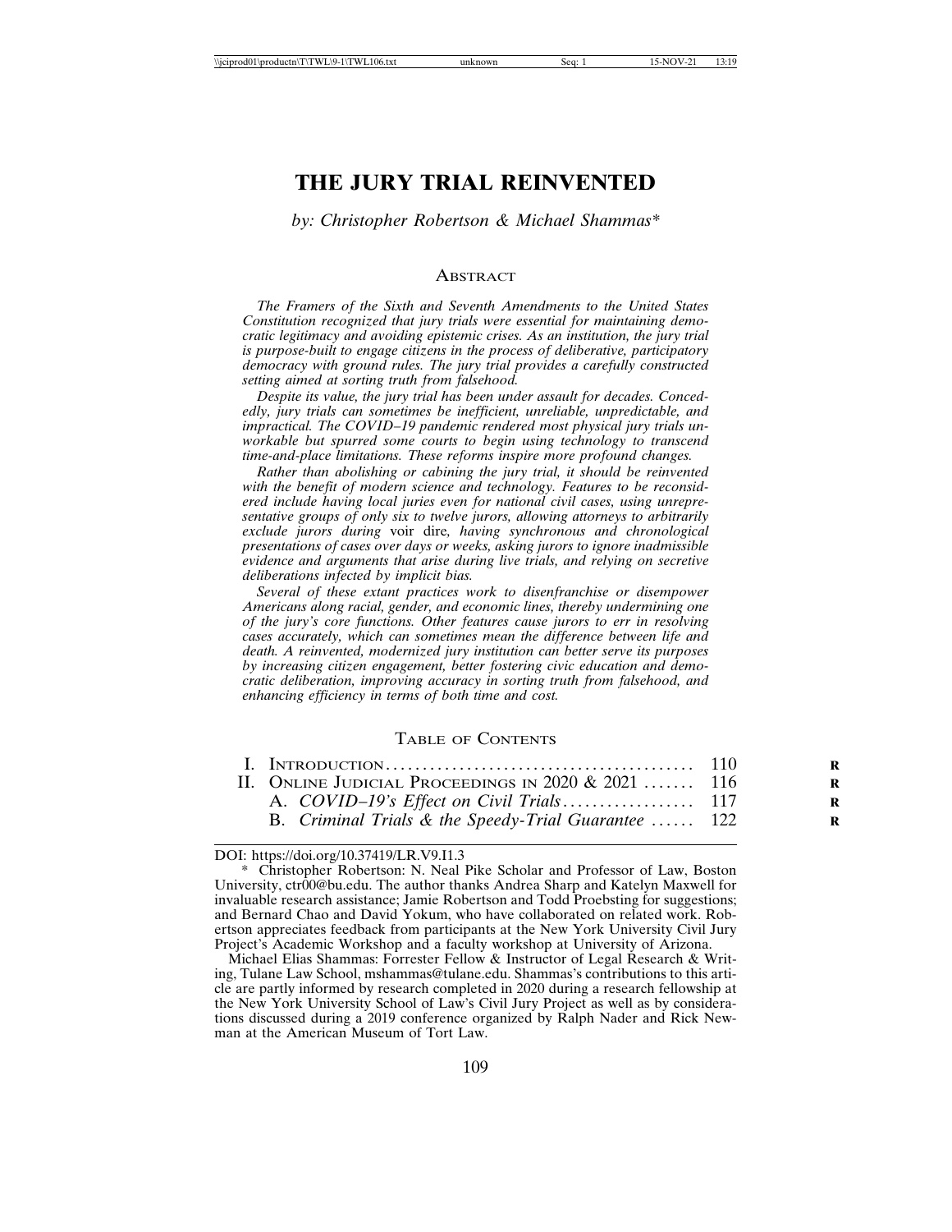# THE JURY TRIAL REINVENTED

*by: Christopher Robertson & Michael Shammas**

## Abstract

*The Framers of the Sixth and Seventh Amendments to the United States Constitution recognized that jury trials were essential for maintaining democratic legitimacy and avoiding epistemic crises. As an institution, the jury trial is purpose-built to engage citizens in the process of deliberative, participatory democracy with ground rules. The jury trial provides a carefully constructed setting aimed at sorting truth from falsehood.*

*Despite its value, the jury trial has been under assault for decades. Concededly, jury trials can sometimes be inefficient, unreliable, unpredictable, and impractical. The COVID–19 pandemic rendered most physical jury trials unworkable but spurred some courts to begin using technology to transcend time-and-place limitations. These reforms inspire more profound changes.*

*Rather than abolishing or cabining the jury trial, it should be reinvented with the benefit of modern science and technology. Features to be reconsidered include having local juries even for national civil cases, using unrepresentative groups of only six to twelve jurors, allowing attorneys to arbitrarily exclude jurors during* voir dire, *having synchronous and chronological presentations of cases over days or weeks, asking jurors to ignore inadmissible evidence and arguments that arise during live trials, and relying on secretive deliberations infected by implicit bias.*

*Several of these extant practices work to disenfranchise or disempower Americans along racial, gender, and economic lines, thereby undermining one of the jury's core functions. Other features cause jurors to err in resolving cases accurately, which can sometimes mean the difference between life and death. A reinvented, modernized jury institution can better serve its purposes by increasing citizen engagement, better fostering civic education and democratic deliberation, improving accuracy in sorting truth from falsehood, and enhancing efficiency in terms of both time and cost.*

## Table of Contents

I. Introduction .......... 110
II. Online Judicial Proceedings in 2020 & 2021 .......... 116
  A. *COVID–19's Effect on Civil Trials* .......... 117
  B. *Criminal Trials & the Speedy-Trial Guarantee* .......... 122

---

DOI: https://doi.org/10.37419/LR.V9.I1.3

\* Christopher Robertson: N. Neal Pike Scholar and Professor of Law, Boston University, ctr00@bu.edu. The author thanks Andrea Sharp and Katelyn Maxwell for invaluable research assistance; Jamie Robertson and Todd Proebsting for suggestions; and Bernard Chao and David Yokum, who have collaborated on related work. Robertson appreciates feedback from participants at the New York University Civil Jury Project's Academic Workshop and a faculty workshop at University of Arizona.

Michael Elias Shammas: Forrester Fellow & Instructor of Legal Research & Writing, Tulane Law School, mshammas@tulane.edu. Shammas's contributions to this article are partly informed by research completed in 2020 during a research fellowship at the New York University School of Law's Civil Jury Project as well as by considerations discussed during a 2019 conference organized by Ralph Nader and Rick Newman at the American Museum of Tort Law.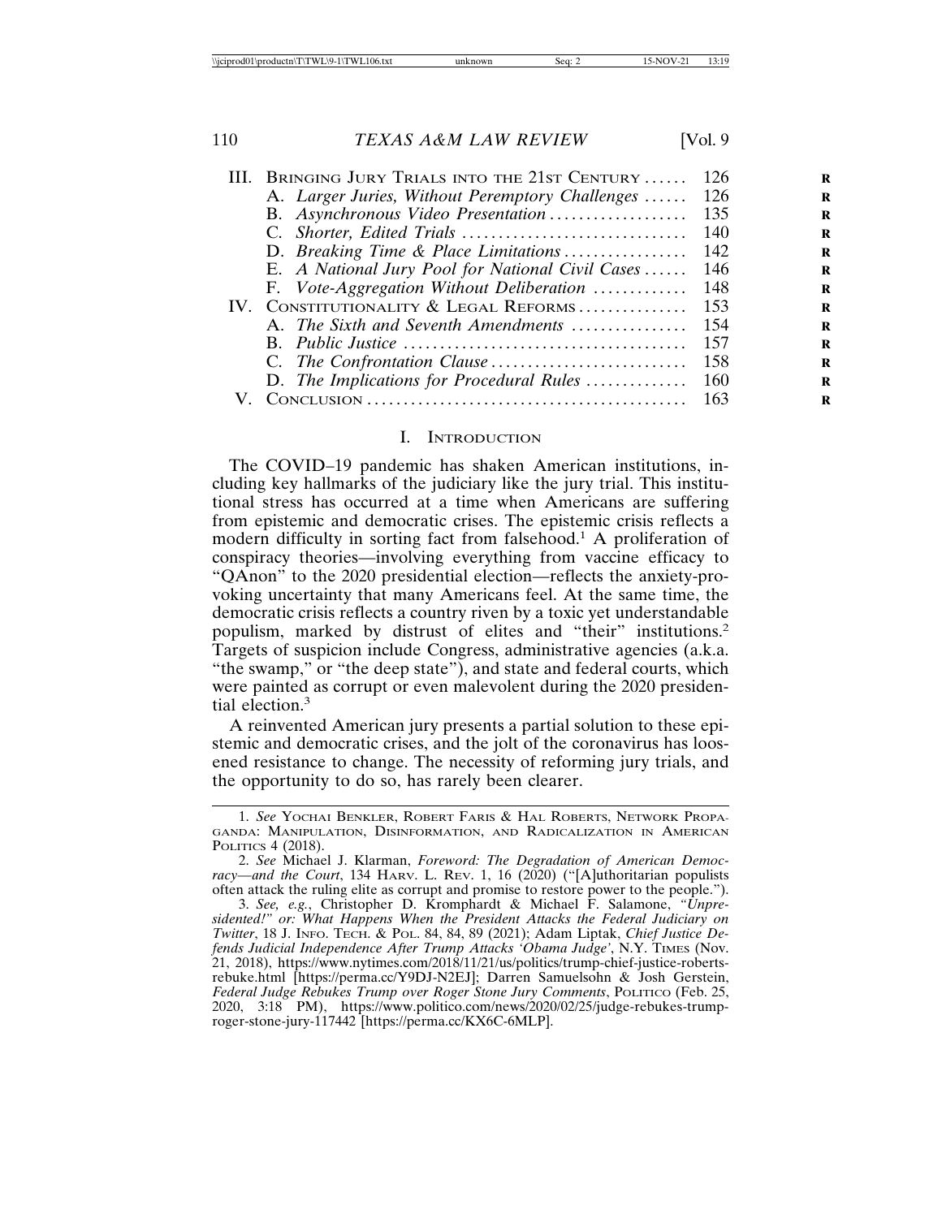| | | |
|---|---|---|
| III. | Bringing Jury Trials into the 21st Century | 126 |
| | A. *Larger Juries, Without Peremptory Challenges* | 126 |
| | B. *Asynchronous Video Presentation* | 135 |
| | C. *Shorter, Edited Trials* | 140 |
| | D. *Breaking Time & Place Limitations* | 142 |
| | E. *A National Jury Pool for National Civil Cases* | 146 |
| | F. *Vote-Aggregation Without Deliberation* | 148 |
| IV. | Constitutionality & Legal Reforms | 153 |
| | A. *The Sixth and Seventh Amendments* | 154 |
| | B. *Public Justice* | 157 |
| | C. *The Confrontation Clause* | 158 |
| | D. *The Implications for Procedural Rules* | 160 |
| V. | Conclusion | 163 |

## I. Introduction

The COVID–19 pandemic has shaken American institutions, including key hallmarks of the judiciary like the jury trial. This institutional stress has occurred at a time when Americans are suffering from epistemic and democratic crises. The epistemic crisis reflects a modern difficulty in sorting fact from falsehood.[1] A proliferation of conspiracy theories—involving everything from vaccine efficacy to "QAnon" to the 2020 presidential election—reflects the anxiety-provoking uncertainty that many Americans feel. At the same time, the democratic crisis reflects a country riven by a toxic yet understandable populism, marked by distrust of elites and "their" institutions.[2] Targets of suspicion include Congress, administrative agencies (a.k.a. "the swamp," or "the deep state"), and state and federal courts, which were painted as corrupt or even malevolent during the 2020 presidential election.[3]

A reinvented American jury presents a partial solution to these epistemic and democratic crises, and the jolt of the coronavirus has loosened resistance to change. The necessity of reforming jury trials, and the opportunity to do so, has rarely been clearer.

---

1. *See* Yochai Benkler, Robert Faris & Hal Roberts, Network Propaganda: Manipulation, Disinformation, and Radicalization in American Politics 4 (2018).

2. *See* Michael J. Klarman, *Foreword: The Degradation of American Democracy—and the Court*, 134 Harv. L. Rev. 1, 16 (2020) ("[A]uthoritarian populists often attack the ruling elite as corrupt and promise to restore power to the people.").

3. *See, e.g.*, Christopher D. Kromphardt & Michael F. Salamone, *"Unpresidented!" or: What Happens When the President Attacks the Federal Judiciary on Twitter*, 18 J. Info. Tech. & Pol. 84, 84, 89 (2021); Adam Liptak, *Chief Justice Defends Judicial Independence After Trump Attacks 'Obama Judge'*, N.Y. Times (Nov. 21, 2018), https://www.nytimes.com/2018/11/21/us/politics/trump-chief-justice-roberts-rebuke.html [https://perma.cc/Y9DJ-N2EJ]; Darren Samuelsohn & Josh Gerstein, *Federal Judge Rebukes Trump over Roger Stone Jury Comments*, Politico (Feb. 25, 2020, 3:18 PM), https://www.politico.com/news/2020/02/25/judge-rebukes-trump-roger-stone-jury-117442 [https://perma.cc/KX6C-6MLP].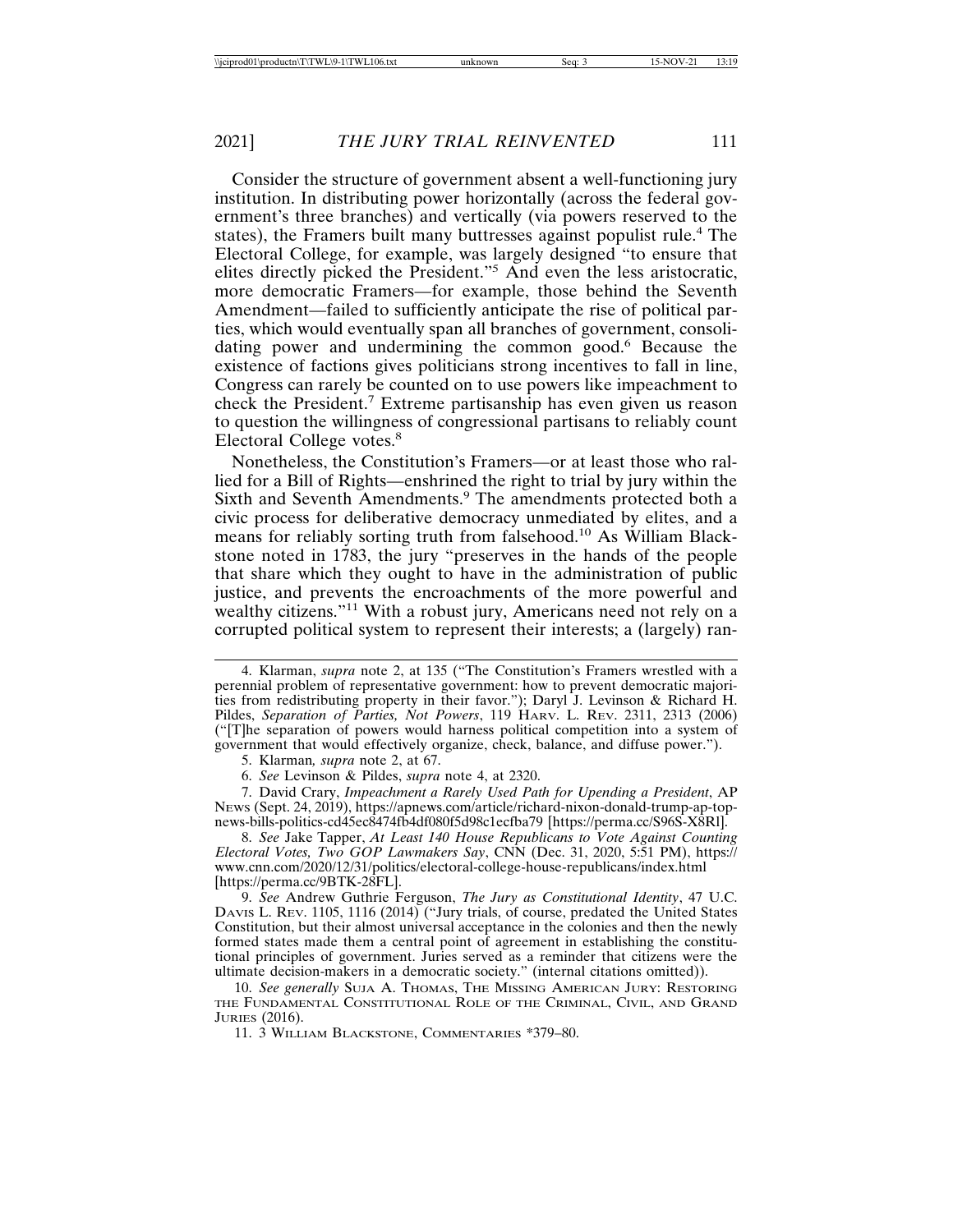Consider the structure of government absent a well-functioning jury institution. In distributing power horizontally (across the federal government's three branches) and vertically (via powers reserved to the states), the Framers built many buttresses against populist rule.[4] The Electoral College, for example, was largely designed "to ensure that elites directly picked the President."[5] And even the less aristocratic, more democratic Framers—for example, those behind the Seventh Amendment—failed to sufficiently anticipate the rise of political parties, which would eventually span all branches of government, consolidating power and undermining the common good.[6] Because the existence of factions gives politicians strong incentives to fall in line, Congress can rarely be counted on to use powers like impeachment to check the President.[7] Extreme partisanship has even given us reason to question the willingness of congressional partisans to reliably count Electoral College votes.[8]

Nonetheless, the Constitution's Framers—or at least those who rallied for a Bill of Rights—enshrined the right to trial by jury within the Sixth and Seventh Amendments.[9] The amendments protected both a civic process for deliberative democracy unmediated by elites, and a means for reliably sorting truth from falsehood.[10] As William Blackstone noted in 1783, the jury "preserves in the hands of the people that share which they ought to have in the administration of public justice, and prevents the encroachments of the more powerful and wealthy citizens."[11] With a robust jury, Americans need not rely on a corrupted political system to represent their interests; a (largely) ran-

---

4. Klarman, *supra* note 2, at 135 ("The Constitution's Framers wrestled with a perennial problem of representative government: how to prevent democratic majorities from redistributing property in their favor."); Daryl J. Levinson & Richard H. Pildes, *Separation of Parties, Not Powers*, 119 HARV. L. REV. 2311, 2313 (2006) ("[T]he separation of powers would harness political competition into a system of government that would effectively organize, check, balance, and diffuse power.").

5. Klarman*, supra* note 2, at 67.

6. *See* Levinson & Pildes, *supra* note 4, at 2320.

7. David Crary, *Impeachment a Rarely Used Path for Upending a President*, AP NEWS (Sept. 24, 2019), https://apnews.com/article/richard-nixon-donald-trump-ap-top-news-bills-politics-cd45ec8474fb4df080f5d98c1ecfba79 [https://perma.cc/S96S-X8RI].

8. *See* Jake Tapper, *At Least 140 House Republicans to Vote Against Counting Electoral Votes, Two GOP Lawmakers Say*, CNN (Dec. 31, 2020, 5:51 PM), https://www.cnn.com/2020/12/31/politics/electoral-college-house-republicans/index.html [https://perma.cc/9BTK-28FL].

9. *See* Andrew Guthrie Ferguson, *The Jury as Constitutional Identity*, 47 U.C. DAVIS L. REV. 1105, 1116 (2014) ("Jury trials, of course, predated the United States Constitution, but their almost universal acceptance in the colonies and then the newly formed states made them a central point of agreement in establishing the constitutional principles of government. Juries served as a reminder that citizens were the ultimate decision-makers in a democratic society." (internal citations omitted)).

10. *See generally* SUJA A. THOMAS, THE MISSING AMERICAN JURY: RESTORING THE FUNDAMENTAL CONSTITUTIONAL ROLE OF THE CRIMINAL, CIVIL, AND GRAND JURIES (2016).

11. 3 WILLIAM BLACKSTONE, COMMENTARIES *379–80.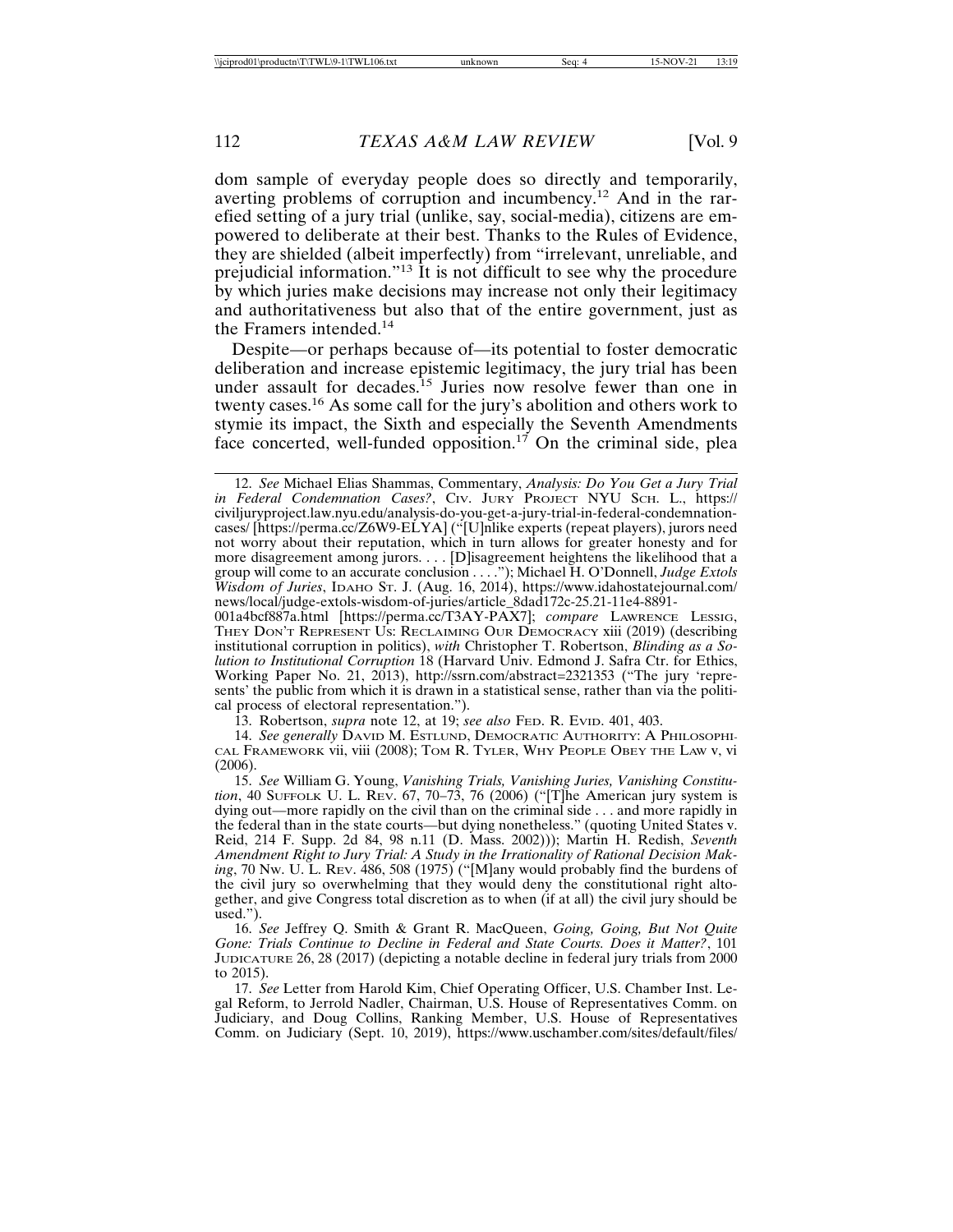dom sample of everyday people does so directly and temporarily, averting problems of corruption and incumbency.[12] And in the rarefied setting of a jury trial (unlike, say, social-media), citizens are empowered to deliberate at their best. Thanks to the Rules of Evidence, they are shielded (albeit imperfectly) from "irrelevant, unreliable, and prejudicial information."[13] It is not difficult to see why the procedure by which juries make decisions may increase not only their legitimacy and authoritativeness but also that of the entire government, just as the Framers intended.[14]

Despite—or perhaps because of—its potential to foster democratic deliberation and increase epistemic legitimacy, the jury trial has been under assault for decades.[15] Juries now resolve fewer than one in twenty cases.[16] As some call for the jury's abolition and others work to stymie its impact, the Sixth and especially the Seventh Amendments face concerted, well-funded opposition.[17] On the criminal side, plea

---

12. *See* Michael Elias Shammas, Commentary, *Analysis: Do You Get a Jury Trial in Federal Condemnation Cases?*, CIV. JURY PROJECT NYU SCH. L., https://civiljuryproject.law.nyu.edu/analysis-do-you-get-a-jury-trial-in-federal-condemnation-cases/ [https://perma.cc/Z6W9-ELYA] ("[U]nlike experts (repeat players), jurors need not worry about their reputation, which in turn allows for greater honesty and for more disagreement among jurors. . . . [D]isagreement heightens the likelihood that a group will come to an accurate conclusion . . . ."); Michael H. O'Donnell, *Judge Extols Wisdom of Juries*, IDAHO ST. J. (Aug. 16, 2014), https://www.idahostatejournal.com/news/local/judge-extols-wisdom-of-juries/article_8dad172c-25.21-11e4-8891-001a4bcf887a.html [https://perma.cc/T3AY-PAX7]; *compare* LAWRENCE LESSIG, THEY DON'T REPRESENT US: RECLAIMING OUR DEMOCRACY xiii (2019) (describing institutional corruption in politics), *with* Christopher T. Robertson, *Blinding as a Solution to Institutional Corruption* 18 (Harvard Univ. Edmond J. Safra Ctr. for Ethics, Working Paper No. 21, 2013), http://ssrn.com/abstract=2321353 ("The jury 'represents' the public from which it is drawn in a statistical sense, rather than via the political process of electoral representation.").

13. Robertson, *supra* note 12, at 19; *see also* FED. R. EVID. 401, 403.

14. *See generally* DAVID M. ESTLUND, DEMOCRATIC AUTHORITY: A PHILOSOPHICAL FRAMEWORK vii, viii (2008); TOM R. TYLER, WHY PEOPLE OBEY THE LAW v, vi (2006).

15. *See* William G. Young, *Vanishing Trials, Vanishing Juries, Vanishing Constitution*, 40 SUFFOLK U. L. REV. 67, 70–73, 76 (2006) ("[T]he American jury system is dying out—more rapidly on the civil than on the criminal side . . . and more rapidly in the federal than in the state courts—but dying nonetheless." (quoting United States v. Reid, 214 F. Supp. 2d 84, 98 n.11 (D. Mass. 2002))); Martin H. Redish, *Seventh Amendment Right to Jury Trial: A Study in the Irrationality of Rational Decision Making*, 70 NW. U. L. REV. 486, 508 (1975) ("[M]any would probably find the burdens of the civil jury so overwhelming that they would deny the constitutional right altogether, and give Congress total discretion as to when (if at all) the civil jury should be used.").

16. *See* Jeffrey Q. Smith & Grant R. MacQueen, *Going, Going, But Not Quite Gone: Trials Continue to Decline in Federal and State Courts. Does it Matter?*, 101 JUDICATURE 26, 28 (2017) (depicting a notable decline in federal jury trials from 2000 to 2015).

17. *See* Letter from Harold Kim, Chief Operating Officer, U.S. Chamber Inst. Legal Reform, to Jerrold Nadler, Chairman, U.S. House of Representatives Comm. on Judiciary, and Doug Collins, Ranking Member, U.S. House of Representatives Comm. on Judiciary (Sept. 10, 2019), https://www.uschamber.com/sites/default/files/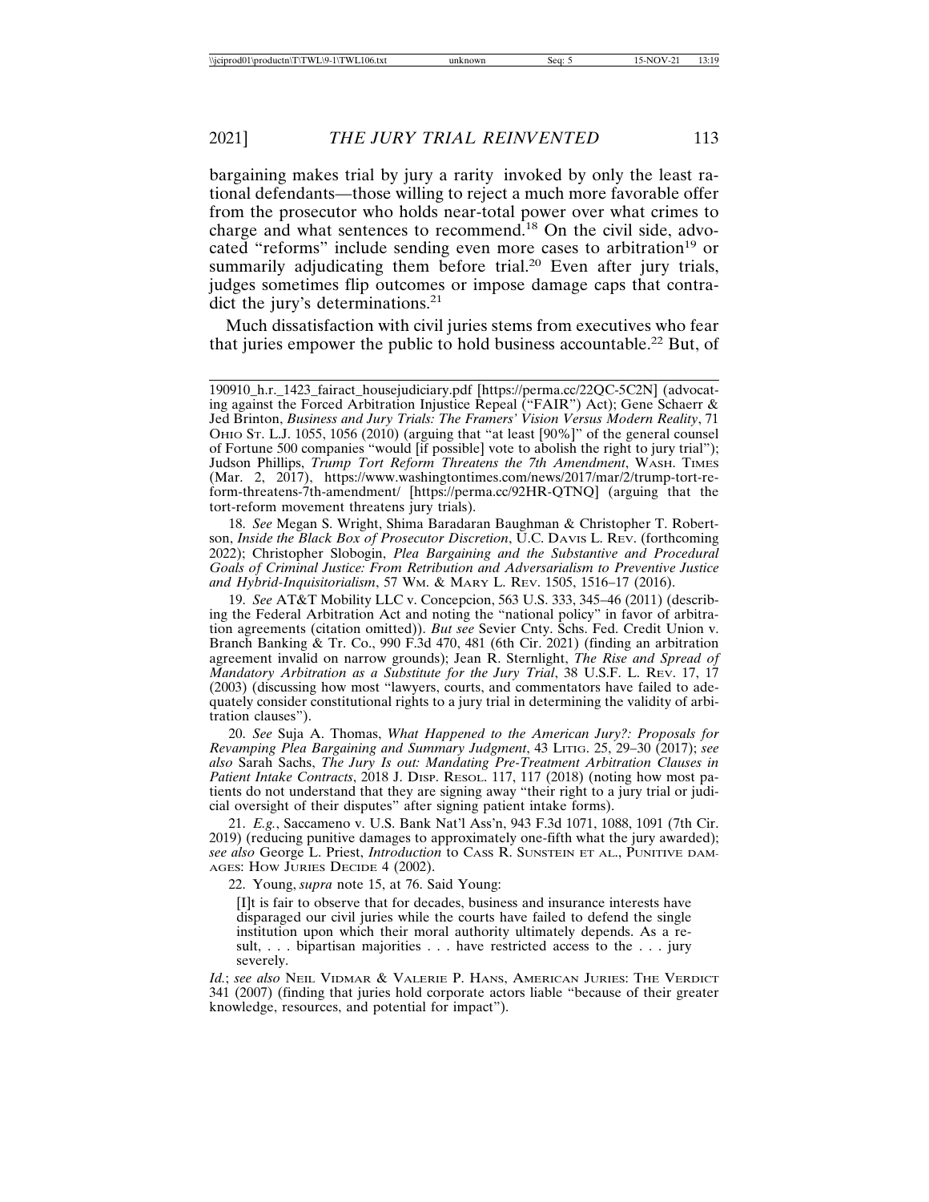bargaining makes trial by jury a rarity invoked by only the least rational defendants—those willing to reject a much more favorable offer from the prosecutor who holds near-total power over what crimes to charge and what sentences to recommend.[18] On the civil side, advocated "reforms" include sending even more cases to arbitration[19] or summarily adjudicating them before trial.[20] Even after jury trials, judges sometimes flip outcomes or impose damage caps that contradict the jury's determinations.[21]

Much dissatisfaction with civil juries stems from executives who fear that juries empower the public to hold business accountable.[22] But, of

---

190910_h.r._1423_fairact_housejudiciary.pdf [https://perma.cc/22QC-5C2N] (advocating against the Forced Arbitration Injustice Repeal ("FAIR") Act); Gene Schaerr & Jed Brinton, *Business and Jury Trials: The Framers' Vision Versus Modern Reality*, 71 OHIO ST. L.J. 1055, 1056 (2010) (arguing that "at least [90%]" of the general counsel of Fortune 500 companies "would [if possible] vote to abolish the right to jury trial"); Judson Phillips, *Trump Tort Reform Threatens the 7th Amendment*, WASH. TIMES (Mar. 2, 2017), https://www.washingtontimes.com/news/2017/mar/2/trump-tort-reform-threatens-7th-amendment/ [https://perma.cc/92HR-QTNQ] (arguing that the tort-reform movement threatens jury trials).

18. *See* Megan S. Wright, Shima Baradaran Baughman & Christopher T. Robertson, *Inside the Black Box of Prosecutor Discretion*, U.C. DAVIS L. REV. (forthcoming 2022); Christopher Slobogin, *Plea Bargaining and the Substantive and Procedural Goals of Criminal Justice: From Retribution and Adversarialism to Preventive Justice and Hybrid-Inquisitorialism*, 57 WM. & MARY L. REV. 1505, 1516–17 (2016).

19. *See* AT&T Mobility LLC v. Concepcion, 563 U.S. 333, 345–46 (2011) (describing the Federal Arbitration Act and noting the "national policy" in favor of arbitration agreements (citation omitted)). *But see* Sevier Cnty. Schs. Fed. Credit Union v. Branch Banking & Tr. Co., 990 F.3d 470, 481 (6th Cir. 2021) (finding an arbitration agreement invalid on narrow grounds); Jean R. Sternlight, *The Rise and Spread of Mandatory Arbitration as a Substitute for the Jury Trial*, 38 U.S.F. L. REV. 17, 17 (2003) (discussing how most "lawyers, courts, and commentators have failed to adequately consider constitutional rights to a jury trial in determining the validity of arbitration clauses").

20. *See* Suja A. Thomas, *What Happened to the American Jury?: Proposals for Revamping Plea Bargaining and Summary Judgment*, 43 LITIG. 25, 29–30 (2017); *see also* Sarah Sachs, *The Jury Is out: Mandating Pre-Treatment Arbitration Clauses in Patient Intake Contracts*, 2018 J. DISP. RESOL. 117, 117 (2018) (noting how most patients do not understand that they are signing away "their right to a jury trial or judicial oversight of their disputes" after signing patient intake forms).

21. *E.g.*, Saccameno v. U.S. Bank Nat'l Ass'n, 943 F.3d 1071, 1088, 1091 (7th Cir. 2019) (reducing punitive damages to approximately one-fifth what the jury awarded); *see also* George L. Priest, *Introduction* to CASS R. SUNSTEIN ET AL., PUNITIVE DAMAGES: HOW JURIES DECIDE 4 (2002).

22. Young, *supra* note 15, at 76. Said Young:

> [I]t is fair to observe that for decades, business and insurance interests have disparaged our civil juries while the courts have failed to defend the single institution upon which their moral authority ultimately depends. As a result, . . . bipartisan majorities . . . have restricted access to the . . . jury severely.

*Id.*; *see also* NEIL VIDMAR & VALERIE P. HANS, AMERICAN JURIES: THE VERDICT 341 (2007) (finding that juries hold corporate actors liable "because of their greater knowledge, resources, and potential for impact").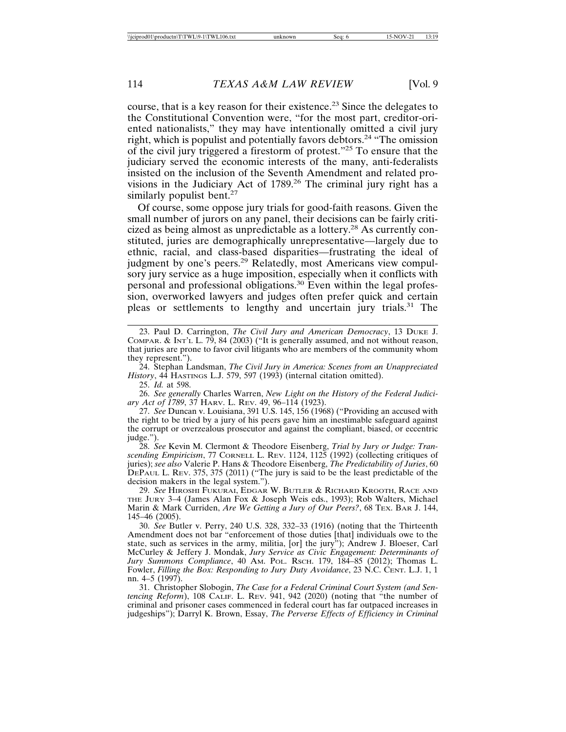course, that is a key reason for their existence.[23] Since the delegates to the Constitutional Convention were, "for the most part, creditor-oriented nationalists," they may have intentionally omitted a civil jury right, which is populist and potentially favors debtors.[24] "The omission of the civil jury triggered a firestorm of protest."[25] To ensure that the judiciary served the economic interests of the many, anti-federalists insisted on the inclusion of the Seventh Amendment and related provisions in the Judiciary Act of 1789.[26] The criminal jury right has a similarly populist bent.[27]

Of course, some oppose jury trials for good-faith reasons. Given the small number of jurors on any panel, their decisions can be fairly criticized as being almost as unpredictable as a lottery.[28] As currently constituted, juries are demographically unrepresentative—largely due to ethnic, racial, and class-based disparities—frustrating the ideal of judgment by one's peers.[29] Relatedly, most Americans view compulsory jury service as a huge imposition, especially when it conflicts with personal and professional obligations.[30] Even within the legal profession, overworked lawyers and judges often prefer quick and certain pleas or settlements to lengthy and uncertain jury trials.[31] The

---

23. Paul D. Carrington, *The Civil Jury and American Democracy*, 13 DUKE J. COMPAR. & INT'L L. 79, 84 (2003) ("It is generally assumed, and not without reason, that juries are prone to favor civil litigants who are members of the community whom they represent.").

24. Stephan Landsman, *The Civil Jury in America: Scenes from an Unappreciated History*, 44 HASTINGS L.J. 579, 597 (1993) (internal citation omitted).

25. *Id.* at 598.

26. *See generally* Charles Warren, *New Light on the History of the Federal Judiciary Act of 1789*, 37 HARV. L. REV. 49, 96–114 (1923).

27. *See* Duncan v. Louisiana, 391 U.S. 145, 156 (1968) ("Providing an accused with the right to be tried by a jury of his peers gave him an inestimable safeguard against the corrupt or overzealous prosecutor and against the compliant, biased, or eccentric judge.").

28. *See* Kevin M. Clermont & Theodore Eisenberg, *Trial by Jury or Judge: Transcending Empiricism*, 77 CORNELL L. REV. 1124, 1125 (1992) (collecting critiques of juries); *see also* Valerie P. Hans & Theodore Eisenberg, *The Predictability of Juries*, 60 DEPAUL L. REV. 375, 375 (2011) ("The jury is said to be the least predictable of the decision makers in the legal system.").

29. *See* HIROSHI FUKURAI, EDGAR W. BUTLER & RICHARD KROOTH, RACE AND THE JURY 3–4 (James Alan Fox & Joseph Weis eds., 1993); Rob Walters, Michael Marin & Mark Curriden, *Are We Getting a Jury of Our Peers?*, 68 TEX. BAR J. 144, 145–46 (2005).

30. *See* Butler v. Perry, 240 U.S. 328, 332–33 (1916) (noting that the Thirteenth Amendment does not bar "enforcement of those duties [that] individuals owe to the state, such as services in the army, militia, [or] the jury"); Andrew J. Bloeser, Carl McCurley & Jeffery J. Mondak, *Jury Service as Civic Engagement: Determinants of Jury Summons Compliance*, 40 AM. POL. RSCH. 179, 184–85 (2012); Thomas L. Fowler, *Filling the Box: Responding to Jury Duty Avoidance*, 23 N.C. CENT. L.J. 1, 1 nn. 4–5 (1997).

31. Christopher Slobogin, *The Case for a Federal Criminal Court System (and Sentencing Reform)*, 108 CALIF. L. REV. 941, 942 (2020) (noting that "the number of criminal and prisoner cases commenced in federal court has far outpaced increases in judgeships"); Darryl K. Brown, Essay, *The Perverse Effects of Efficiency in Criminal*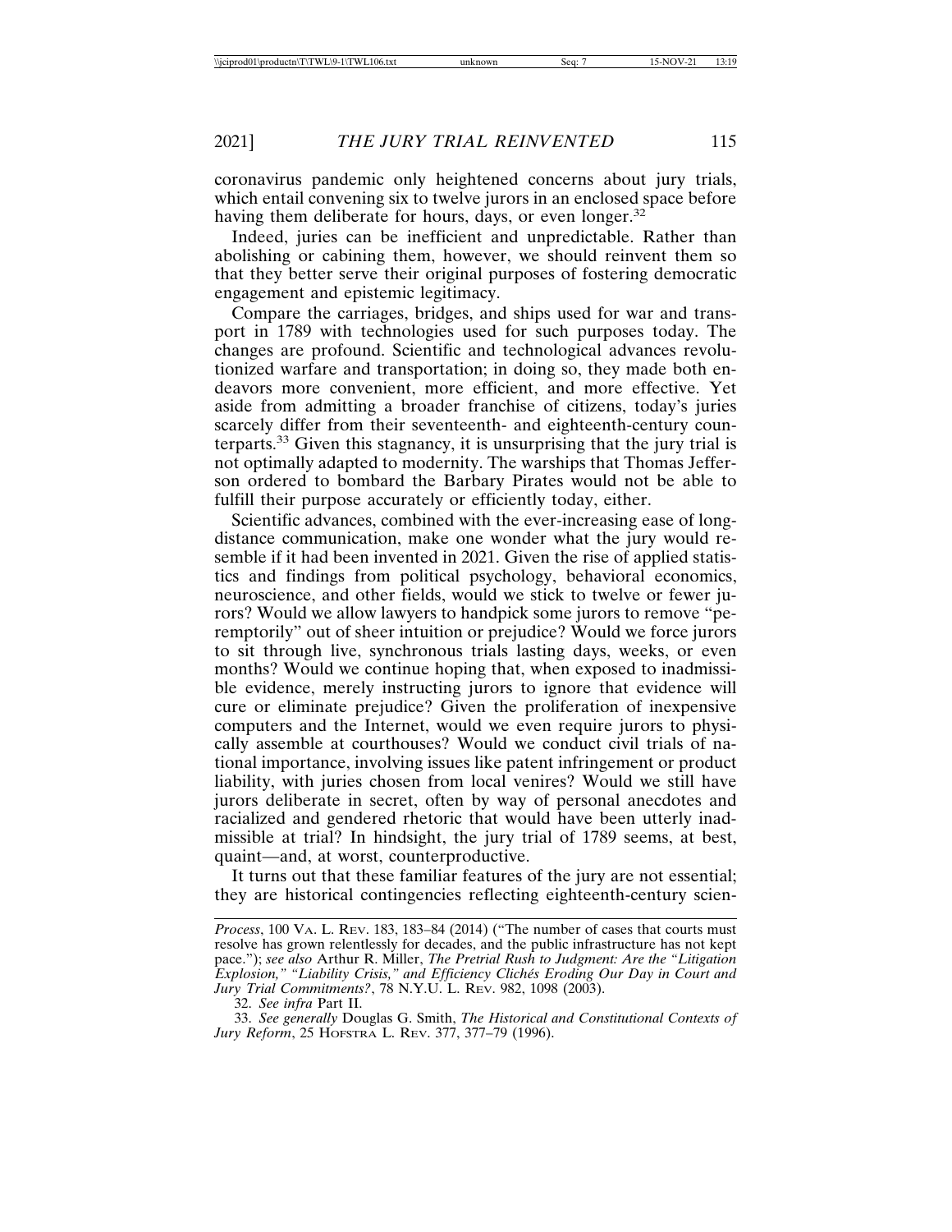coronavirus pandemic only heightened concerns about jury trials, which entail convening six to twelve jurors in an enclosed space before having them deliberate for hours, days, or even longer.[32]

Indeed, juries can be inefficient and unpredictable. Rather than abolishing or cabining them, however, we should reinvent them so that they better serve their original purposes of fostering democratic engagement and epistemic legitimacy.

Compare the carriages, bridges, and ships used for war and transport in 1789 with technologies used for such purposes today. The changes are profound. Scientific and technological advances revolutionized warfare and transportation; in doing so, they made both endeavors more convenient, more efficient, and more effective. Yet aside from admitting a broader franchise of citizens, today's juries scarcely differ from their seventeenth- and eighteenth-century counterparts.[33] Given this stagnancy, it is unsurprising that the jury trial is not optimally adapted to modernity. The warships that Thomas Jefferson ordered to bombard the Barbary Pirates would not be able to fulfill their purpose accurately or efficiently today, either.

Scientific advances, combined with the ever-increasing ease of long-distance communication, make one wonder what the jury would resemble if it had been invented in 2021. Given the rise of applied statistics and findings from political psychology, behavioral economics, neuroscience, and other fields, would we stick to twelve or fewer jurors? Would we allow lawyers to handpick some jurors to remove "peremptorily" out of sheer intuition or prejudice? Would we force jurors to sit through live, synchronous trials lasting days, weeks, or even months? Would we continue hoping that, when exposed to inadmissible evidence, merely instructing jurors to ignore that evidence will cure or eliminate prejudice? Given the proliferation of inexpensive computers and the Internet, would we even require jurors to physically assemble at courthouses? Would we conduct civil trials of national importance, involving issues like patent infringement or product liability, with juries chosen from local venires? Would we still have jurors deliberate in secret, often by way of personal anecdotes and racialized and gendered rhetoric that would have been utterly inadmissible at trial? In hindsight, the jury trial of 1789 seems, at best, quaint—and, at worst, counterproductive.

It turns out that these familiar features of the jury are not essential; they are historical contingencies reflecting eighteenth-century scien-

---

*Process*, 100 VA. L. REV. 183, 183–84 (2014) ("The number of cases that courts must resolve has grown relentlessly for decades, and the public infrastructure has not kept pace."); *see also* Arthur R. Miller, *The Pretrial Rush to Judgment: Are the "Litigation Explosion," "Liability Crisis," and Efficiency Clichés Eroding Our Day in Court and Jury Trial Commitments?*, 78 N.Y.U. L. REV. 982, 1098 (2003).

32. *See infra* Part II.

33. *See generally* Douglas G. Smith, *The Historical and Constitutional Contexts of Jury Reform*, 25 HOFSTRA L. REV. 377, 377–79 (1996).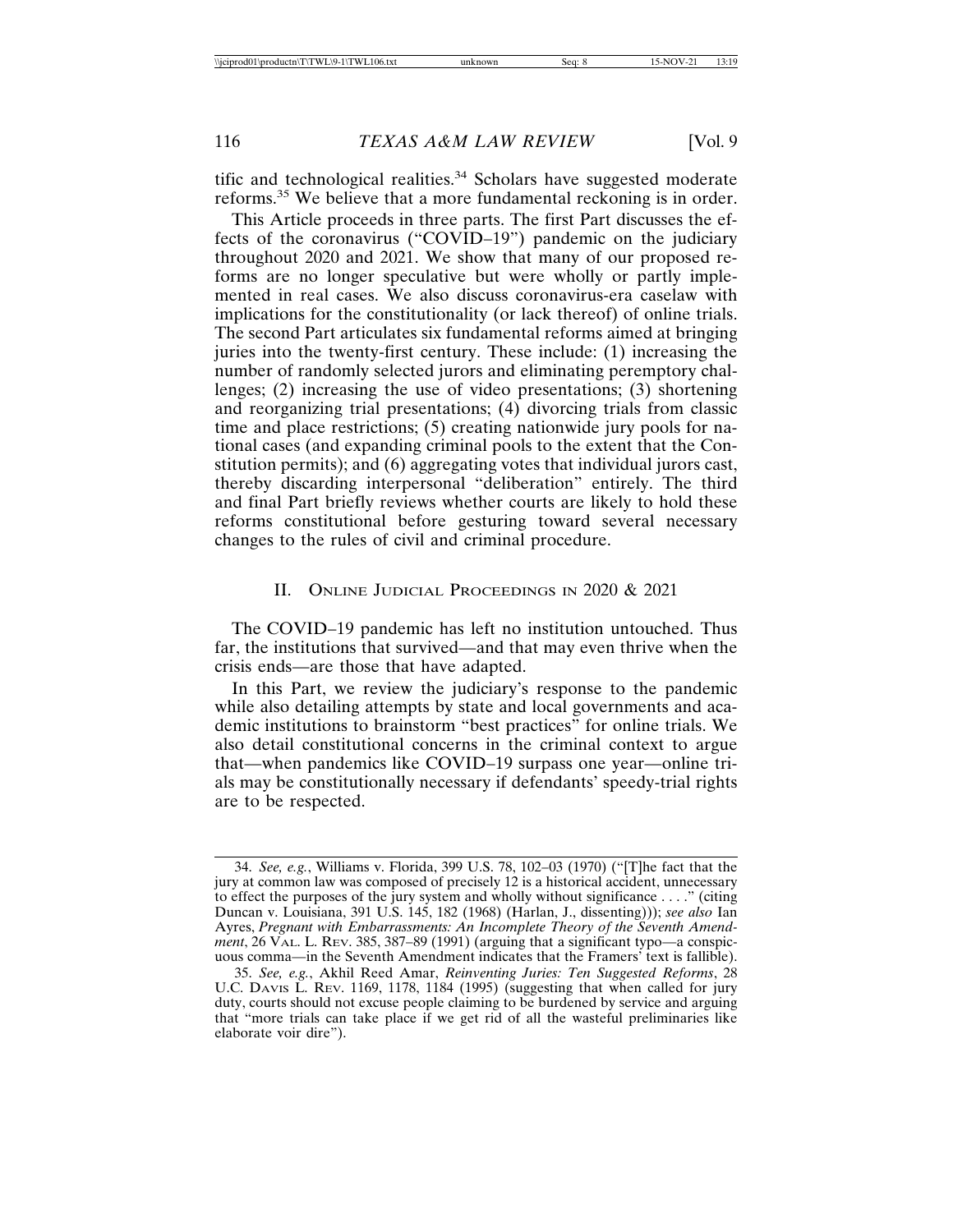tific and technological realities.[34] Scholars have suggested moderate reforms.[35] We believe that a more fundamental reckoning is in order.

This Article proceeds in three parts. The first Part discusses the effects of the coronavirus ("COVID–19") pandemic on the judiciary throughout 2020 and 2021. We show that many of our proposed reforms are no longer speculative but were wholly or partly implemented in real cases. We also discuss coronavirus-era caselaw with implications for the constitutionality (or lack thereof) of online trials. The second Part articulates six fundamental reforms aimed at bringing juries into the twenty-first century. These include: (1) increasing the number of randomly selected jurors and eliminating peremptory challenges; (2) increasing the use of video presentations; (3) shortening and reorganizing trial presentations; (4) divorcing trials from classic time and place restrictions; (5) creating nationwide jury pools for national cases (and expanding criminal pools to the extent that the Constitution permits); and (6) aggregating votes that individual jurors cast, thereby discarding interpersonal "deliberation" entirely. The third and final Part briefly reviews whether courts are likely to hold these reforms constitutional before gesturing toward several necessary changes to the rules of civil and criminal procedure.

## II. Online Judicial Proceedings in 2020 & 2021

The COVID–19 pandemic has left no institution untouched. Thus far, the institutions that survived—and that may even thrive when the crisis ends—are those that have adapted.

In this Part, we review the judiciary's response to the pandemic while also detailing attempts by state and local governments and academic institutions to brainstorm "best practices" for online trials. We also detail constitutional concerns in the criminal context to argue that—when pandemics like COVID–19 surpass one year—online trials may be constitutionally necessary if defendants' speedy-trial rights are to be respected.

---

34. *See, e.g.*, Williams v. Florida, 399 U.S. 78, 102–03 (1970) ("[T]he fact that the jury at common law was composed of precisely 12 is a historical accident, unnecessary to effect the purposes of the jury system and wholly without significance . . . ." (citing Duncan v. Louisiana, 391 U.S. 145, 182 (1968) (Harlan, J., dissenting))); *see also* Ian Ayres, *Pregnant with Embarrassments: An Incomplete Theory of the Seventh Amendment*, 26 VAL. L. REV. 385, 387–89 (1991) (arguing that a significant typo—a conspicuous comma—in the Seventh Amendment indicates that the Framers' text is fallible).

35. *See, e.g.*, Akhil Reed Amar, *Reinventing Juries: Ten Suggested Reforms*, 28 U.C. DAVIS L. REV. 1169, 1178, 1184 (1995) (suggesting that when called for jury duty, courts should not excuse people claiming to be burdened by service and arguing that "more trials can take place if we get rid of all the wasteful preliminaries like elaborate voir dire").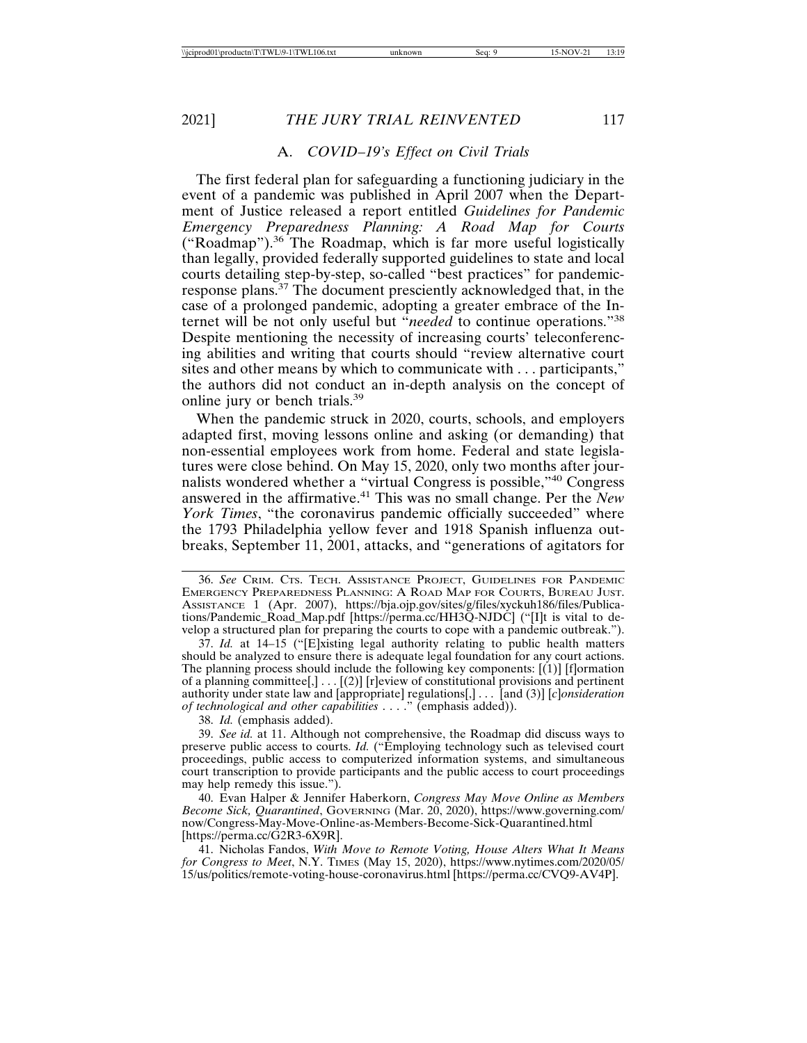### A. *COVID–19's Effect on Civil Trials*

The first federal plan for safeguarding a functioning judiciary in the event of a pandemic was published in April 2007 when the Department of Justice released a report entitled *Guidelines for Pandemic Emergency Preparedness Planning: A Road Map for Courts* ("Roadmap").[36] The Roadmap, which is far more useful logistically than legally, provided federally supported guidelines to state and local courts detailing step-by-step, so-called "best practices" for pandemic-response plans.[37] The document presciently acknowledged that, in the case of a prolonged pandemic, adopting a greater embrace of the Internet will be not only useful but "*needed* to continue operations."[38] Despite mentioning the necessity of increasing courts' teleconferencing abilities and writing that courts should "review alternative court sites and other means by which to communicate with . . . participants," the authors did not conduct an in-depth analysis on the concept of online jury or bench trials.[39]

When the pandemic struck in 2020, courts, schools, and employers adapted first, moving lessons online and asking (or demanding) that non-essential employees work from home. Federal and state legislatures were close behind. On May 15, 2020, only two months after journalists wondered whether a "virtual Congress is possible,"[40] Congress answered in the affirmative.[41] This was no small change. Per the *New York Times*, "the coronavirus pandemic officially succeeded" where the 1793 Philadelphia yellow fever and 1918 Spanish influenza outbreaks, September 11, 2001, attacks, and "generations of agitators for

---

36. *See* Crim. Cts. Tech. Assistance Project, Guidelines for Pandemic Emergency Preparedness Planning: A Road Map for Courts, Bureau Just. Assistance 1 (Apr. 2007), https://bja.ojp.gov/sites/g/files/xyckuh186/files/Publications/Pandemic_Road_Map.pdf [https://perma.cc/HH3Q-NJDC] ("[I]t is vital to develop a structured plan for preparing the courts to cope with a pandemic outbreak.").

37. *Id.* at 14–15 ("[E]xisting legal authority relating to public health matters should be analyzed to ensure there is adequate legal foundation for any court actions. The planning process should include the following key components: [(1)] [f]ormation of a planning committee[,] . . . [(2)] [r]eview of constitutional provisions and pertinent authority under state law and [appropriate] regulations[,] . . . [and (3)] [*c*]*onsideration of technological and other capabilities* . . . ." (emphasis added)).

38. *Id.* (emphasis added).

39. *See id.* at 11. Although not comprehensive, the Roadmap did discuss ways to preserve public access to courts. *Id.* ("Employing technology such as televised court proceedings, public access to computerized information systems, and simultaneous court transcription to provide participants and the public access to court proceedings may help remedy this issue.").

40. Evan Halper & Jennifer Haberkorn, *Congress May Move Online as Members Become Sick, Quarantined*, Governing (Mar. 20, 2020), https://www.governing.com/now/Congress-May-Move-Online-as-Members-Become-Sick-Quarantined.html [https://perma.cc/G2R3-6X9R].

41. Nicholas Fandos, *With Move to Remote Voting, House Alters What It Means for Congress to Meet*, N.Y. Times (May 15, 2020), https://www.nytimes.com/2020/05/15/us/politics/remote-voting-house-coronavirus.html [https://perma.cc/CVQ9-AV4P].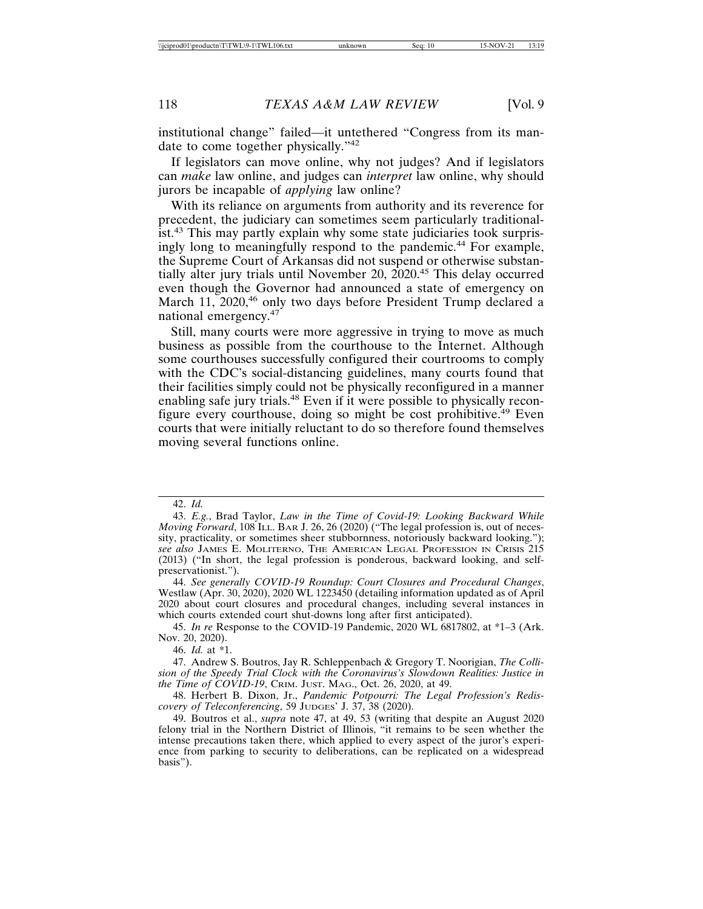institutional change" failed—it untethered "Congress from its mandate to come together physically."[42]

If legislators can move online, why not judges? And if legislators can *make* law online, and judges can *interpret* law online, why should jurors be incapable of *applying* law online?

With its reliance on arguments from authority and its reverence for precedent, the judiciary can sometimes seem particularly traditionalist.[43] This may partly explain why some state judiciaries took surprisingly long to meaningfully respond to the pandemic.[44] For example, the Supreme Court of Arkansas did not suspend or otherwise substantially alter jury trials until November 20, 2020.[45] This delay occurred even though the Governor had announced a state of emergency on March 11, 2020,[46] only two days before President Trump declared a national emergency.[47]

Still, many courts were more aggressive in trying to move as much business as possible from the courthouse to the Internet. Although some courthouses successfully configured their courtrooms to comply with the CDC's social-distancing guidelines, many courts found that their facilities simply could not be physically reconfigured in a manner enabling safe jury trials.[48] Even if it were possible to physically reconfigure every courthouse, doing so might be cost prohibitive.[49] Even courts that were initially reluctant to do so therefore found themselves moving several functions online.

---

42. *Id.*

43. *E.g.*, Brad Taylor, *Law in the Time of Covid-19: Looking Backward While Moving Forward*, 108 ILL. BAR J. 26, 26 (2020) ("The legal profession is, out of necessity, practicality, or sometimes sheer stubbornness, notoriously backward looking."); *see also* JAMES E. MOLITERNO, THE AMERICAN LEGAL PROFESSION IN CRISIS 215 (2013) ("In short, the legal profession is ponderous, backward looking, and self-preservationist.").

44. *See generally COVID-19 Roundup: Court Closures and Procedural Changes*, Westlaw (Apr. 30, 2020), 2020 WL 1223450 (detailing information updated as of April 2020 about court closures and procedural changes, including several instances in which courts extended court shut-downs long after first anticipated).

45. *In re* Response to the COVID-19 Pandemic, 2020 WL 6817802, at *1–3 (Ark. Nov. 20, 2020).

46. *Id.* at *1.

47. Andrew S. Boutros, Jay R. Schleppenbach & Gregory T. Noorigian, *The Collision of the Speedy Trial Clock with the Coronavirus's Slowdown Realities: Justice in the Time of COVID-19*, CRIM. JUST. MAG., Oct. 26, 2020, at 49.

48. Herbert B. Dixon, Jr., *Pandemic Potpourri: The Legal Profession's Rediscovery of Teleconferencing*, 59 JUDGES' J. 37, 38 (2020).

49. Boutros et al., *supra* note 47, at 49, 53 (writing that despite an August 2020 felony trial in the Northern District of Illinois, "it remains to be seen whether the intense precautions taken there, which applied to every aspect of the juror's experience from parking to security to deliberations, can be replicated on a widespread basis").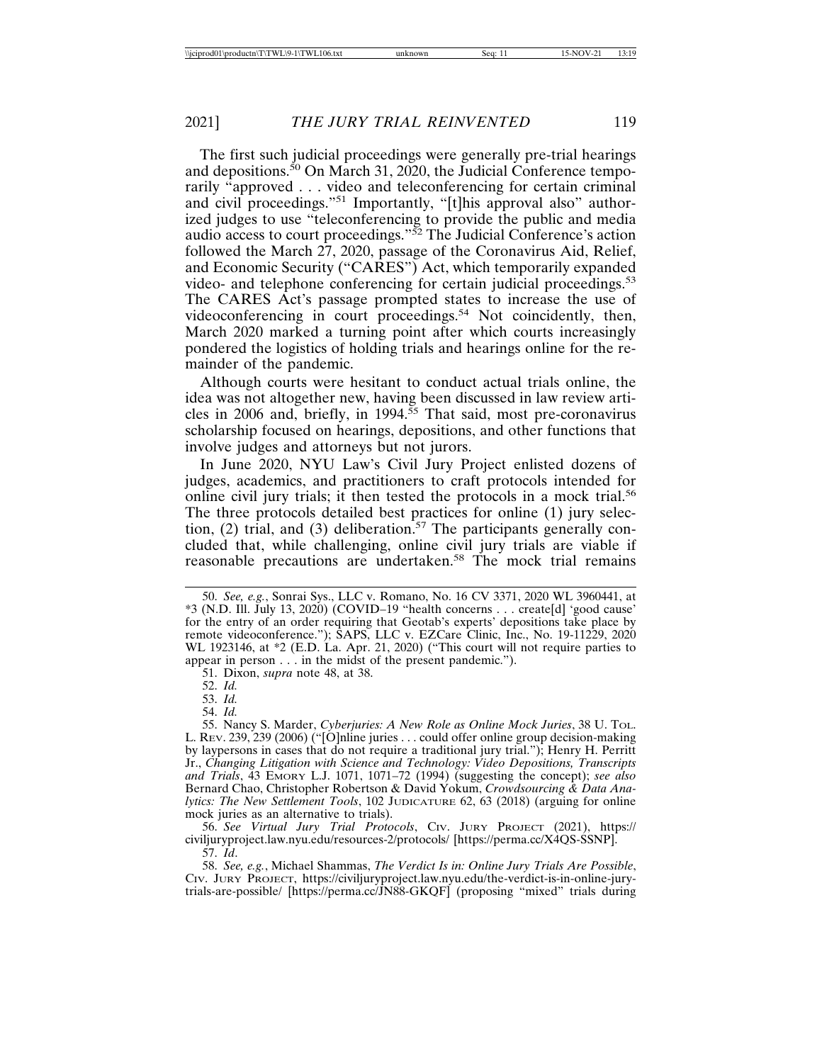The first such judicial proceedings were generally pre-trial hearings and depositions.[50] On March 31, 2020, the Judicial Conference temporarily "approved . . . video and teleconferencing for certain criminal and civil proceedings."[51] Importantly, "[t]his approval also" authorized judges to use "teleconferencing to provide the public and media audio access to court proceedings."[52] The Judicial Conference's action followed the March 27, 2020, passage of the Coronavirus Aid, Relief, and Economic Security ("CARES") Act, which temporarily expanded video- and telephone conferencing for certain judicial proceedings.[53] The CARES Act's passage prompted states to increase the use of videoconferencing in court proceedings.[54] Not coincidentally, then, March 2020 marked a turning point after which courts increasingly pondered the logistics of holding trials and hearings online for the remainder of the pandemic.

Although courts were hesitant to conduct actual trials online, the idea was not altogether new, having been discussed in law review articles in 2006 and, briefly, in 1994.[55] That said, most pre-coronavirus scholarship focused on hearings, depositions, and other functions that involve judges and attorneys but not jurors.

In June 2020, NYU Law's Civil Jury Project enlisted dozens of judges, academics, and practitioners to craft protocols intended for online civil jury trials; it then tested the protocols in a mock trial.[56] The three protocols detailed best practices for online (1) jury selection, (2) trial, and (3) deliberation.[57] The participants generally concluded that, while challenging, online civil jury trials are viable if reasonable precautions are undertaken.[58] The mock trial remains

---

50. *See, e.g.*, Sonrai Sys., LLC v. Romano, No. 16 CV 3371, 2020 WL 3960441, at *3 (N.D. Ill. July 13, 2020) (COVID–19 "health concerns . . . create[d] 'good cause' for the entry of an order requiring that Geotab's experts' depositions take place by remote videoconference."); SAPS, LLC v. EZCare Clinic, Inc., No. 19-11229, 2020 WL 1923146, at *2 (E.D. La. Apr. 21, 2020) ("This court will not require parties to appear in person . . . in the midst of the present pandemic.").

51. Dixon, *supra* note 48, at 38.

52. *Id.*

53. *Id.*

54. *Id.*

55. Nancy S. Marder, *Cyberjuries: A New Role as Online Mock Juries*, 38 U. TOL. L. REV. 239, 239 (2006) ("[O]nline juries . . . could offer online group decision-making by laypersons in cases that do not require a traditional jury trial."); Henry H. Perritt Jr., *Changing Litigation with Science and Technology: Video Depositions, Transcripts and Trials*, 43 EMORY L.J. 1071, 1071–72 (1994) (suggesting the concept); *see also* Bernard Chao, Christopher Robertson & David Yokum, *Crowdsourcing & Data Analytics: The New Settlement Tools*, 102 JUDICATURE 62, 63 (2018) (arguing for online mock juries as an alternative to trials).

56. *See Virtual Jury Trial Protocols*, CIV. JURY PROJECT (2021), https://civiljuryproject.law.nyu.edu/resources-2/protocols/ [https://perma.cc/X4QS-SSNP].

57. *Id*.

58. *See, e.g.*, Michael Shammas, *The Verdict Is in: Online Jury Trials Are Possible*, CIV. JURY PROJECT, https://civiljuryproject.law.nyu.edu/the-verdict-is-in-online-jury-trials-are-possible/ [https://perma.cc/JN88-GKQF] (proposing "mixed" trials during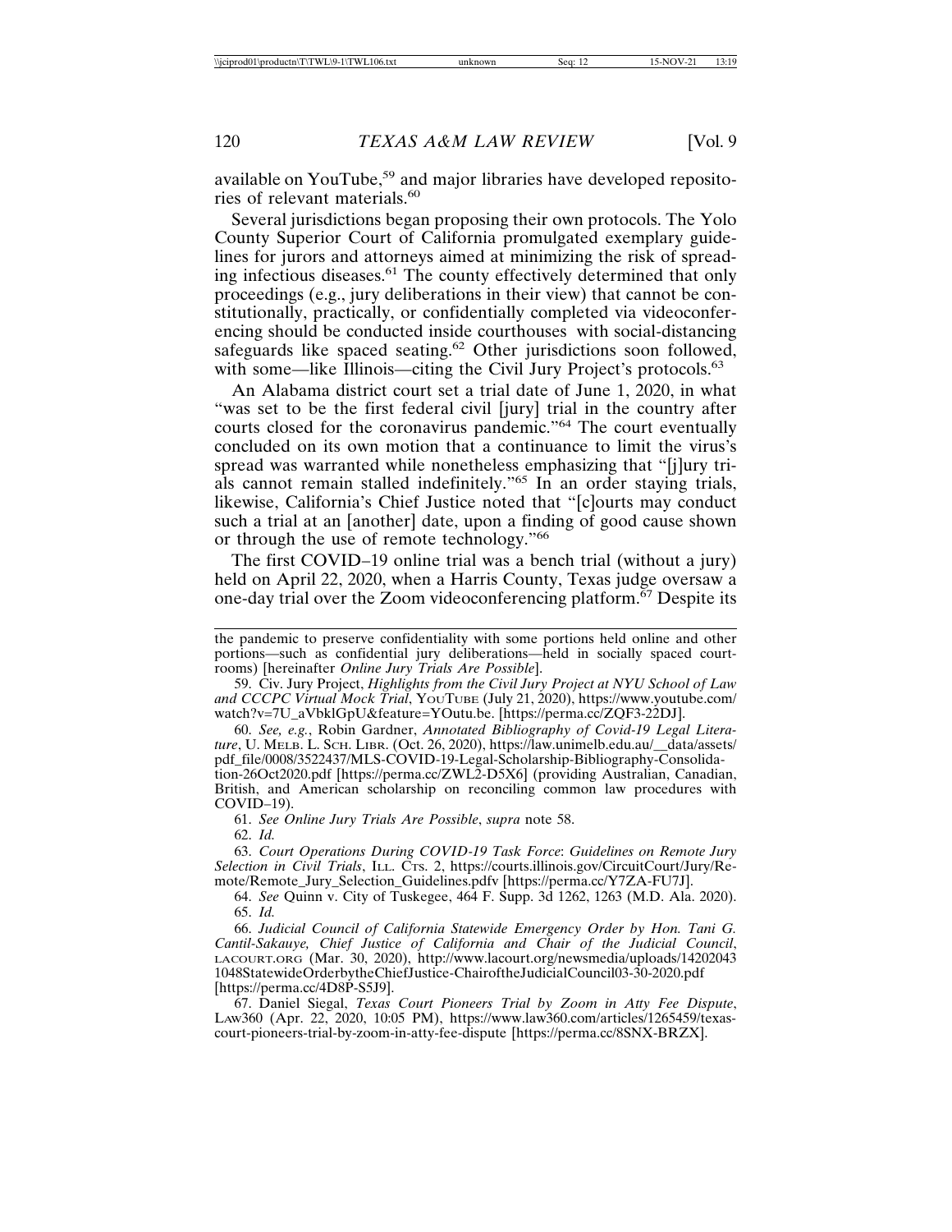available on YouTube,[59] and major libraries have developed repositories of relevant materials.[60]

Several jurisdictions began proposing their own protocols. The Yolo County Superior Court of California promulgated exemplary guidelines for jurors and attorneys aimed at minimizing the risk of spreading infectious diseases.[61] The county effectively determined that only proceedings (e.g., jury deliberations in their view) that cannot be constitutionally, practically, or confidentially completed via videoconferencing should be conducted inside courthouses with social-distancing safeguards like spaced seating.[62] Other jurisdictions soon followed, with some—like Illinois—citing the Civil Jury Project's protocols.[63]

An Alabama district court set a trial date of June 1, 2020, in what "was set to be the first federal civil [jury] trial in the country after courts closed for the coronavirus pandemic."[64] The court eventually concluded on its own motion that a continuance to limit the virus's spread was warranted while nonetheless emphasizing that "[j]ury trials cannot remain stalled indefinitely."[65] In an order staying trials, likewise, California's Chief Justice noted that "[c]ourts may conduct such a trial at an [another] date, upon a finding of good cause shown or through the use of remote technology."[66]

The first COVID–19 online trial was a bench trial (without a jury) held on April 22, 2020, when a Harris County, Texas judge oversaw a one-day trial over the Zoom videoconferencing platform.[67] Despite its

---

the pandemic to preserve confidentiality with some portions held online and other portions—such as confidential jury deliberations—held in socially spaced courtrooms) [hereinafter *Online Jury Trials Are Possible*].

59. Civ. Jury Project, *Highlights from the Civil Jury Project at NYU School of Law and CCCPC Virtual Mock Trial*, YouTube (July 21, 2020), https://www.youtube.com/watch?v=7U_aVbklGpU&feature=YOutu.be. [https://perma.cc/ZQF3-22DJ].

60. *See, e.g.*, Robin Gardner, *Annotated Bibliography of Covid-19 Legal Literature*, U. Melb. L. Sch. Libr. (Oct. 26, 2020), https://law.unimelb.edu.au/__data/assets/pdf_file/0008/3522437/MLS-COVID-19-Legal-Scholarship-Bibliography-Consolidation-26Oct2020.pdf [https://perma.cc/ZWL2-D5X6] (providing Australian, Canadian, British, and American scholarship on reconciling common law procedures with COVID–19).

61. *See Online Jury Trials Are Possible*, *supra* note 58.

62. *Id.*

63. *Court Operations During COVID-19 Task Force*: *Guidelines on Remote Jury Selection in Civil Trials*, Ill. Cts. 2, https://courts.illinois.gov/CircuitCourt/Jury/Remote/Remote_Jury_Selection_Guidelines.pdfv [https://perma.cc/Y7ZA-FU7J].

64. *See* Quinn v. City of Tuskegee, 464 F. Supp. 3d 1262, 1263 (M.D. Ala. 2020).

65. *Id.*

66. *Judicial Council of California Statewide Emergency Order by Hon. Tani G. Cantil-Sakauye, Chief Justice of California and Chair of the Judicial Council*, lacourt.org (Mar. 30, 2020), http://www.lacourt.org/newsmedia/uploads/142020431048StatewideOrderbytheChiefJustice-ChairoftheJudicialCouncil03-30-2020.pdf [https://perma.cc/4D8P-S5J9].

67. Daniel Siegal, *Texas Court Pioneers Trial by Zoom in Atty Fee Dispute*, Law360 (Apr. 22, 2020, 10:05 PM), https://www.law360.com/articles/1265459/texas-court-pioneers-trial-by-zoom-in-atty-fee-dispute [https://perma.cc/8SNX-BRZX].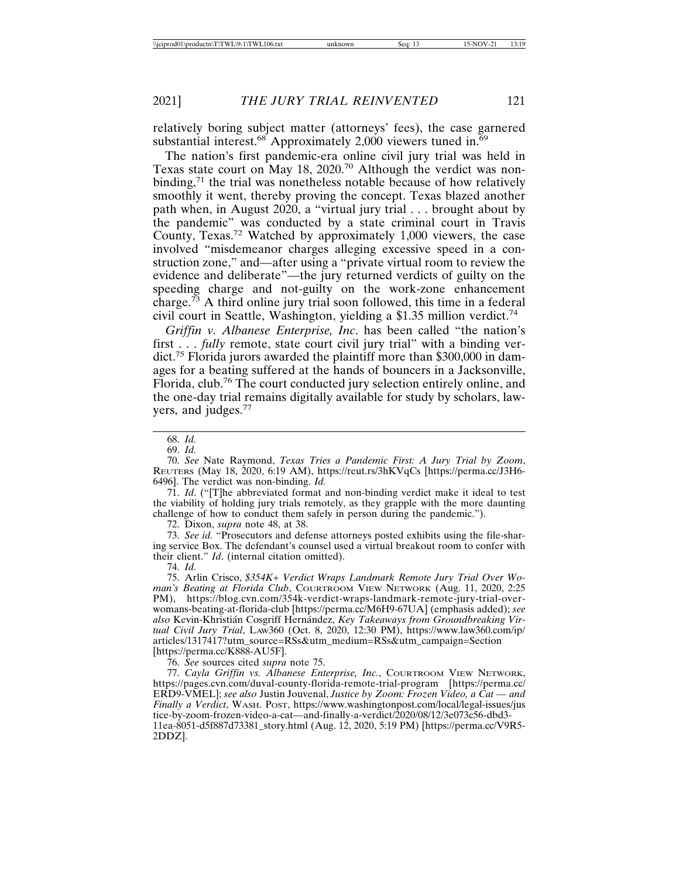relatively boring subject matter (attorneys' fees), the case garnered substantial interest.[68] Approximately 2,000 viewers tuned in.[69]

The nation's first pandemic-era online civil jury trial was held in Texas state court on May 18, 2020.[70] Although the verdict was non-binding,[71] the trial was nonetheless notable because of how relatively smoothly it went, thereby proving the concept. Texas blazed another path when, in August 2020, a "virtual jury trial . . . brought about by the pandemic" was conducted by a state criminal court in Travis County, Texas.[72] Watched by approximately 1,000 viewers, the case involved "misdemeanor charges alleging excessive speed in a construction zone," and—after using a "private virtual room to review the evidence and deliberate"—the jury returned verdicts of guilty on the speeding charge and not-guilty on the work-zone enhancement charge.[73] A third online jury trial soon followed, this time in a federal civil court in Seattle, Washington, yielding a $1.35 million verdict.[74]

*Griffin v. Albanese Enterprise, Inc*. has been called "the nation's first . . . *fully* remote, state court civil jury trial" with a binding verdict.[75] Florida jurors awarded the plaintiff more than $300,000 in damages for a beating suffered at the hands of bouncers in a Jacksonville, Florida, club.[76] The court conducted jury selection entirely online, and the one-day trial remains digitally available for study by scholars, lawyers, and judges.[77]

---

68. *Id.*

69. *Id.*

70. *See* Nate Raymond, *Texas Tries a Pandemic First: A Jury Trial by Zoom*, REUTERS (May 18, 2020, 6:19 AM), https://reut.rs/3hKVqCs [https://perma.cc/J3H6-6496]. The verdict was non-binding. *Id.*

71. *Id*. ("[T]he abbreviated format and non-binding verdict make it ideal to test the viability of holding jury trials remotely, as they grapple with the more daunting challenge of how to conduct them safely in person during the pandemic.").

72. Dixon, *supra* note 48, at 38.

73. *See id.* "Prosecutors and defense attorneys posted exhibits using the file-sharing service Box. The defendant's counsel used a virtual breakout room to confer with their client." *Id*. (internal citation omitted).

74. *Id.*

75. Arlin Crisco, *$354K+ Verdict Wraps Landmark Remote Jury Trial Over Woman's Beating at Florida Club*, COURTROOM VIEW NETWORK (Aug. 11, 2020, 2:25 PM), https://blog.cvn.com/354k-verdict-wraps-landmark-remote-jury-trial-over-womans-beating-at-florida-club [https://perma.cc/M6H9-67UA] (emphasis added); *see also* Kevin-Khristián Cosgriff Hernández, *Key Takeaways from Groundbreaking Virtual Civil Jury Trial*, LAW360 (Oct. 8, 2020, 12:30 PM), https://www.law360.com/ip/articles/1317417?utm_source=RSs&utm_medium=RSs&utm_campaign=Section [https://perma.cc/K888-AU5F].

76. *See* sources cited *supra* note 75.

77. *Cayla Griffin vs. Albanese Enterprise, Inc.*, COURTROOM VIEW NETWORK, https://pages.cvn.com/duval-county-florida-remote-trial-program [https://perma.cc/ERD9-VMEL]; *see also* Justin Jouvenal, *Justice by Zoom: Frozen Video, a Cat — and Finally a Verdict*, WASH. POST, https://www.washingtonpost.com/local/legal-issues/justice-by-zoom-frozen-video-a-cat—and-finally-a-verdict/2020/08/12/3e073c56-dbd3-11ea-8051-d5f887d73381_story.html (Aug. 12, 2020, 5:19 PM) [https://perma.cc/V9R5-2DDZ].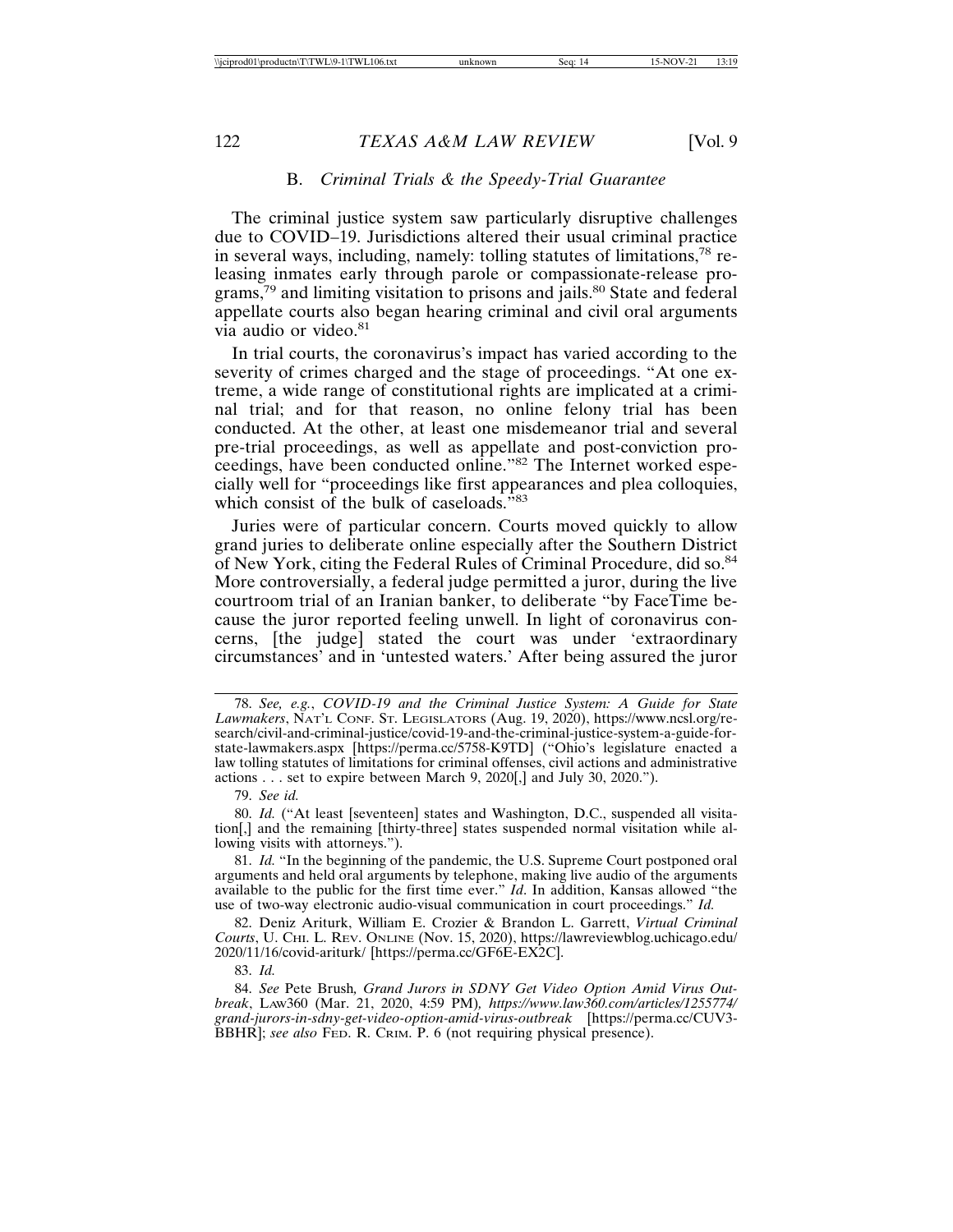### B. *Criminal Trials & the Speedy-Trial Guarantee*

The criminal justice system saw particularly disruptive challenges due to COVID–19. Jurisdictions altered their usual criminal practice in several ways, including, namely: tolling statutes of limitations,[78] releasing inmates early through parole or compassionate-release programs,[79] and limiting visitation to prisons and jails.[80] State and federal appellate courts also began hearing criminal and civil oral arguments via audio or video.[81]

In trial courts, the coronavirus's impact has varied according to the severity of crimes charged and the stage of proceedings. "At one extreme, a wide range of constitutional rights are implicated at a criminal trial; and for that reason, no online felony trial has been conducted. At the other, at least one misdemeanor trial and several pre-trial proceedings, as well as appellate and post-conviction proceedings, have been conducted online."[82] The Internet worked especially well for "proceedings like first appearances and plea colloquies, which consist of the bulk of caseloads."[83]

Juries were of particular concern. Courts moved quickly to allow grand juries to deliberate online especially after the Southern District of New York, citing the Federal Rules of Criminal Procedure, did so.[84] More controversially, a federal judge permitted a juror, during the live courtroom trial of an Iranian banker, to deliberate "by FaceTime because the juror reported feeling unwell. In light of coronavirus concerns, [the judge] stated the court was under 'extraordinary circumstances' and in 'untested waters.' After being assured the juror

---

78. *See, e.g.*, *COVID-19 and the Criminal Justice System: A Guide for State Lawmakers*, NAT'L CONF. ST. LEGISLATORS (Aug. 19, 2020), https://www.ncsl.org/research/civil-and-criminal-justice/covid-19-and-the-criminal-justice-system-a-guide-for-state-lawmakers.aspx [https://perma.cc/5758-K9TD] ("Ohio's legislature enacted a law tolling statutes of limitations for criminal offenses, civil actions and administrative actions . . . set to expire between March 9, 2020[,] and July 30, 2020.").

79. *See id.*

80. *Id.* ("At least [seventeen] states and Washington, D.C., suspended all visitation[,] and the remaining [thirty-three] states suspended normal visitation while allowing visits with attorneys.").

81. *Id.* "In the beginning of the pandemic, the U.S. Supreme Court postponed oral arguments and held oral arguments by telephone, making live audio of the arguments available to the public for the first time ever." *Id.* In addition, Kansas allowed "the use of two-way electronic audio-visual communication in court proceedings." *Id.*

82. Deniz Ariturk, William E. Crozier & Brandon L. Garrett, *Virtual Criminal Courts*, U. CHI. L. REV. ONLINE (Nov. 15, 2020), https://lawreviewblog.uchicago.edu/2020/11/16/covid-ariturk/ [https://perma.cc/GF6E-EX2C].

83. *Id.*

84. *See* Pete Brush*, Grand Jurors in SDNY Get Video Option Amid Virus Outbreak*, LAW360 (Mar. 21, 2020, 4:59 PM)*, https://www.law360.com/articles/1255774/grand-jurors-in-sdny-get-video-option-amid-virus-outbreak* [https://perma.cc/CUV3-BBHR]; *see also* FED. R. CRIM. P. 6 (not requiring physical presence).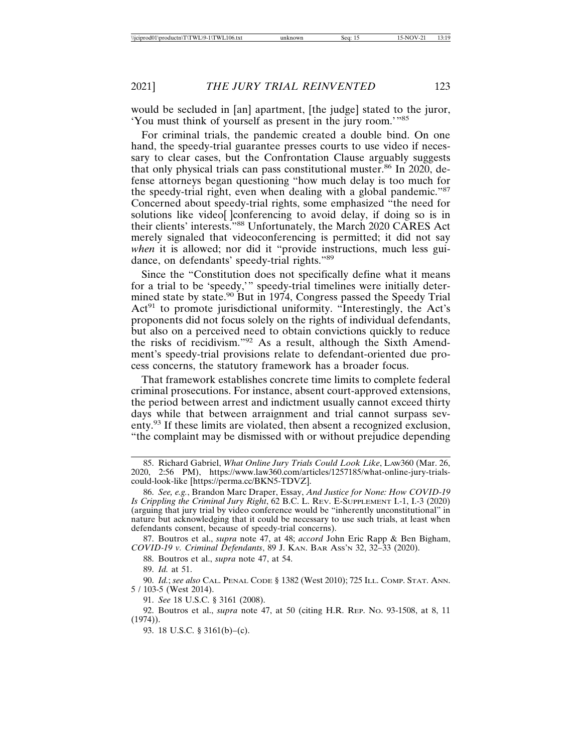would be secluded in [an] apartment, [the judge] stated to the juror, 'You must think of yourself as present in the jury room.'"[85]

For criminal trials, the pandemic created a double bind. On one hand, the speedy-trial guarantee presses courts to use video if necessary to clear cases, but the Confrontation Clause arguably suggests that only physical trials can pass constitutional muster.[86] In 2020, defense attorneys began questioning "how much delay is too much for the speedy-trial right, even when dealing with a global pandemic."[87] Concerned about speedy-trial rights, some emphasized "the need for solutions like video[ ]conferencing to avoid delay, if doing so is in their clients' interests."[88] Unfortunately, the March 2020 CARES Act merely signaled that videoconferencing is permitted; it did not say *when* it is allowed; nor did it "provide instructions, much less guidance, on defendants' speedy-trial rights."[89]

Since the "Constitution does not specifically define what it means for a trial to be 'speedy,'" speedy-trial timelines were initially determined state by state.[90] But in 1974, Congress passed the Speedy Trial Act[91] to promote jurisdictional uniformity. "Interestingly, the Act's proponents did not focus solely on the rights of individual defendants, but also on a perceived need to obtain convictions quickly to reduce the risks of recidivism."[92] As a result, although the Sixth Amendment's speedy-trial provisions relate to defendant-oriented due process concerns, the statutory framework has a broader focus.

That framework establishes concrete time limits to complete federal criminal prosecutions. For instance, absent court-approved extensions, the period between arrest and indictment usually cannot exceed thirty days while that between arraignment and trial cannot surpass seventy.[93] If these limits are violated, then absent a recognized exclusion, "the complaint may be dismissed with or without prejudice depending

---

85. Richard Gabriel, *What Online Jury Trials Could Look Like*, LAW360 (Mar. 26, 2020, 2:56 PM), https://www.law360.com/articles/1257185/what-online-jury-trials-could-look-like [https://perma.cc/BKN5-TDVZ].

86. *See, e.g.*, Brandon Marc Draper, Essay, *And Justice for None: How COVID-19 Is Crippling the Criminal Jury Right*, 62 B.C. L. REV. E-SUPPLEMENT I.-1, I.-3 (2020) (arguing that jury trial by video conference would be "inherently unconstitutional" in nature but acknowledging that it could be necessary to use such trials, at least when defendants consent, because of speedy-trial concerns).

87. Boutros et al., *supra* note 47, at 48; *accord* John Eric Rapp & Ben Bigham, *COVID-19 v. Criminal Defendants*, 89 J. KAN. BAR ASS'N 32, 32–33 (2020).

88. Boutros et al., *supra* note 47, at 54.

89. *Id.* at 51.

90. *Id.*; *see also* CAL. PENAL CODE § 1382 (West 2010); 725 ILL. COMP. STAT. ANN. 5 / 103-5 (West 2014).

91. *See* 18 U.S.C. § 3161 (2008).

92. Boutros et al., *supra* note 47, at 50 (citing H.R. REP. NO. 93-1508, at 8, 11 (1974)).

93. 18 U.S.C. § 3161(b)–(c).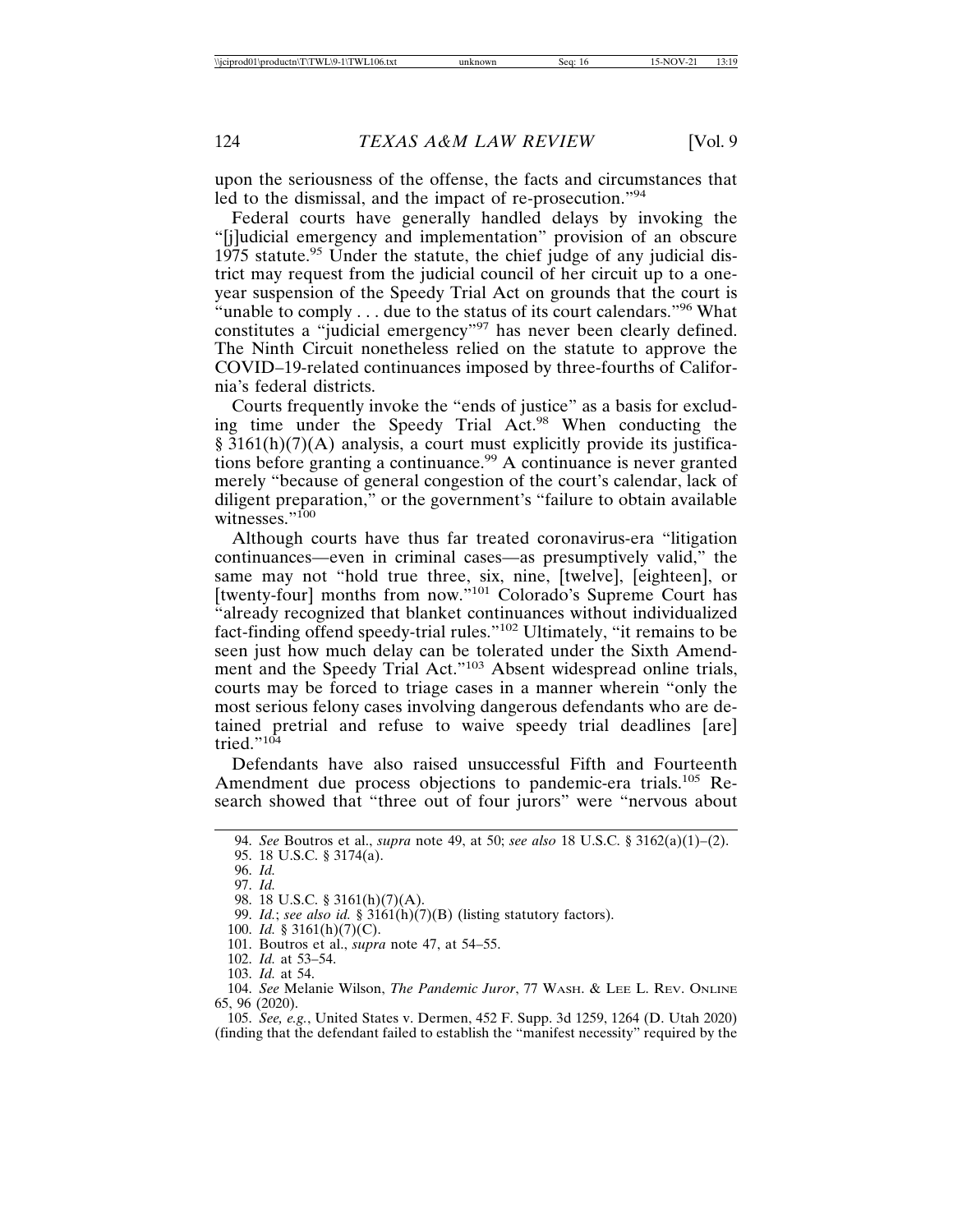upon the seriousness of the offense, the facts and circumstances that led to the dismissal, and the impact of re-prosecution."[94]

Federal courts have generally handled delays by invoking the "[j]udicial emergency and implementation" provision of an obscure 1975 statute.[95] Under the statute, the chief judge of any judicial district may request from the judicial council of her circuit up to a one-year suspension of the Speedy Trial Act on grounds that the court is "unable to comply . . . due to the status of its court calendars."[96] What constitutes a "judicial emergency"[97] has never been clearly defined. The Ninth Circuit nonetheless relied on the statute to approve the COVID–19-related continuances imposed by three-fourths of California's federal districts.

Courts frequently invoke the "ends of justice" as a basis for excluding time under the Speedy Trial Act.[98] When conducting the § 3161(h)(7)(A) analysis, a court must explicitly provide its justifications before granting a continuance.[99] A continuance is never granted merely "because of general congestion of the court's calendar, lack of diligent preparation," or the government's "failure to obtain available witnesses."[100]

Although courts have thus far treated coronavirus-era "litigation continuances—even in criminal cases—as presumptively valid," the same may not "hold true three, six, nine, [twelve], [eighteen], or [twenty-four] months from now."[101] Colorado's Supreme Court has "already recognized that blanket continuances without individualized fact-finding offend speedy-trial rules."[102] Ultimately, "it remains to be seen just how much delay can be tolerated under the Sixth Amendment and the Speedy Trial Act."[103] Absent widespread online trials, courts may be forced to triage cases in a manner wherein "only the most serious felony cases involving dangerous defendants who are detained pretrial and refuse to waive speedy trial deadlines [are] tried."[104]

Defendants have also raised unsuccessful Fifth and Fourteenth Amendment due process objections to pandemic-era trials.[105] Research showed that "three out of four jurors" were "nervous about

---

94. *See* Boutros et al., *supra* note 49, at 50; *see also* 18 U.S.C. § 3162(a)(1)–(2).

95. 18 U.S.C. § 3174(a).

96. *Id.*

97. *Id.*

98. 18 U.S.C. § 3161(h)(7)(A).

99. *Id.*; *see also id.* § 3161(h)(7)(B) (listing statutory factors).

100. *Id.* § 3161(h)(7)(C).

101. Boutros et al., *supra* note 47, at 54–55.

102. *Id.* at 53–54.

103. *Id.* at 54.

104. *See* Melanie Wilson, *The Pandemic Juror*, 77 WASH. & LEE L. REV. ONLINE 65, 96 (2020).

105. *See, e.g.*, United States v. Dermen, 452 F. Supp. 3d 1259, 1264 (D. Utah 2020) (finding that the defendant failed to establish the "manifest necessity" required by the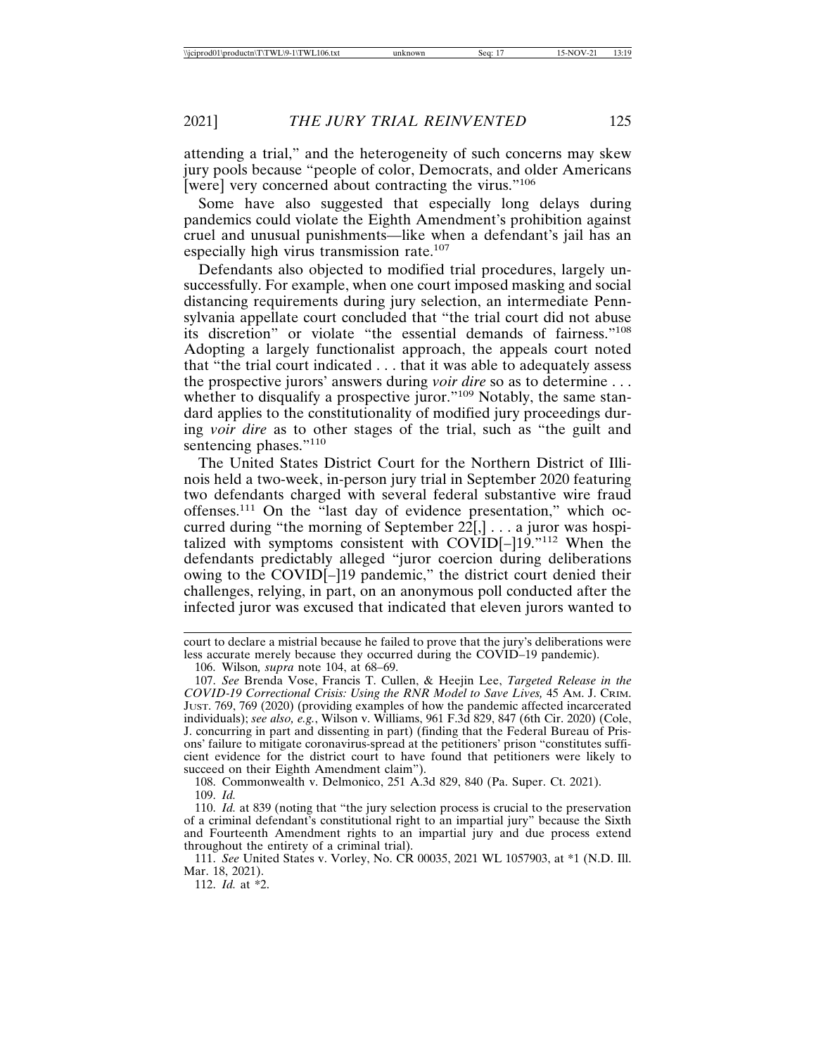attending a trial," and the heterogeneity of such concerns may skew jury pools because "people of color, Democrats, and older Americans [were] very concerned about contracting the virus."[106]

Some have also suggested that especially long delays during pandemics could violate the Eighth Amendment's prohibition against cruel and unusual punishments—like when a defendant's jail has an especially high virus transmission rate.[107]

Defendants also objected to modified trial procedures, largely unsuccessfully. For example, when one court imposed masking and social distancing requirements during jury selection, an intermediate Pennsylvania appellate court concluded that "the trial court did not abuse its discretion" or violate "the essential demands of fairness."[108] Adopting a largely functionalist approach, the appeals court noted that "the trial court indicated . . . that it was able to adequately assess the prospective jurors' answers during *voir dire* so as to determine . . . whether to disqualify a prospective juror."[109] Notably, the same standard applies to the constitutionality of modified jury proceedings during *voir dire* as to other stages of the trial, such as "the guilt and sentencing phases."[110]

The United States District Court for the Northern District of Illinois held a two-week, in-person jury trial in September 2020 featuring two defendants charged with several federal substantive wire fraud offenses.[111] On the "last day of evidence presentation," which occurred during "the morning of September 22[,] . . . a juror was hospitalized with symptoms consistent with COVID[–]19."[112] When the defendants predictably alleged "juror coercion during deliberations owing to the COVID[–]19 pandemic," the district court denied their challenges, relying, in part, on an anonymous poll conducted after the infected juror was excused that indicated that eleven jurors wanted to

---

court to declare a mistrial because he failed to prove that the jury's deliberations were less accurate merely because they occurred during the COVID–19 pandemic).

106. Wilson*, supra* note 104, at 68–69.

107. *See* Brenda Vose, Francis T. Cullen, & Heejin Lee, *Targeted Release in the COVID-19 Correctional Crisis: Using the RNR Model to Save Lives,* 45 AM. J. CRIM. JUST. 769, 769 (2020) (providing examples of how the pandemic affected incarcerated individuals); *see also, e.g.*, Wilson v. Williams, 961 F.3d 829, 847 (6th Cir. 2020) (Cole, J. concurring in part and dissenting in part) (finding that the Federal Bureau of Prisons' failure to mitigate coronavirus-spread at the petitioners' prison "constitutes sufficient evidence for the district court to have found that petitioners were likely to succeed on their Eighth Amendment claim").

108. Commonwealth v. Delmonico, 251 A.3d 829, 840 (Pa. Super. Ct. 2021).

109. *Id.*

110. *Id.* at 839 (noting that "the jury selection process is crucial to the preservation of a criminal defendant's constitutional right to an impartial jury" because the Sixth and Fourteenth Amendment rights to an impartial jury and due process extend throughout the entirety of a criminal trial).

111. *See* United States v. Vorley, No. CR 00035, 2021 WL 1057903, at *1 (N.D. Ill. Mar. 18, 2021).

112. *Id.* at *2.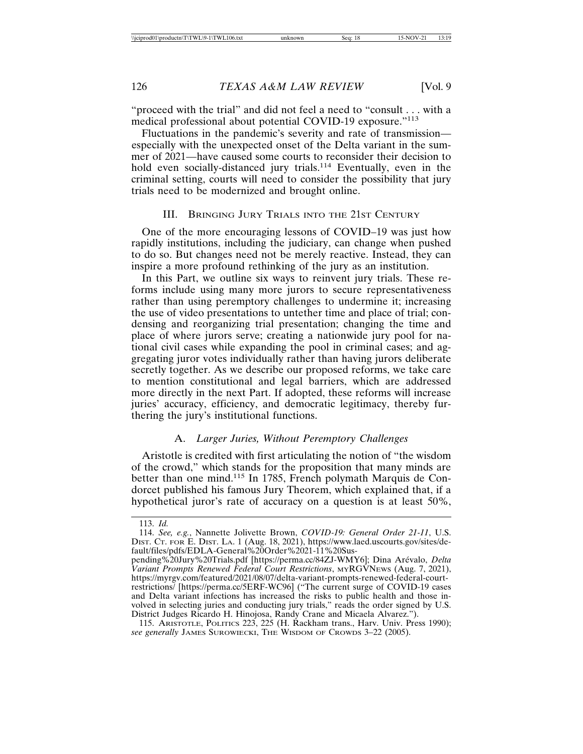"proceed with the trial" and did not feel a need to "consult . . . with a medical professional about potential COVID-19 exposure."[113]

Fluctuations in the pandemic's severity and rate of transmission—especially with the unexpected onset of the Delta variant in the summer of 2021—have caused some courts to reconsider their decision to hold even socially-distanced jury trials.[114] Eventually, even in the criminal setting, courts will need to consider the possibility that jury trials need to be modernized and brought online.

## III. Bringing Jury Trials into the 21st Century

One of the more encouraging lessons of COVID–19 was just how rapidly institutions, including the judiciary, can change when pushed to do so. But changes need not be merely reactive. Instead, they can inspire a more profound rethinking of the jury as an institution.

In this Part, we outline six ways to reinvent jury trials. These reforms include using many more jurors to secure representativeness rather than using peremptory challenges to undermine it; increasing the use of video presentations to untether time and place of trial; condensing and reorganizing trial presentation; changing the time and place of where jurors serve; creating a nationwide jury pool for national civil cases while expanding the pool in criminal cases; and aggregating juror votes individually rather than having jurors deliberate secretly together. As we describe our proposed reforms, we take care to mention constitutional and legal barriers, which are addressed more directly in the next Part. If adopted, these reforms will increase juries' accuracy, efficiency, and democratic legitimacy, thereby furthering the jury's institutional functions.

### A. *Larger Juries, Without Peremptory Challenges*

Aristotle is credited with first articulating the notion of "the wisdom of the crowd," which stands for the proposition that many minds are better than one mind.[115] In 1785, French polymath Marquis de Condorcet published his famous Jury Theorem, which explained that, if a hypothetical juror's rate of accuracy on a question is at least 50%,

---

113. *Id.*

114. *See, e.g.*, Nannette Jolivette Brown, *COVID-19: General Order 21-11*, U.S. Dist. Ct. for E. Dist. La. 1 (Aug. 18, 2021), https://www.laed.uscourts.gov/sites/default/files/pdfs/EDLA-General%20Order%2021-11%20Suspending%20Jury%20Trials.pdf [https://perma.cc/84ZJ-WMY6]; Dina Arévalo, *Delta Variant Prompts Renewed Federal Court Restrictions*, myRGVNews (Aug. 7, 2021), https://myrgv.com/featured/2021/08/07/delta-variant-prompts-renewed-federal-court-restrictions/ [https://perma.cc/5ERF-WC96] ("The current surge of COVID-19 cases and Delta variant infections has increased the risks to public health and those involved in selecting juries and conducting jury trials," reads the order signed by U.S. District Judges Ricardo H. Hinojosa, Randy Crane and Micaela Alvarez.").

115. Aristotle, Politics 223, 225 (H. Rackham trans., Harv. Univ. Press 1990); *see generally* James Surowiecki, The Wisdom of Crowds 3–22 (2005).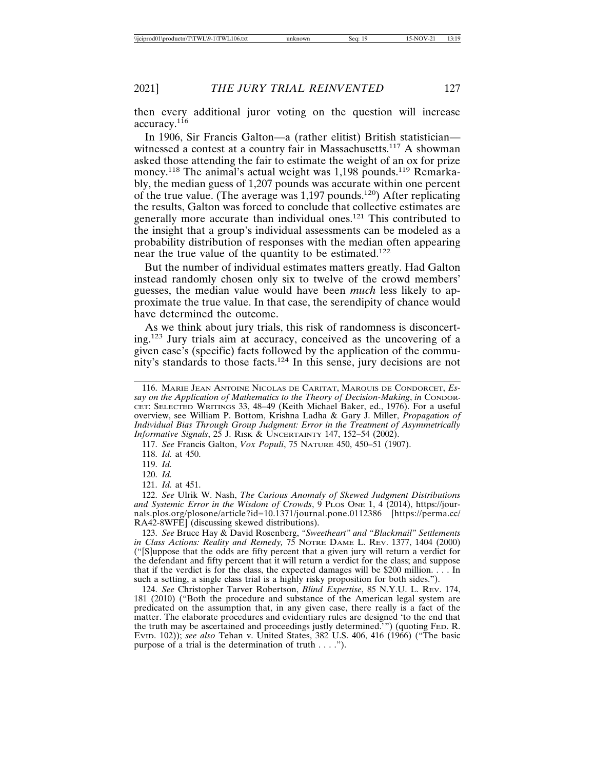then every additional juror voting on the question will increase accuracy.[116]

In 1906, Sir Francis Galton—a (rather elitist) British statistician—witnessed a contest at a country fair in Massachusetts.[117] A showman asked those attending the fair to estimate the weight of an ox for prize money.[118] The animal's actual weight was 1,198 pounds.[119] Remarkably, the median guess of 1,207 pounds was accurate within one percent of the true value. (The average was 1,197 pounds.[120]) After replicating the results, Galton was forced to conclude that collective estimates are generally more accurate than individual ones.[121] This contributed to the insight that a group's individual assessments can be modeled as a probability distribution of responses with the median often appearing near the true value of the quantity to be estimated.[122]

But the number of individual estimates matters greatly. Had Galton instead randomly chosen only six to twelve of the crowd members' guesses, the median value would have been *much* less likely to approximate the true value. In that case, the serendipity of chance would have determined the outcome.

As we think about jury trials, this risk of randomness is disconcerting.[123] Jury trials aim at accuracy, conceived as the uncovering of a given case's (specific) facts followed by the application of the community's standards to those facts.[124] In this sense, jury decisions are not

---

116. MARIE JEAN ANTOINE NICOLAS DE CARITAT, MARQUIS DE CONDORCET, *Essay on the Application of Mathematics to the Theory of Decision-Making*, *in* CONDORCET: SELECTED WRITINGS 33, 48–49 (Keith Michael Baker, ed., 1976). For a useful overview, see William P. Bottom, Krishna Ladha & Gary J. Miller, *Propagation of Individual Bias Through Group Judgment: Error in the Treatment of Asymmetrically Informative Signals*, 25 J. RISK & UNCERTAINTY 147, 152–54 (2002).

117. *See* Francis Galton, *Vox Populi*, 75 NATURE 450, 450–51 (1907).

118. *Id.* at 450.

119. *Id.*

120. *Id.*

121. *Id.* at 451.

122. *See* Ulrik W. Nash, *The Curious Anomaly of Skewed Judgment Distributions and Systemic Error in the Wisdom of Crowds*, 9 PLOS ONE 1, 4 (2014), https://journals.plos.org/plosone/article?id=10.1371/journal.pone.0112386 [https://perma.cc/RA42-8WFE] (discussing skewed distributions).

123. *See* Bruce Hay & David Rosenberg, *"Sweetheart" and "Blackmail" Settlements in Class Actions: Reality and Remedy,* 75 NOTRE DAME L. REV. 1377, 1404 (2000) ("[S]uppose that the odds are fifty percent that a given jury will return a verdict for the defendant and fifty percent that it will return a verdict for the class; and suppose that if the verdict is for the class, the expected damages will be $200 million. . . . In such a setting, a single class trial is a highly risky proposition for both sides.").

124. *See* Christopher Tarver Robertson, *Blind Expertise*, 85 N.Y.U. L. REV. 174, 181 (2010) ("Both the procedure and substance of the American legal system are predicated on the assumption that, in any given case, there really is a fact of the matter. The elaborate procedures and evidentiary rules are designed 'to the end that the truth may be ascertained and proceedings justly determined.'") (quoting FED. R. EVID. 102)); *see also* Tehan v. United States, 382 U.S. 406, 416 (1966) ("The basic purpose of a trial is the determination of truth . . . .").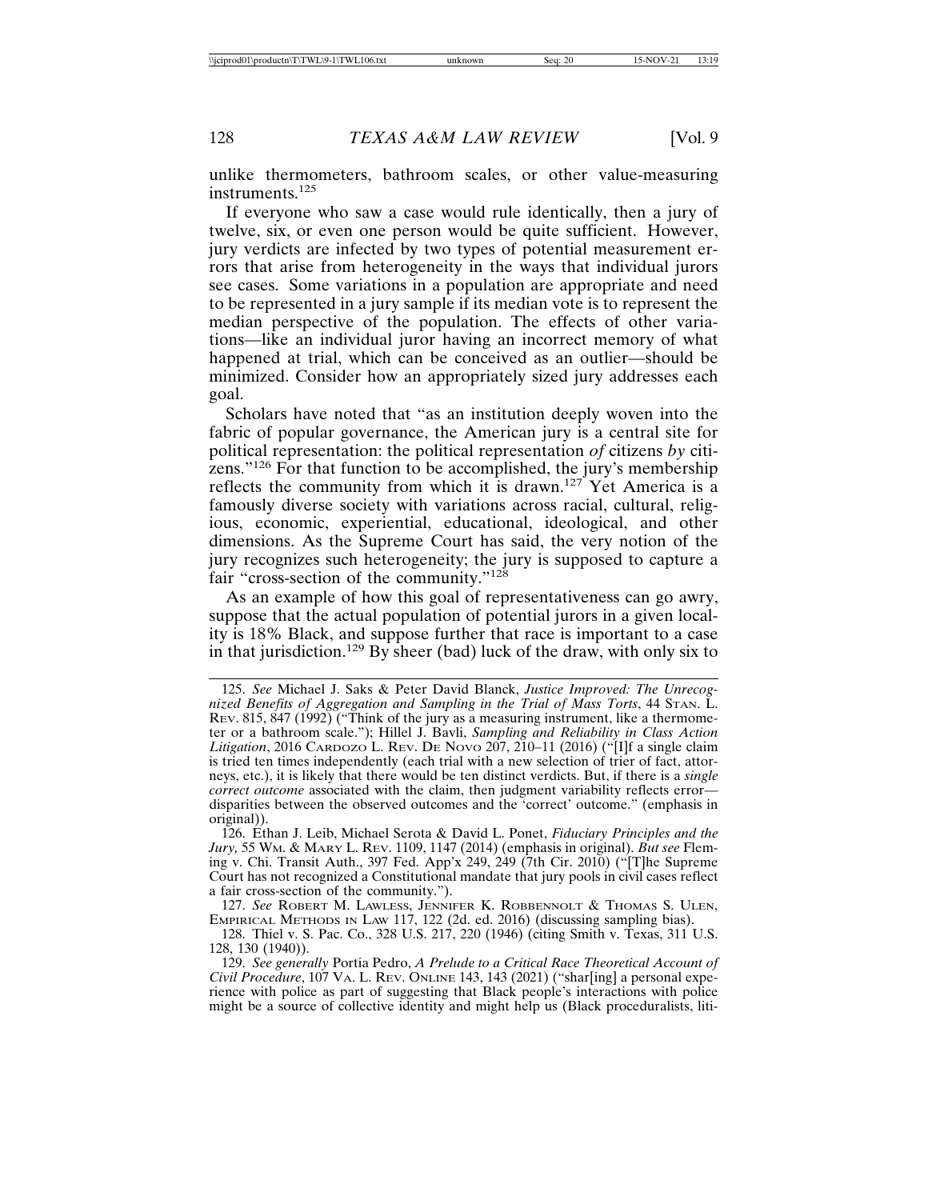unlike thermometers, bathroom scales, or other value-measuring instruments.[125]

If everyone who saw a case would rule identically, then a jury of twelve, six, or even one person would be quite sufficient. However, jury verdicts are infected by two types of potential measurement errors that arise from heterogeneity in the ways that individual jurors see cases. Some variations in a population are appropriate and need to be represented in a jury sample if its median vote is to represent the median perspective of the population. The effects of other variations—like an individual juror having an incorrect memory of what happened at trial, which can be conceived as an outlier—should be minimized. Consider how an appropriately sized jury addresses each goal.

Scholars have noted that "as an institution deeply woven into the fabric of popular governance, the American jury is a central site for political representation: the political representation *of* citizens *by* citizens."[126] For that function to be accomplished, the jury's membership reflects the community from which it is drawn.[127] Yet America is a famously diverse society with variations across racial, cultural, religious, economic, experiential, educational, ideological, and other dimensions. As the Supreme Court has said, the very notion of the jury recognizes such heterogeneity; the jury is supposed to capture a fair "cross-section of the community."[128]

As an example of how this goal of representativeness can go awry, suppose that the actual population of potential jurors in a given locality is 18% Black, and suppose further that race is important to a case in that jurisdiction.[129] By sheer (bad) luck of the draw, with only six to

---

125. *See* Michael J. Saks & Peter David Blanck, *Justice Improved: The Unrecognized Benefits of Aggregation and Sampling in the Trial of Mass Torts*, 44 STAN. L. REV. 815, 847 (1992) ("Think of the jury as a measuring instrument, like a thermometer or a bathroom scale."); Hillel J. Bavli, *Sampling and Reliability in Class Action Litigation*, 2016 CARDOZO L. REV. DE NOVO 207, 210–11 (2016) ("[I]f a single claim is tried ten times independently (each trial with a new selection of trier of fact, attorneys, etc.), it is likely that there would be ten distinct verdicts. But, if there is a *single correct outcome* associated with the claim, then judgment variability reflects error—disparities between the observed outcomes and the 'correct' outcome." (emphasis in original)).

126. Ethan J. Leib, Michael Serota & David L. Ponet, *Fiduciary Principles and the Jury,* 55 WM. & MARY L. REV. 1109, 1147 (2014) (emphasis in original). *But see* Fleming v. Chi. Transit Auth., 397 Fed. App'x 249, 249 (7th Cir. 2010) ("[T]he Supreme Court has not recognized a Constitutional mandate that jury pools in civil cases reflect a fair cross-section of the community.").

127. *See* ROBERT M. LAWLESS, JENNIFER K. ROBBENNOLT & THOMAS S. ULEN, EMPIRICAL METHODS IN LAW 117, 122 (2d. ed. 2016) (discussing sampling bias).

128. Thiel v. S. Pac. Co., 328 U.S. 217, 220 (1946) (citing Smith v. Texas, 311 U.S. 128, 130 (1940)).

129. *See generally* Portia Pedro, *A Prelude to a Critical Race Theoretical Account of Civil Procedure*, 107 VA. L. REV. ONLINE 143, 143 (2021) ("shar[ing] a personal experience with police as part of suggesting that Black people's interactions with police might be a source of collective identity and might help us (Black proceduralists, liti-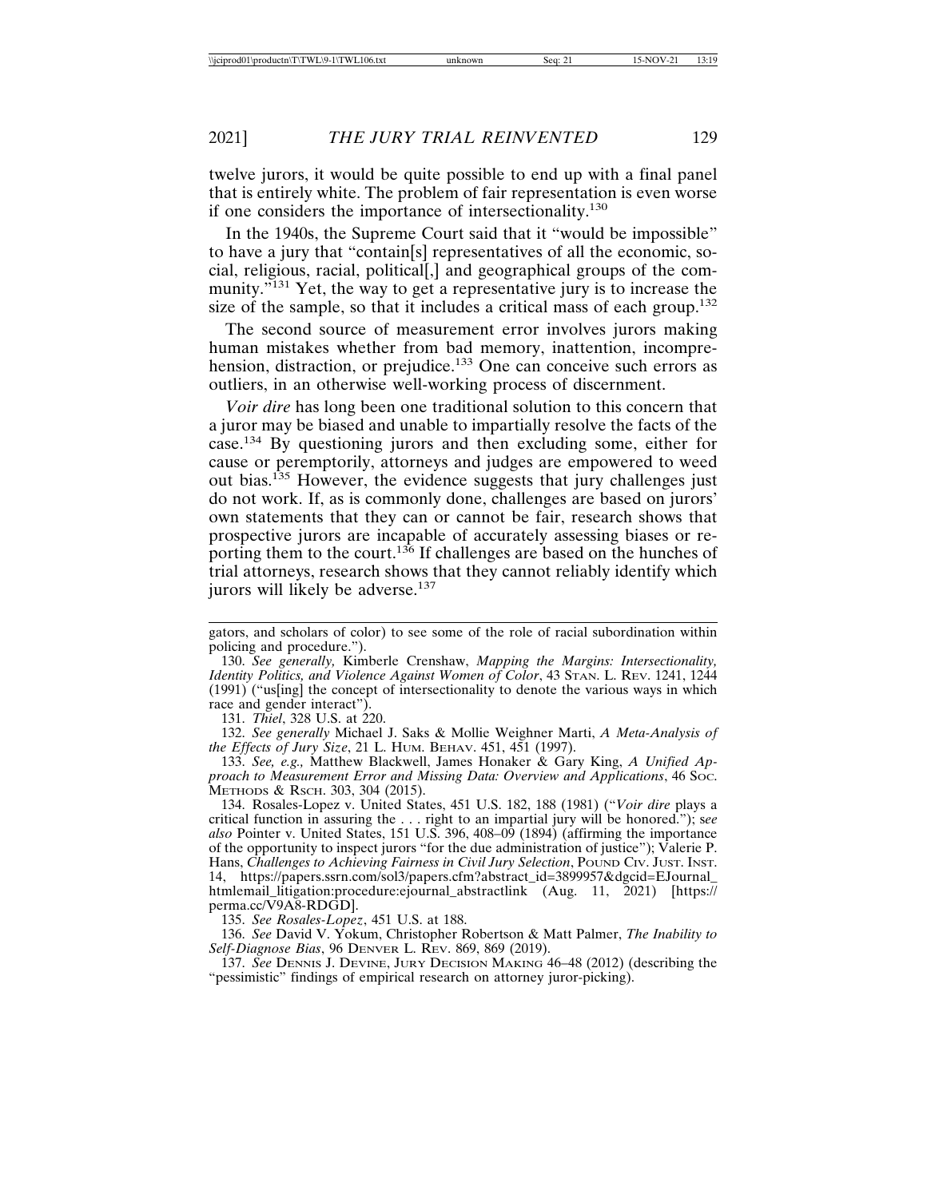twelve jurors, it would be quite possible to end up with a final panel that is entirely white. The problem of fair representation is even worse if one considers the importance of intersectionality.[130]

In the 1940s, the Supreme Court said that it "would be impossible" to have a jury that "contain[s] representatives of all the economic, social, religious, racial, political[,] and geographical groups of the community."[131] Yet, the way to get a representative jury is to increase the size of the sample, so that it includes a critical mass of each group.[132]

The second source of measurement error involves jurors making human mistakes whether from bad memory, inattention, incomprehension, distraction, or prejudice.[133] One can conceive such errors as outliers, in an otherwise well-working process of discernment.

*Voir dire* has long been one traditional solution to this concern that a juror may be biased and unable to impartially resolve the facts of the case.[134] By questioning jurors and then excluding some, either for cause or peremptorily, attorneys and judges are empowered to weed out bias.[135] However, the evidence suggests that jury challenges just do not work. If, as is commonly done, challenges are based on jurors' own statements that they can or cannot be fair, research shows that prospective jurors are incapable of accurately assessing biases or reporting them to the court.[136] If challenges are based on the hunches of trial attorneys, research shows that they cannot reliably identify which jurors will likely be adverse.[137]

---

gators, and scholars of color) to see some of the role of racial subordination within policing and procedure.").

130. *See generally,* Kimberle Crenshaw, *Mapping the Margins: Intersectionality, Identity Politics, and Violence Against Women of Color*, 43 STAN. L. REV. 1241, 1244 (1991) ("us[ing] the concept of intersectionality to denote the various ways in which race and gender interact").

131. *Thiel*, 328 U.S. at 220.

132. *See generally* Michael J. Saks & Mollie Weighner Marti, *A Meta-Analysis of the Effects of Jury Size*, 21 L. HUM. BEHAV. 451, 451 (1997).

133. *See, e.g.,* Matthew Blackwell, James Honaker & Gary King, *A Unified Approach to Measurement Error and Missing Data: Overview and Applications*, 46 SOC. METHODS & RSCH. 303, 304 (2015).

134. Rosales-Lopez v. United States, 451 U.S. 182, 188 (1981) ("*Voir dire* plays a critical function in assuring the . . . right to an impartial jury will be honored."); s*ee also* Pointer v. United States, 151 U.S. 396, 408–09 (1894) (affirming the importance of the opportunity to inspect jurors "for the due administration of justice"); Valerie P. Hans, *Challenges to Achieving Fairness in Civil Jury Selection*, POUND CIV. JUST. INST. 14, https://papers.ssrn.com/sol3/papers.cfm?abstract_id=3899957&dgcid=EJournal_htmlemail_litigation:procedure:ejournal_abstractlink (Aug. 11, 2021) [https://perma.cc/V9A8-RDGD].

135. *See Rosales-Lopez*, 451 U.S. at 188.

136. *See* David V. Yokum, Christopher Robertson & Matt Palmer, *The Inability to Self-Diagnose Bias*, 96 DENVER L. REV. 869, 869 (2019).

137. *See* DENNIS J. DEVINE, JURY DECISION MAKING 46–48 (2012) (describing the "pessimistic" findings of empirical research on attorney juror-picking).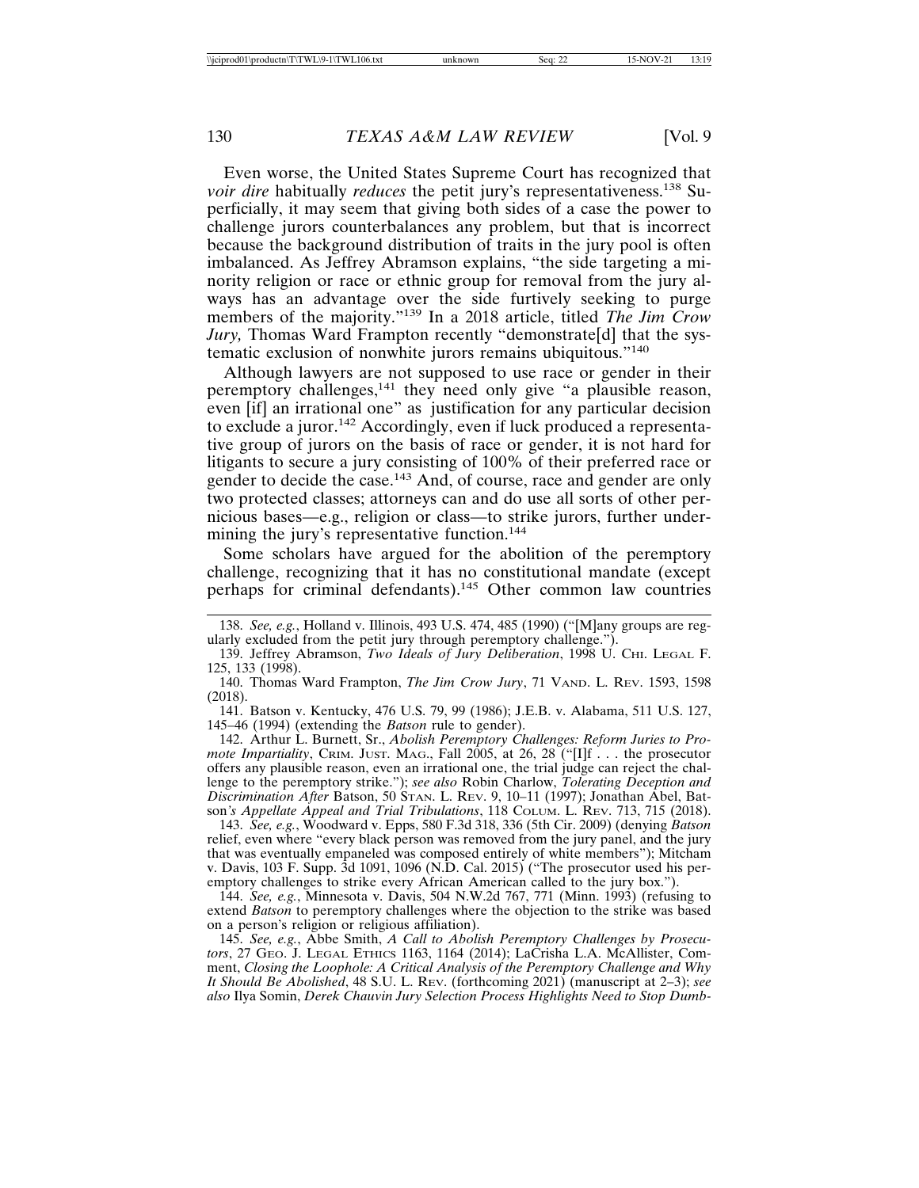Even worse, the United States Supreme Court has recognized that *voir dire* habitually *reduces* the petit jury's representativeness.[138] Superficially, it may seem that giving both sides of a case the power to challenge jurors counterbalances any problem, but that is incorrect because the background distribution of traits in the jury pool is often imbalanced. As Jeffrey Abramson explains, "the side targeting a minority religion or race or ethnic group for removal from the jury always has an advantage over the side furtively seeking to purge members of the majority."[139] In a 2018 article, titled *The Jim Crow Jury,* Thomas Ward Frampton recently "demonstrate[d] that the systematic exclusion of nonwhite jurors remains ubiquitous."[140]

Although lawyers are not supposed to use race or gender in their peremptory challenges,[141] they need only give "a plausible reason, even [if] an irrational one" as justification for any particular decision to exclude a juror.[142] Accordingly, even if luck produced a representative group of jurors on the basis of race or gender, it is not hard for litigants to secure a jury consisting of 100% of their preferred race or gender to decide the case.[143] And, of course, race and gender are only two protected classes; attorneys can and do use all sorts of other pernicious bases—e.g., religion or class—to strike jurors, further undermining the jury's representative function.[144]

Some scholars have argued for the abolition of the peremptory challenge, recognizing that it has no constitutional mandate (except perhaps for criminal defendants).[145] Other common law countries

---

138. *See, e.g.*, Holland v. Illinois, 493 U.S. 474, 485 (1990) ("[M]any groups are regularly excluded from the petit jury through peremptory challenge.").

139. Jeffrey Abramson, *Two Ideals of Jury Deliberation*, 1998 U. CHI. LEGAL F. 125, 133 (1998).

140. Thomas Ward Frampton, *The Jim Crow Jury*, 71 VAND. L. REV. 1593, 1598 (2018).

141. Batson v. Kentucky, 476 U.S. 79, 99 (1986); J.E.B. v. Alabama, 511 U.S. 127, 145–46 (1994) (extending the *Batson* rule to gender).

142. Arthur L. Burnett, Sr., *Abolish Peremptory Challenges: Reform Juries to Promote Impartiality*, CRIM. JUST. MAG., Fall 2005, at 26, 28 ("[I]f . . . the prosecutor offers any plausible reason, even an irrational one, the trial judge can reject the challenge to the peremptory strike."); *see also* Robin Charlow, *Tolerating Deception and Discrimination After* Batson, 50 STAN. L. REV. 9, 10–11 (1997); Jonathan Abel, Batson*'s Appellate Appeal and Trial Tribulations*, 118 COLUM. L. REV. 713, 715 (2018).

143. *See, e.g.*, Woodward v. Epps, 580 F.3d 318, 336 (5th Cir. 2009) (denying *Batson* relief, even where "every black person was removed from the jury panel, and the jury that was eventually empaneled was composed entirely of white members"); Mitcham v. Davis, 103 F. Supp. 3d 1091, 1096 (N.D. Cal. 2015) ("The prosecutor used his peremptory challenges to strike every African American called to the jury box.").

144. *See, e.g.*, Minnesota v. Davis, 504 N.W.2d 767, 771 (Minn. 1993) (refusing to extend *Batson* to peremptory challenges where the objection to the strike was based on a person's religion or religious affiliation).

145. *See, e.g.*, Abbe Smith, *A Call to Abolish Peremptory Challenges by Prosecutors*, 27 GEO. J. LEGAL ETHICS 1163, 1164 (2014); LaCrisha L.A. McAllister, Comment, *Closing the Loophole: A Critical Analysis of the Peremptory Challenge and Why It Should Be Abolished*, 48 S.U. L. REV. (forthcoming 2021) (manuscript at 2–3); *see also* Ilya Somin, *Derek Chauvin Jury Selection Process Highlights Need to Stop Dumb-*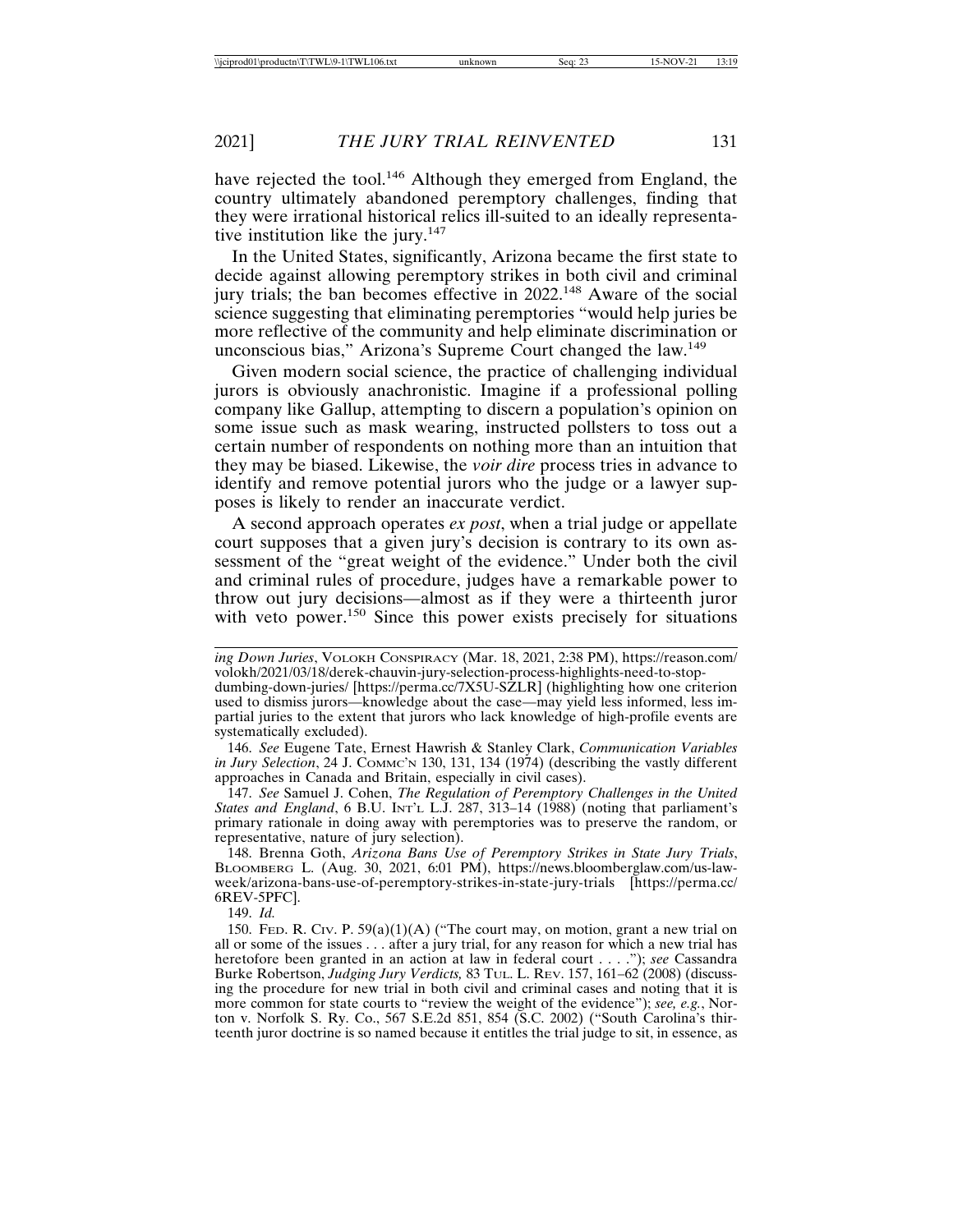have rejected the tool.[146] Although they emerged from England, the country ultimately abandoned peremptory challenges, finding that they were irrational historical relics ill-suited to an ideally representative institution like the jury.[147]

In the United States, significantly, Arizona became the first state to decide against allowing peremptory strikes in both civil and criminal jury trials; the ban becomes effective in 2022.[148] Aware of the social science suggesting that eliminating peremptories "would help juries be more reflective of the community and help eliminate discrimination or unconscious bias," Arizona's Supreme Court changed the law.[149]

Given modern social science, the practice of challenging individual jurors is obviously anachronistic. Imagine if a professional polling company like Gallup, attempting to discern a population's opinion on some issue such as mask wearing, instructed pollsters to toss out a certain number of respondents on nothing more than an intuition that they may be biased. Likewise, the *voir dire* process tries in advance to identify and remove potential jurors who the judge or a lawyer supposes is likely to render an inaccurate verdict.

A second approach operates *ex post*, when a trial judge or appellate court supposes that a given jury's decision is contrary to its own assessment of the "great weight of the evidence." Under both the civil and criminal rules of procedure, judges have a remarkable power to throw out jury decisions—almost as if they were a thirteenth juror with veto power.[150] Since this power exists precisely for situations

---

*ing Down Juries*, VOLOKH CONSPIRACY (Mar. 18, 2021, 2:38 PM), https://reason.com/volokh/2021/03/18/derek-chauvin-jury-selection-process-highlights-need-to-stop-dumbing-down-juries/ [https://perma.cc/7X5U-SZLR] (highlighting how one criterion used to dismiss jurors—knowledge about the case—may yield less informed, less impartial juries to the extent that jurors who lack knowledge of high-profile events are systematically excluded).

146. *See* Eugene Tate, Ernest Hawrish & Stanley Clark, *Communication Variables in Jury Selection*, 24 J. COMMC'N 130, 131, 134 (1974) (describing the vastly different approaches in Canada and Britain, especially in civil cases).

147. *See* Samuel J. Cohen, *The Regulation of Peremptory Challenges in the United States and England*, 6 B.U. INT'L L.J. 287, 313–14 (1988) (noting that parliament's primary rationale in doing away with peremptories was to preserve the random, or representative, nature of jury selection).

148. Brenna Goth, *Arizona Bans Use of Peremptory Strikes in State Jury Trials*, BLOOMBERG L. (Aug. 30, 2021, 6:01 PM), https://news.bloomberglaw.com/us-law-week/arizona-bans-use-of-peremptory-strikes-in-state-jury-trials [https://perma.cc/6REV-5PFC].

149. *Id.*

150. FED. R. CIV. P. 59(a)(1)(A) ("The court may, on motion, grant a new trial on all or some of the issues . . . after a jury trial, for any reason for which a new trial has heretofore been granted in an action at law in federal court . . . ."); *see* Cassandra Burke Robertson, *Judging Jury Verdicts,* 83 TUL. L. REV. 157, 161–62 (2008) (discussing the procedure for new trial in both civil and criminal cases and noting that it is more common for state courts to "review the weight of the evidence"); *see, e.g.*, Norton v. Norfolk S. Ry. Co., 567 S.E.2d 851, 854 (S.C. 2002) ("South Carolina's thirteenth juror doctrine is so named because it entitles the trial judge to sit, in essence, as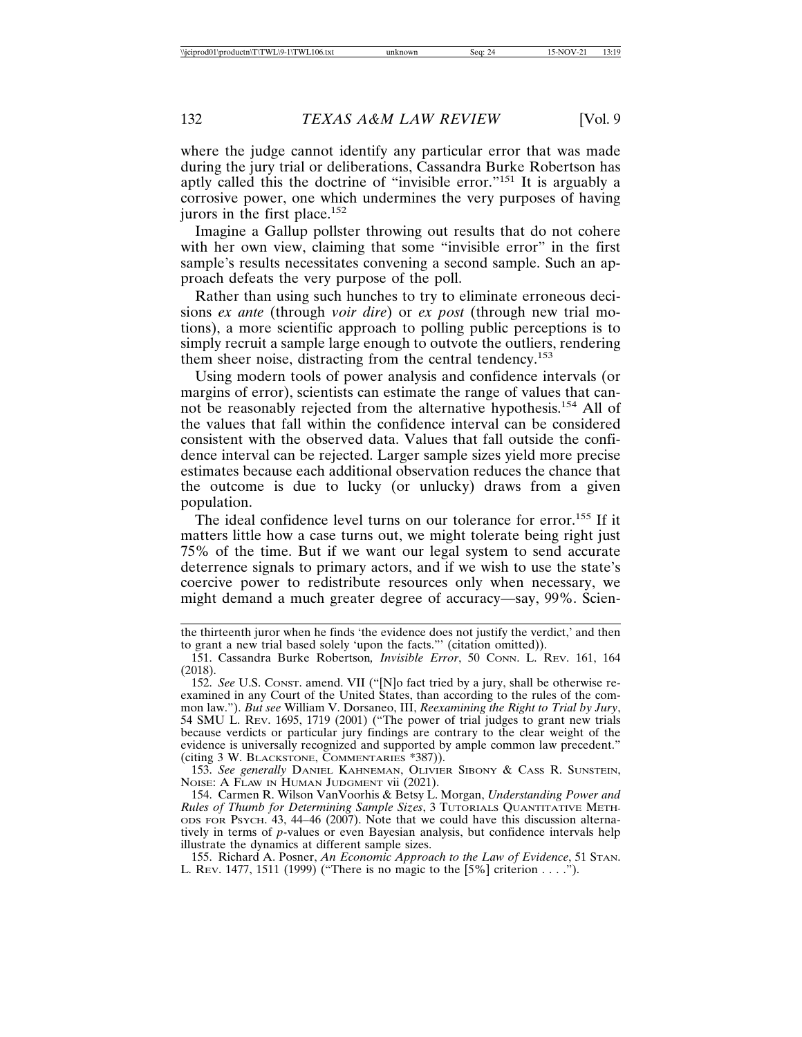where the judge cannot identify any particular error that was made during the jury trial or deliberations, Cassandra Burke Robertson has aptly called this the doctrine of "invisible error."[151] It is arguably a corrosive power, one which undermines the very purposes of having jurors in the first place.[152]

Imagine a Gallup pollster throwing out results that do not cohere with her own view, claiming that some "invisible error" in the first sample's results necessitates convening a second sample. Such an approach defeats the very purpose of the poll.

Rather than using such hunches to try to eliminate erroneous decisions *ex ante* (through *voir dire*) or *ex post* (through new trial motions), a more scientific approach to polling public perceptions is to simply recruit a sample large enough to outvote the outliers, rendering them sheer noise, distracting from the central tendency.[153]

Using modern tools of power analysis and confidence intervals (or margins of error), scientists can estimate the range of values that cannot be reasonably rejected from the alternative hypothesis.[154] All of the values that fall within the confidence interval can be considered consistent with the observed data. Values that fall outside the confidence interval can be rejected. Larger sample sizes yield more precise estimates because each additional observation reduces the chance that the outcome is due to lucky (or unlucky) draws from a given population.

The ideal confidence level turns on our tolerance for error.[155] If it matters little how a case turns out, we might tolerate being right just 75% of the time. But if we want our legal system to send accurate deterrence signals to primary actors, and if we wish to use the state's coercive power to redistribute resources only when necessary, we might demand a much greater degree of accuracy—say, 99%. Scien-

---

the thirteenth juror when he finds 'the evidence does not justify the verdict,' and then to grant a new trial based solely 'upon the facts."' (citation omitted)).

151. Cassandra Burke Robertson*, Invisible Error*, 50 CONN. L. REV. 161, 164 (2018).

152. *See* U.S. CONST. amend. VII ("[N]o fact tried by a jury, shall be otherwise re-examined in any Court of the United States, than according to the rules of the common law."). *But see* William V. Dorsaneo, III, *Reexamining the Right to Trial by Jury*, 54 SMU L. REV. 1695, 1719 (2001) ("The power of trial judges to grant new trials because verdicts or particular jury findings are contrary to the clear weight of the evidence is universally recognized and supported by ample common law precedent." (citing 3 W. BLACKSTONE, COMMENTARIES *387)).

153. *See generally* DANIEL KAHNEMAN, OLIVIER SIBONY & CASS R. SUNSTEIN, NOISE: A FLAW IN HUMAN JUDGMENT vii (2021).

154. Carmen R. Wilson VanVoorhis & Betsy L. Morgan, *Understanding Power and Rules of Thumb for Determining Sample Sizes*, 3 TUTORIALS QUANTITATIVE METHODS FOR PSYCH. 43, 44–46 (2007). Note that we could have this discussion alternatively in terms of *p*-values or even Bayesian analysis, but confidence intervals help illustrate the dynamics at different sample sizes.

155. Richard A. Posner, *An Economic Approach to the Law of Evidence*, 51 STAN. L. REV. 1477, 1511 (1999) ("There is no magic to the [5%] criterion . . . .").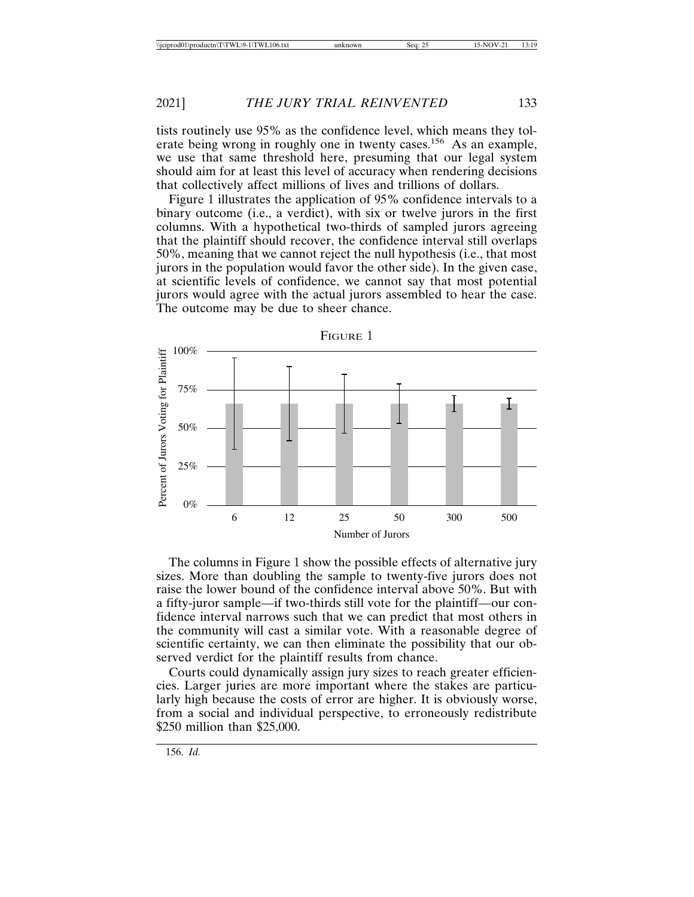tists routinely use 95% as the confidence level, which means they tolerate being wrong in roughly one in twenty cases.[156] As an example, we use that same threshold here, presuming that our legal system should aim for at least this level of accuracy when rendering decisions that collectively affect millions of lives and trillions of dollars.

Figure 1 illustrates the application of 95% confidence intervals to a binary outcome (i.e., a verdict), with six or twelve jurors in the first columns. With a hypothetical two-thirds of sampled jurors agreeing that the plaintiff should recover, the confidence interval still overlaps 50%, meaning that we cannot reject the null hypothesis (i.e., that most jurors in the population would favor the other side). In the given case, at scientific levels of confidence, we cannot say that most potential jurors would agree with the actual jurors assembled to hear the case. The outcome may be due to sheer chance.

FIGURE 1

The columns in Figure 1 show the possible effects of alternative jury sizes. More than doubling the sample to twenty-five jurors does not raise the lower bound of the confidence interval above 50%. But with a fifty-juror sample—if two-thirds still vote for the plaintiff—our confidence interval narrows such that we can predict that most others in the community will cast a similar vote. With a reasonable degree of scientific certainty, we can then eliminate the possibility that our observed verdict for the plaintiff results from chance.

Courts could dynamically assign jury sizes to reach greater efficiencies. Larger juries are more important where the stakes are particularly high because the costs of error are higher. It is obviously worse, from a social and individual perspective, to erroneously redistribute $250 million than $25,000.

156. *Id.*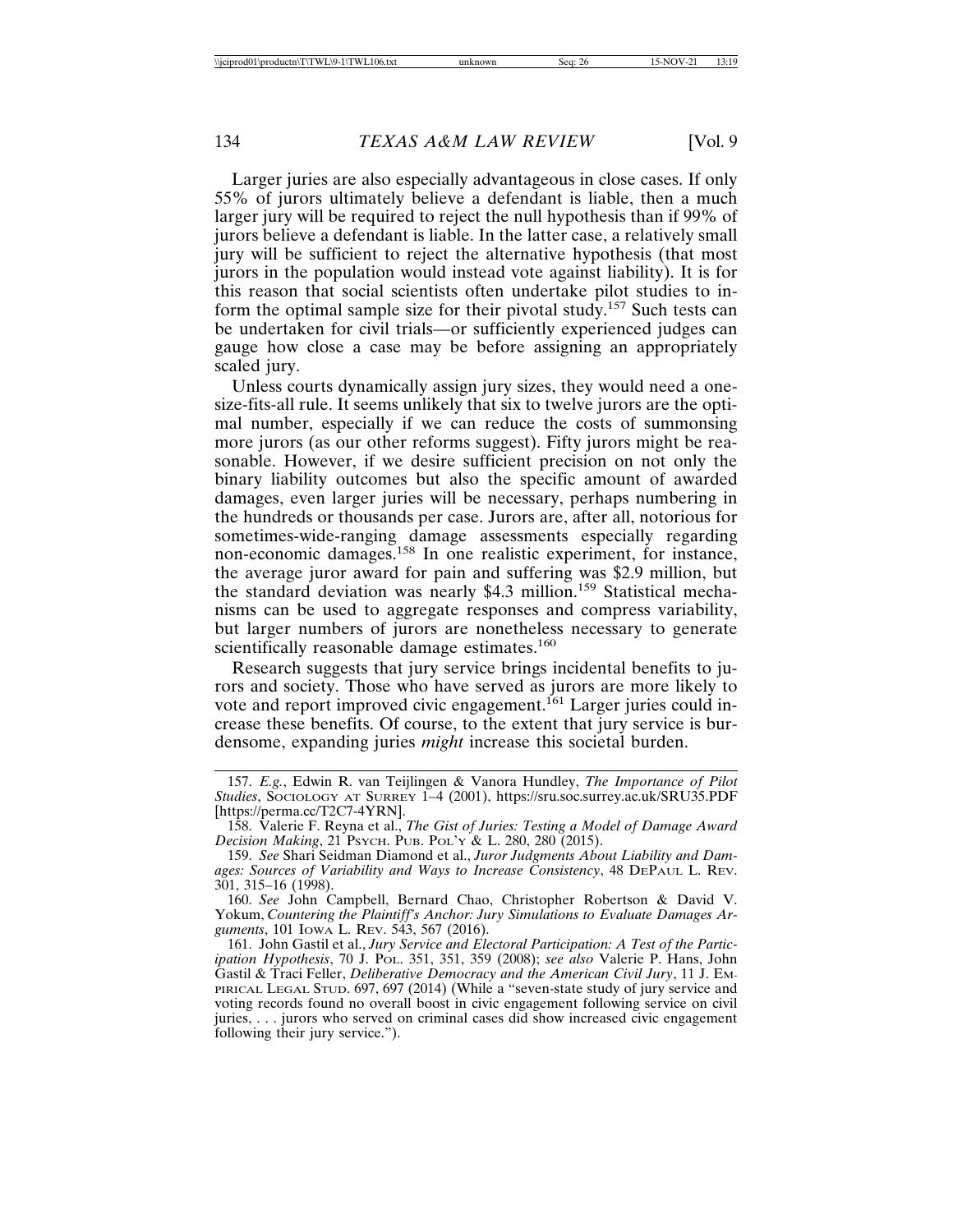Larger juries are also especially advantageous in close cases. If only 55% of jurors ultimately believe a defendant is liable, then a much larger jury will be required to reject the null hypothesis than if 99% of jurors believe a defendant is liable. In the latter case, a relatively small jury will be sufficient to reject the alternative hypothesis (that most jurors in the population would instead vote against liability). It is for this reason that social scientists often undertake pilot studies to inform the optimal sample size for their pivotal study.[157] Such tests can be undertaken for civil trials—or sufficiently experienced judges can gauge how close a case may be before assigning an appropriately scaled jury.

Unless courts dynamically assign jury sizes, they would need a one-size-fits-all rule. It seems unlikely that six to twelve jurors are the optimal number, especially if we can reduce the costs of summonsing more jurors (as our other reforms suggest). Fifty jurors might be reasonable. However, if we desire sufficient precision on not only the binary liability outcomes but also the specific amount of awarded damages, even larger juries will be necessary, perhaps numbering in the hundreds or thousands per case. Jurors are, after all, notorious for sometimes-wide-ranging damage assessments especially regarding non-economic damages.[158] In one realistic experiment, for instance, the average juror award for pain and suffering was $2.9 million, but the standard deviation was nearly $4.3 million.[159] Statistical mechanisms can be used to aggregate responses and compress variability, but larger numbers of jurors are nonetheless necessary to generate scientifically reasonable damage estimates.[160]

Research suggests that jury service brings incidental benefits to jurors and society. Those who have served as jurors are more likely to vote and report improved civic engagement.[161] Larger juries could increase these benefits. Of course, to the extent that jury service is burdensome, expanding juries *might* increase this societal burden.

---

157. *E.g.*, Edwin R. van Teijlingen & Vanora Hundley, *The Importance of Pilot Studies*, SOCIOLOGY AT SURREY 1–4 (2001), https://sru.soc.surrey.ac.uk/SRU35.PDF [https://perma.cc/T2C7-4YRN].

158. Valerie F. Reyna et al., *The Gist of Juries: Testing a Model of Damage Award Decision Making*, 21 PSYCH. PUB. POL'Y & L. 280, 280 (2015).

159. *See* Shari Seidman Diamond et al., *Juror Judgments About Liability and Damages: Sources of Variability and Ways to Increase Consistency*, 48 DEPAUL L. REV. 301, 315–16 (1998).

160. *See* John Campbell, Bernard Chao, Christopher Robertson & David V. Yokum, *Countering the Plaintiff's Anchor: Jury Simulations to Evaluate Damages Arguments*, 101 IOWA L. REV. 543, 567 (2016).

161. John Gastil et al., *Jury Service and Electoral Participation: A Test of the Participation Hypothesis*, 70 J. POL. 351, 351, 359 (2008); *see also* Valerie P. Hans, John Gastil & Traci Feller, *Deliberative Democracy and the American Civil Jury*, 11 J. EMPIRICAL LEGAL STUD. 697, 697 (2014) (While a "seven-state study of jury service and voting records found no overall boost in civic engagement following service on civil juries, . . . jurors who served on criminal cases did show increased civic engagement following their jury service.").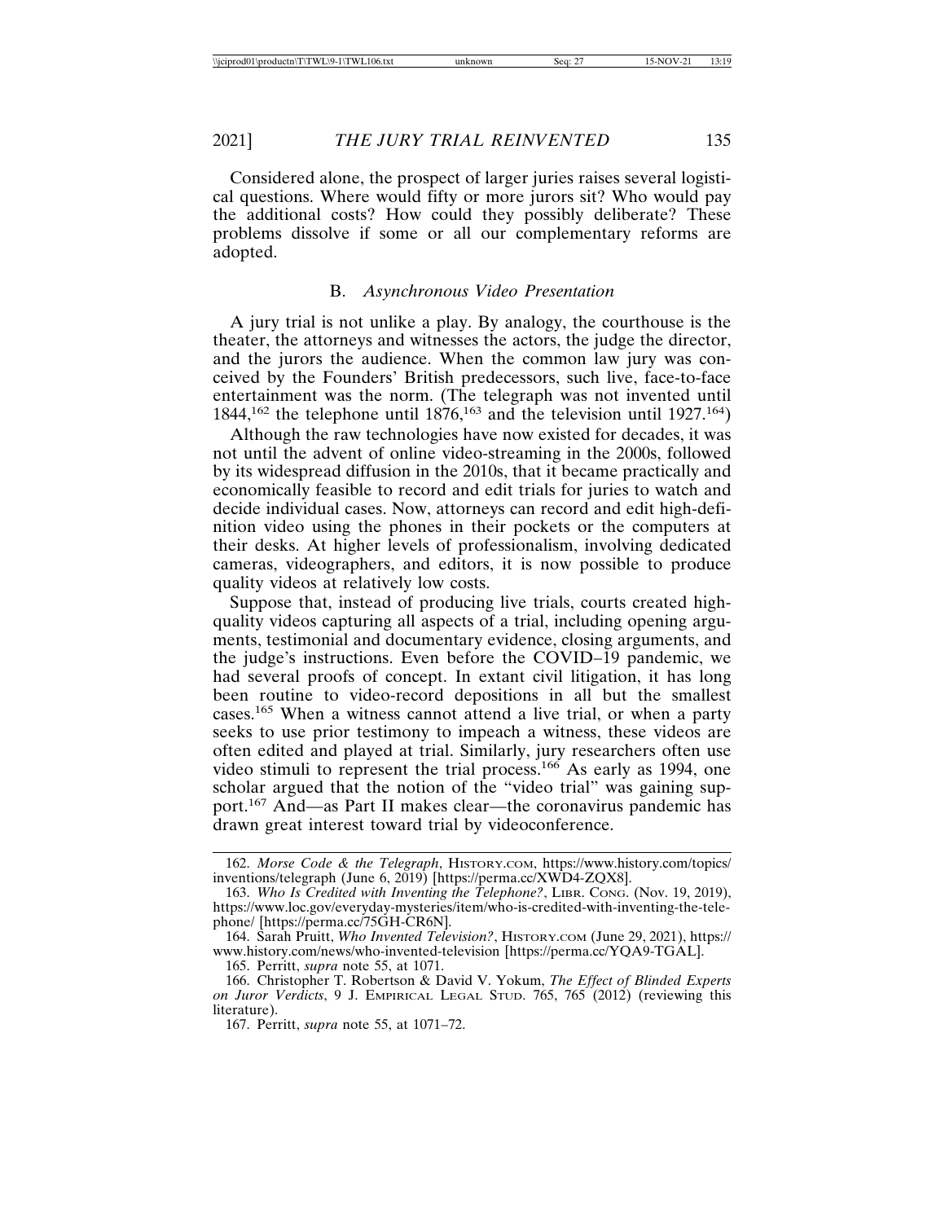Considered alone, the prospect of larger juries raises several logistical questions. Where would fifty or more jurors sit? Who would pay the additional costs? How could they possibly deliberate? These problems dissolve if some or all our complementary reforms are adopted.

### B. *Asynchronous Video Presentation*

A jury trial is not unlike a play. By analogy, the courthouse is the theater, the attorneys and witnesses the actors, the judge the director, and the jurors the audience. When the common law jury was conceived by the Founders' British predecessors, such live, face-to-face entertainment was the norm. (The telegraph was not invented until 1844,[162] the telephone until 1876,[163] and the television until 1927.[164])

Although the raw technologies have now existed for decades, it was not until the advent of online video-streaming in the 2000s, followed by its widespread diffusion in the 2010s, that it became practically and economically feasible to record and edit trials for juries to watch and decide individual cases. Now, attorneys can record and edit high-definition video using the phones in their pockets or the computers at their desks. At higher levels of professionalism, involving dedicated cameras, videographers, and editors, it is now possible to produce quality videos at relatively low costs.

Suppose that, instead of producing live trials, courts created high-quality videos capturing all aspects of a trial, including opening arguments, testimonial and documentary evidence, closing arguments, and the judge's instructions. Even before the COVID–19 pandemic, we had several proofs of concept. In extant civil litigation, it has long been routine to video-record depositions in all but the smallest cases.[165] When a witness cannot attend a live trial, or when a party seeks to use prior testimony to impeach a witness, these videos are often edited and played at trial. Similarly, jury researchers often use video stimuli to represent the trial process.[166] As early as 1994, one scholar argued that the notion of the "video trial" was gaining support.[167] And—as Part II makes clear—the coronavirus pandemic has drawn great interest toward trial by videoconference.

---

162. *Morse Code & the Telegraph*, HISTORY.COM, https://www.history.com/topics/inventions/telegraph (June 6, 2019) [https://perma.cc/XWD4-ZQX8].

163. *Who Is Credited with Inventing the Telephone?*, LIBR. CONG. (Nov. 19, 2019), https://www.loc.gov/everyday-mysteries/item/who-is-credited-with-inventing-the-telephone/ [https://perma.cc/75GH-CR6N].

164. Sarah Pruitt, *Who Invented Television?*, HISTORY.COM (June 29, 2021), https://www.history.com/news/who-invented-television [https://perma.cc/YQA9-TGAL].

165. Perritt, *supra* note 55, at 1071.

166. Christopher T. Robertson & David V. Yokum, *The Effect of Blinded Experts on Juror Verdicts*, 9 J. EMPIRICAL LEGAL STUD. 765, 765 (2012) (reviewing this literature).

167. Perritt, *supra* note 55, at 1071–72.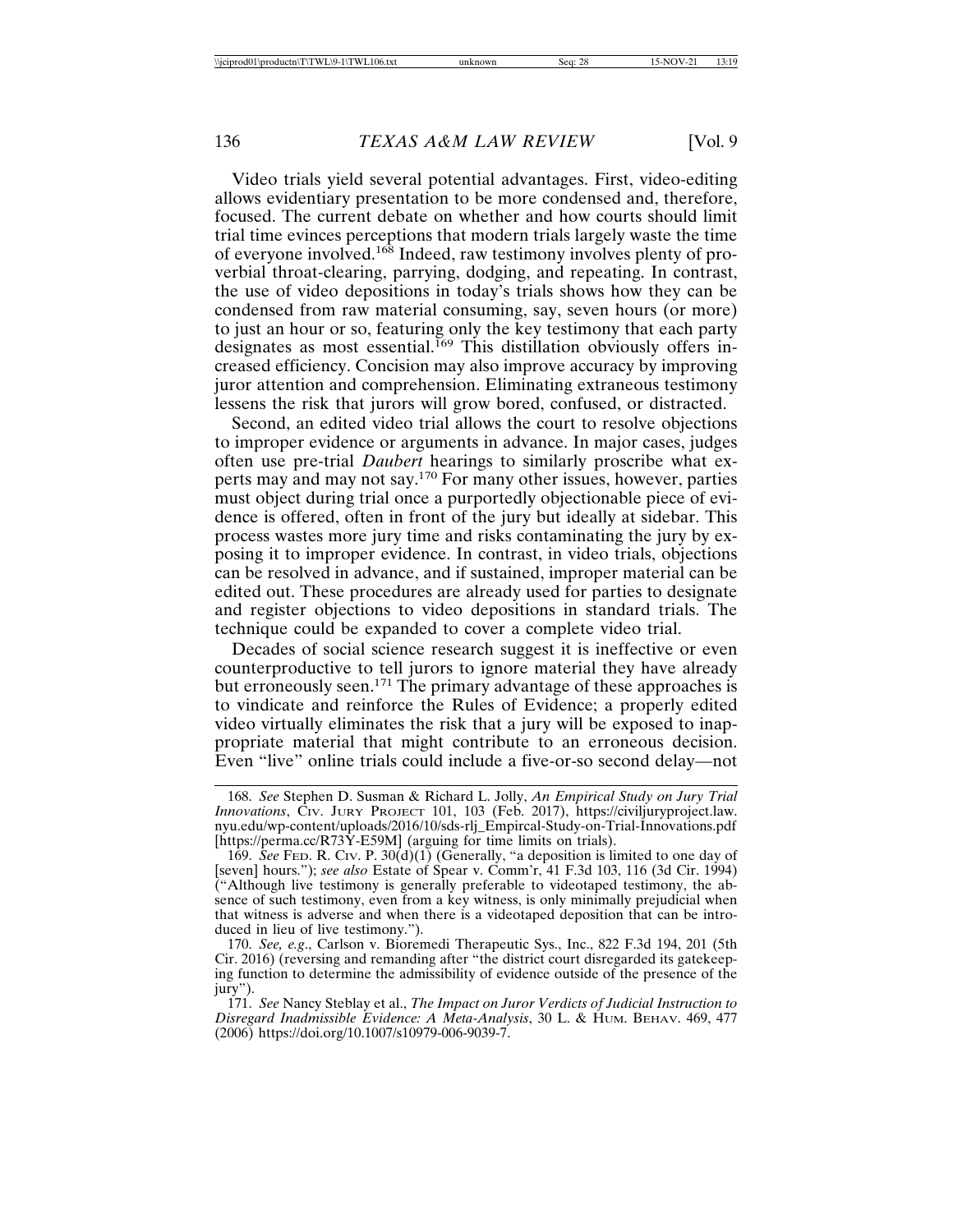Video trials yield several potential advantages. First, video-editing allows evidentiary presentation to be more condensed and, therefore, focused. The current debate on whether and how courts should limit trial time evinces perceptions that modern trials largely waste the time of everyone involved.[168] Indeed, raw testimony involves plenty of proverbial throat-clearing, parrying, dodging, and repeating. In contrast, the use of video depositions in today's trials shows how they can be condensed from raw material consuming, say, seven hours (or more) to just an hour or so, featuring only the key testimony that each party designates as most essential.[169] This distillation obviously offers increased efficiency. Concision may also improve accuracy by improving juror attention and comprehension. Eliminating extraneous testimony lessens the risk that jurors will grow bored, confused, or distracted.

Second, an edited video trial allows the court to resolve objections to improper evidence or arguments in advance. In major cases, judges often use pre-trial *Daubert* hearings to similarly proscribe what experts may and may not say.[170] For many other issues, however, parties must object during trial once a purportedly objectionable piece of evidence is offered, often in front of the jury but ideally at sidebar. This process wastes more jury time and risks contaminating the jury by exposing it to improper evidence. In contrast, in video trials, objections can be resolved in advance, and if sustained, improper material can be edited out. These procedures are already used for parties to designate and register objections to video depositions in standard trials. The technique could be expanded to cover a complete video trial.

Decades of social science research suggest it is ineffective or even counterproductive to tell jurors to ignore material they have already but erroneously seen.[171] The primary advantage of these approaches is to vindicate and reinforce the Rules of Evidence; a properly edited video virtually eliminates the risk that a jury will be exposed to inappropriate material that might contribute to an erroneous decision. Even "live" online trials could include a five-or-so second delay—not

---

168. *See* Stephen D. Susman & Richard L. Jolly, *An Empirical Study on Jury Trial Innovations*, CIV. JURY PROJECT 101, 103 (Feb. 2017), https://civiljuryproject.law.nyu.edu/wp-content/uploads/2016/10/sds-rlj_Empircal-Study-on-Trial-Innovations.pdf [https://perma.cc/R73Y-E59M] (arguing for time limits on trials).

169. *See* FED. R. CIV. P. 30(d)(1) (Generally, "a deposition is limited to one day of [seven] hours."); *see also* Estate of Spear v. Comm'r, 41 F.3d 103, 116 (3d Cir. 1994) ("Although live testimony is generally preferable to videotaped testimony, the absence of such testimony, even from a key witness, is only minimally prejudicial when that witness is adverse and when there is a videotaped deposition that can be introduced in lieu of live testimony.").

170. *See, e.g.*, Carlson v. Bioremedi Therapeutic Sys., Inc., 822 F.3d 194, 201 (5th Cir. 2016) (reversing and remanding after "the district court disregarded its gatekeeping function to determine the admissibility of evidence outside of the presence of the jury").

171. *See* Nancy Steblay et al., *The Impact on Juror Verdicts of Judicial Instruction to Disregard Inadmissible Evidence: A Meta-Analysis*, 30 L. & HUM. BEHAV. 469, 477 (2006) https://doi.org/10.1007/s10979-006-9039-7.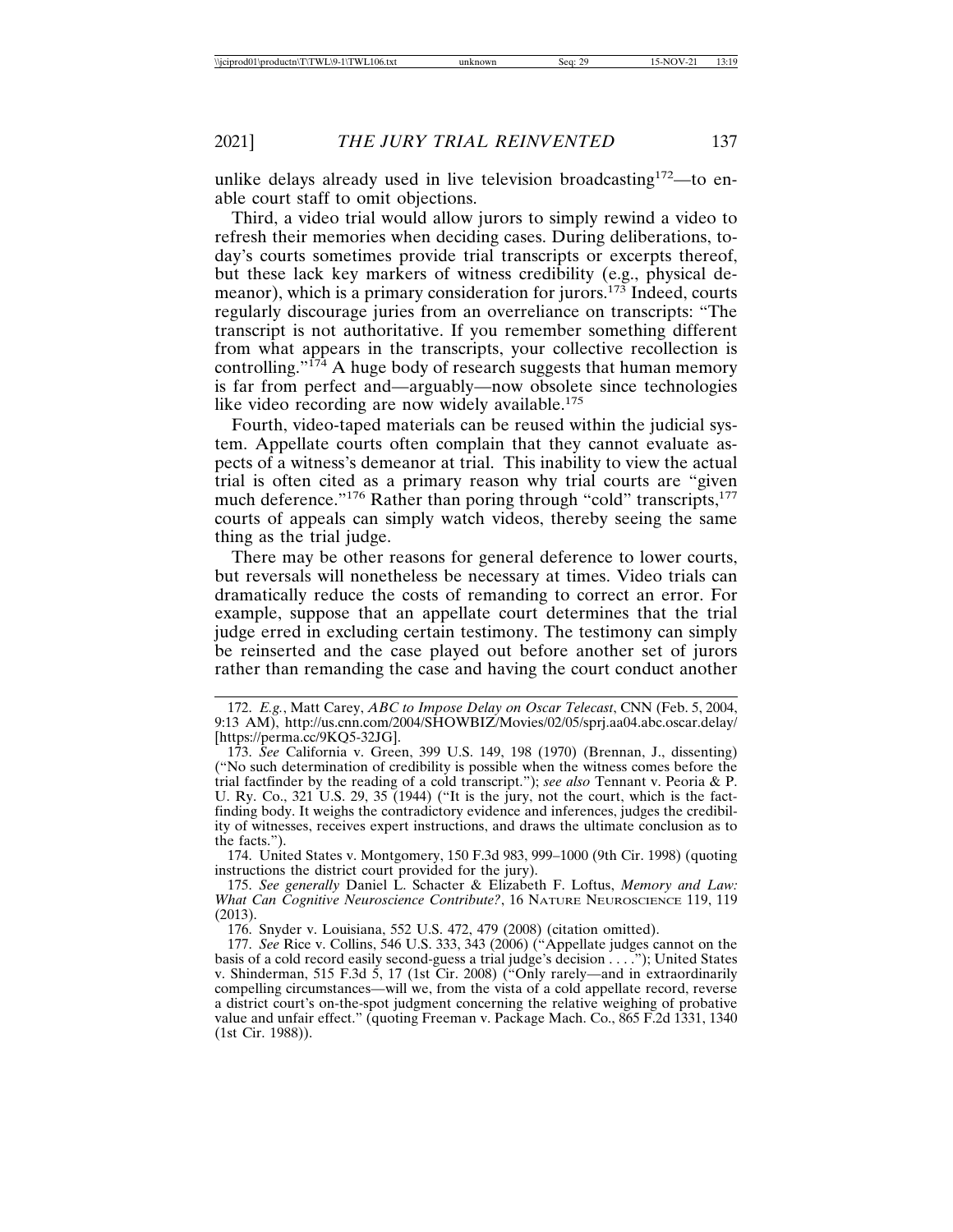unlike delays already used in live television broadcasting[172]—to enable court staff to omit objections.

Third, a video trial would allow jurors to simply rewind a video to refresh their memories when deciding cases. During deliberations, today's courts sometimes provide trial transcripts or excerpts thereof, but these lack key markers of witness credibility (e.g., physical demeanor), which is a primary consideration for jurors.[173] Indeed, courts regularly discourage juries from an overreliance on transcripts: "The transcript is not authoritative. If you remember something different from what appears in the transcripts, your collective recollection is controlling."[174] A huge body of research suggests that human memory is far from perfect and—arguably—now obsolete since technologies like video recording are now widely available.[175]

Fourth, video-taped materials can be reused within the judicial system. Appellate courts often complain that they cannot evaluate aspects of a witness's demeanor at trial. This inability to view the actual trial is often cited as a primary reason why trial courts are "given much deference."[176] Rather than poring through "cold" transcripts,[177] courts of appeals can simply watch videos, thereby seeing the same thing as the trial judge.

There may be other reasons for general deference to lower courts, but reversals will nonetheless be necessary at times. Video trials can dramatically reduce the costs of remanding to correct an error. For example, suppose that an appellate court determines that the trial judge erred in excluding certain testimony. The testimony can simply be reinserted and the case played out before another set of jurors rather than remanding the case and having the court conduct another

---

172. *E.g.*, Matt Carey, *ABC to Impose Delay on Oscar Telecast*, CNN (Feb. 5, 2004, 9:13 AM), http://us.cnn.com/2004/SHOWBIZ/Movies/02/05/sprj.aa04.abc.oscar.delay/ [https://perma.cc/9KQ5-32JG].

173. *See* California v. Green, 399 U.S. 149, 198 (1970) (Brennan, J., dissenting) ("No such determination of credibility is possible when the witness comes before the trial factfinder by the reading of a cold transcript."); *see also* Tennant v. Peoria & P. U. Ry. Co., 321 U.S. 29, 35 (1944) ("It is the jury, not the court, which is the fact-finding body. It weighs the contradictory evidence and inferences, judges the credibility of witnesses, receives expert instructions, and draws the ultimate conclusion as to the facts.").

174. United States v. Montgomery, 150 F.3d 983, 999–1000 (9th Cir. 1998) (quoting instructions the district court provided for the jury).

175. *See generally* Daniel L. Schacter & Elizabeth F. Loftus, *Memory and Law: What Can Cognitive Neuroscience Contribute?*, 16 NATURE NEUROSCIENCE 119, 119 (2013).

176. Snyder v. Louisiana, 552 U.S. 472, 479 (2008) (citation omitted).

177. *See* Rice v. Collins, 546 U.S. 333, 343 (2006) ("Appellate judges cannot on the basis of a cold record easily second-guess a trial judge's decision . . . ."); United States v. Shinderman, 515 F.3d 5, 17 (1st Cir. 2008) ("Only rarely—and in extraordinarily compelling circumstances—will we, from the vista of a cold appellate record, reverse a district court's on-the-spot judgment concerning the relative weighing of probative value and unfair effect." (quoting Freeman v. Package Mach. Co., 865 F.2d 1331, 1340 (1st Cir. 1988)).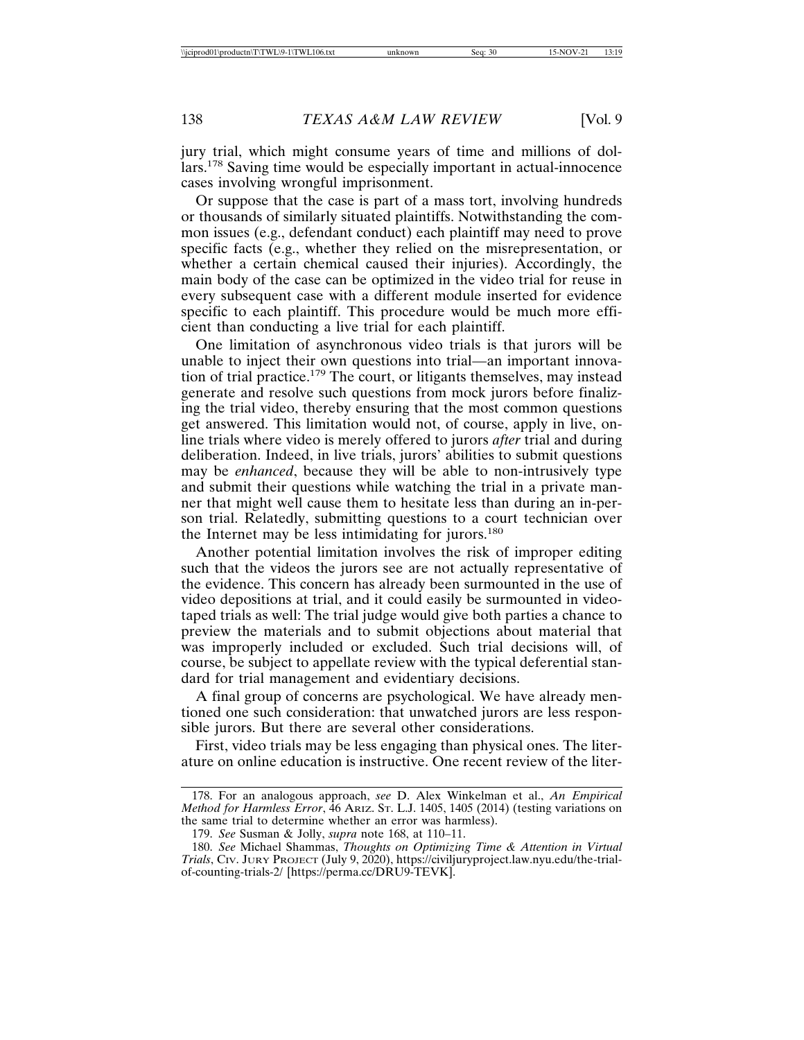jury trial, which might consume years of time and millions of dollars.[178] Saving time would be especially important in actual-innocence cases involving wrongful imprisonment.

Or suppose that the case is part of a mass tort, involving hundreds or thousands of similarly situated plaintiffs. Notwithstanding the common issues (e.g., defendant conduct) each plaintiff may need to prove specific facts (e.g., whether they relied on the misrepresentation, or whether a certain chemical caused their injuries). Accordingly, the main body of the case can be optimized in the video trial for reuse in every subsequent case with a different module inserted for evidence specific to each plaintiff. This procedure would be much more efficient than conducting a live trial for each plaintiff.

One limitation of asynchronous video trials is that jurors will be unable to inject their own questions into trial—an important innovation of trial practice.[179] The court, or litigants themselves, may instead generate and resolve such questions from mock jurors before finalizing the trial video, thereby ensuring that the most common questions get answered. This limitation would not, of course, apply in live, online trials where video is merely offered to jurors *after* trial and during deliberation. Indeed, in live trials, jurors' abilities to submit questions may be *enhanced*, because they will be able to non-intrusively type and submit their questions while watching the trial in a private manner that might well cause them to hesitate less than during an in-person trial. Relatedly, submitting questions to a court technician over the Internet may be less intimidating for jurors.[180]

Another potential limitation involves the risk of improper editing such that the videos the jurors see are not actually representative of the evidence. This concern has already been surmounted in the use of video depositions at trial, and it could easily be surmounted in videotaped trials as well: The trial judge would give both parties a chance to preview the materials and to submit objections about material that was improperly included or excluded. Such trial decisions will, of course, be subject to appellate review with the typical deferential standard for trial management and evidentiary decisions.

A final group of concerns are psychological. We have already mentioned one such consideration: that unwatched jurors are less responsible jurors. But there are several other considerations.

First, video trials may be less engaging than physical ones. The literature on online education is instructive. One recent review of the liter-

---

178. For an analogous approach, *see* D. Alex Winkelman et al., *An Empirical Method for Harmless Error*, 46 ARIZ. ST. L.J. 1405, 1405 (2014) (testing variations on the same trial to determine whether an error was harmless).

179. *See* Susman & Jolly, *supra* note 168, at 110–11.

180. *See* Michael Shammas, *Thoughts on Optimizing Time & Attention in Virtual Trials*, CIV. JURY PROJECT (July 9, 2020), https://civiljuryproject.law.nyu.edu/the-trial-of-counting-trials-2/ [https://perma.cc/DRU9-TEVK].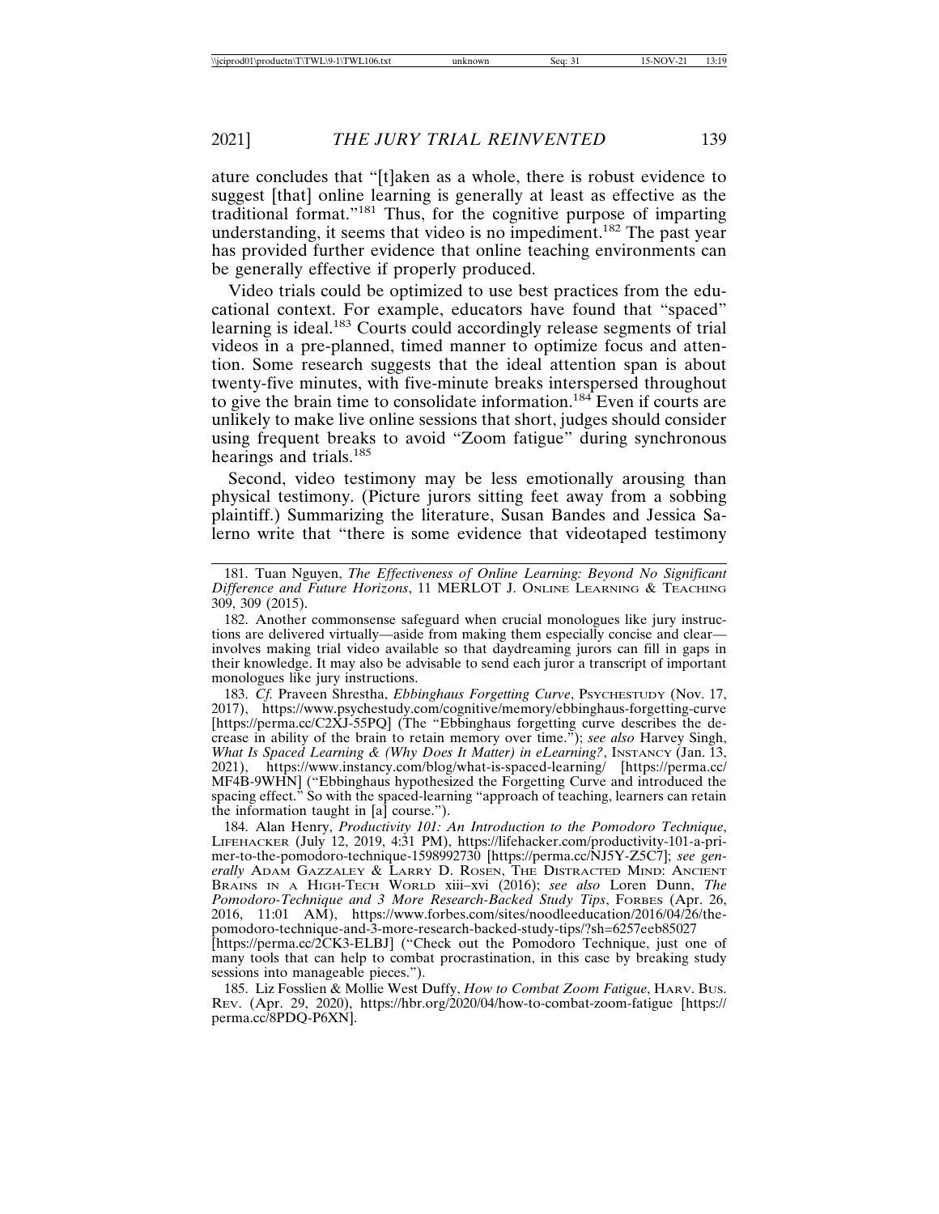ature concludes that "[t]aken as a whole, there is robust evidence to suggest [that] online learning is generally at least as effective as the traditional format."[181] Thus, for the cognitive purpose of imparting understanding, it seems that video is no impediment.[182] The past year has provided further evidence that online teaching environments can be generally effective if properly produced.

Video trials could be optimized to use best practices from the educational context. For example, educators have found that "spaced" learning is ideal.[183] Courts could accordingly release segments of trial videos in a pre-planned, timed manner to optimize focus and attention. Some research suggests that the ideal attention span is about twenty-five minutes, with five-minute breaks interspersed throughout to give the brain time to consolidate information.[184] Even if courts are unlikely to make live online sessions that short, judges should consider using frequent breaks to avoid "Zoom fatigue" during synchronous hearings and trials.[185]

Second, video testimony may be less emotionally arousing than physical testimony. (Picture jurors sitting feet away from a sobbing plaintiff.) Summarizing the literature, Susan Bandes and Jessica Salerno write that "there is some evidence that videotaped testimony

---

181. Tuan Nguyen, *The Effectiveness of Online Learning: Beyond No Significant Difference and Future Horizons*, 11 MERLOT J. ONLINE LEARNING & TEACHING 309, 309 (2015).

182. Another commonsense safeguard when crucial monologues like jury instructions are delivered virtually—aside from making them especially concise and clear—involves making trial video available so that daydreaming jurors can fill in gaps in their knowledge. It may also be advisable to send each juror a transcript of important monologues like jury instructions.

183. *Cf.* Praveen Shrestha, *Ebbinghaus Forgetting Curve*, PSYCHESTUDY (Nov. 17, 2017), https://www.psychestudy.com/cognitive/memory/ebbinghaus-forgetting-curve [https://perma.cc/C2XJ-55PQ] (The "Ebbinghaus forgetting curve describes the decrease in ability of the brain to retain memory over time."); *see also* Harvey Singh, *What Is Spaced Learning & (Why Does It Matter) in eLearning?*, INSTANCY (Jan. 13, 2021), https://www.instancy.com/blog/what-is-spaced-learning/ [https://perma.cc/MF4B-9WHN] ("Ebbinghaus hypothesized the Forgetting Curve and introduced the spacing effect." So with the spaced-learning "approach of teaching, learners can retain the information taught in [a] course.").

184. Alan Henry, *Productivity 101: An Introduction to the Pomodoro Technique*, LIFEHACKER (July 12, 2019, 4:31 PM), https://lifehacker.com/productivity-101-a-primer-to-the-pomodoro-technique-1598992730 [https://perma.cc/NJ5Y-Z5C7]; *see generally* ADAM GAZZALEY & LARRY D. ROSEN, THE DISTRACTED MIND: ANCIENT BRAINS IN A HIGH-TECH WORLD xiii–xvi (2016); *see also* Loren Dunn, *The Pomodoro-Technique and 3 More Research-Backed Study Tips*, FORBES (Apr. 26, 2016, 11:01 AM), https://www.forbes.com/sites/noodleeducation/2016/04/26/the-pomodoro-technique-and-3-more-research-backed-study-tips/?sh=6257eeb85027 [https://perma.cc/2CK3-ELBJ] ("Check out the Pomodoro Technique, just one of many tools that can help to combat procrastination, in this case by breaking study sessions into manageable pieces.").

185. Liz Fosslien & Mollie West Duffy, *How to Combat Zoom Fatigue*, HARV. BUS. REV. (Apr. 29, 2020), https://hbr.org/2020/04/how-to-combat-zoom-fatigue [https://perma.cc/8PDQ-P6XN].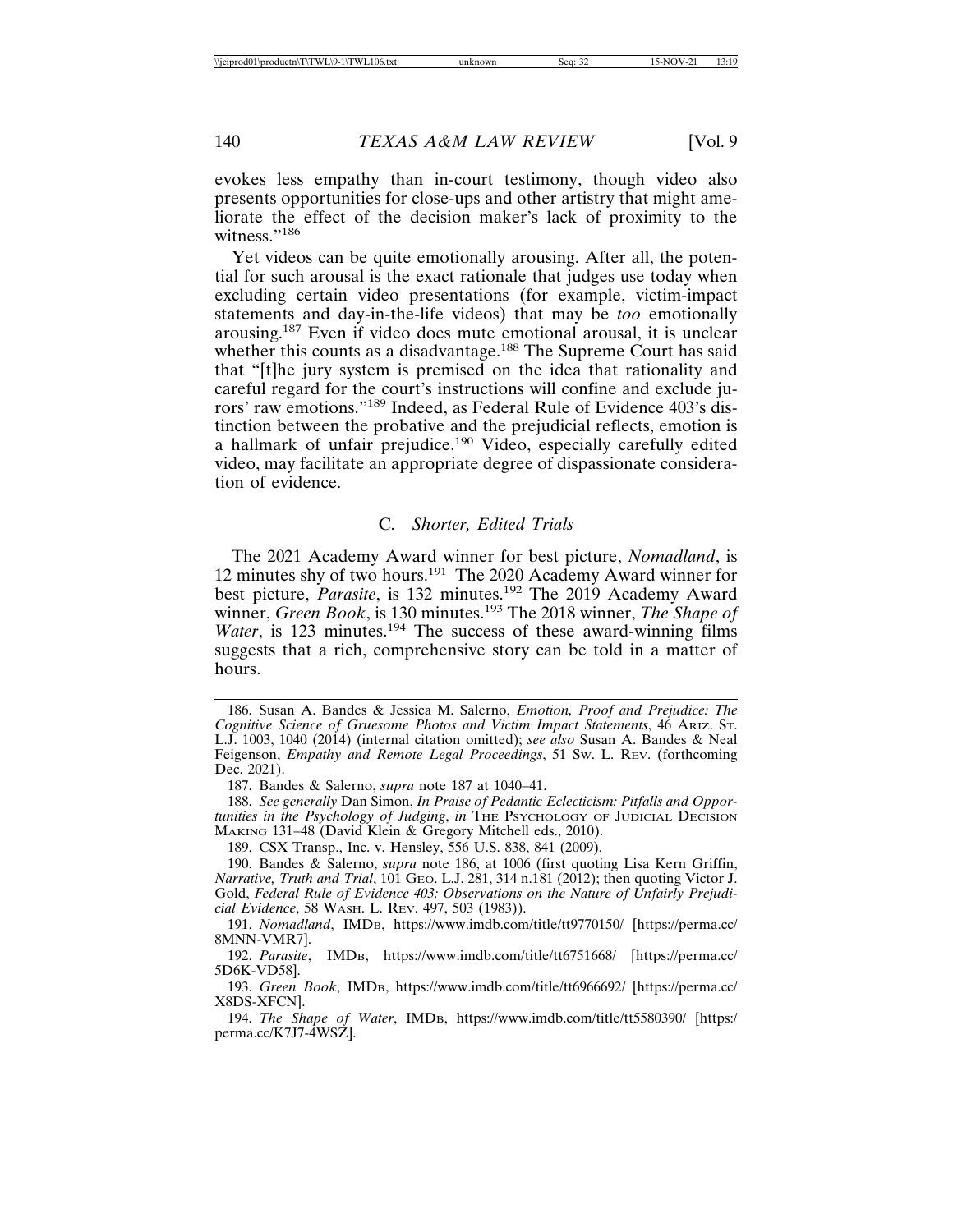evokes less empathy than in-court testimony, though video also presents opportunities for close-ups and other artistry that might ameliorate the effect of the decision maker's lack of proximity to the witness."[186]

Yet videos can be quite emotionally arousing. After all, the potential for such arousal is the exact rationale that judges use today when excluding certain video presentations (for example, victim-impact statements and day-in-the-life videos) that may be *too* emotionally arousing.[187] Even if video does mute emotional arousal, it is unclear whether this counts as a disadvantage.[188] The Supreme Court has said that "[t]he jury system is premised on the idea that rationality and careful regard for the court's instructions will confine and exclude jurors' raw emotions."[189] Indeed, as Federal Rule of Evidence 403's distinction between the probative and the prejudicial reflects, emotion is a hallmark of unfair prejudice.[190] Video, especially carefully edited video, may facilitate an appropriate degree of dispassionate consideration of evidence.

### C. *Shorter, Edited Trials*

The 2021 Academy Award winner for best picture, *Nomadland*, is 12 minutes shy of two hours.[191] The 2020 Academy Award winner for best picture, *Parasite*, is 132 minutes.[192] The 2019 Academy Award winner, *Green Book*, is 130 minutes.[193] The 2018 winner, *The Shape of Water*, is 123 minutes.[194] The success of these award-winning films suggests that a rich, comprehensive story can be told in a matter of hours.

---

186. Susan A. Bandes & Jessica M. Salerno, *Emotion, Proof and Prejudice: The Cognitive Science of Gruesome Photos and Victim Impact Statements*, 46 ARIZ. ST. L.J. 1003, 1040 (2014) (internal citation omitted); *see also* Susan A. Bandes & Neal Feigenson, *Empathy and Remote Legal Proceedings*, 51 SW. L. REV. (forthcoming Dec. 2021).

187. Bandes & Salerno, *supra* note 187 at 1040–41.

188. *See generally* Dan Simon, *In Praise of Pedantic Eclecticism: Pitfalls and Opportunities in the Psychology of Judging*, *in* THE PSYCHOLOGY OF JUDICIAL DECISION MAKING 131–48 (David Klein & Gregory Mitchell eds., 2010).

189. CSX Transp., Inc. v. Hensley, 556 U.S. 838, 841 (2009).

190. Bandes & Salerno, *supra* note 186, at 1006 (first quoting Lisa Kern Griffin, *Narrative, Truth and Trial*, 101 GEO. L.J. 281, 314 n.181 (2012); then quoting Victor J. Gold, *Federal Rule of Evidence 403: Observations on the Nature of Unfairly Prejudicial Evidence*, 58 WASH. L. REV. 497, 503 (1983)).

191. *Nomadland*, IMDB, https://www.imdb.com/title/tt9770150/ [https://perma.cc/8MNN-VMR7].

192. *Parasite*, IMDB, https://www.imdb.com/title/tt6751668/ [https://perma.cc/5D6K-VD58].

193. *Green Book*, IMDB, https://www.imdb.com/title/tt6966692/ [https://perma.cc/X8DS-XFCN].

194. *The Shape of Water*, IMDB, https://www.imdb.com/title/tt5580390/ [https:/perma.cc/K7J7-4WSZ].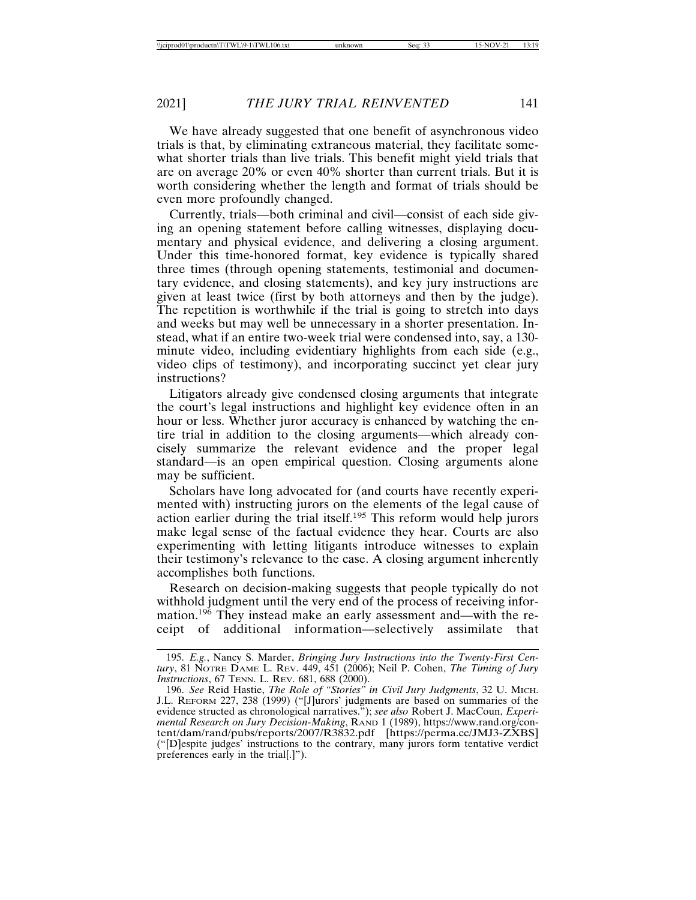We have already suggested that one benefit of asynchronous video trials is that, by eliminating extraneous material, they facilitate somewhat shorter trials than live trials. This benefit might yield trials that are on average 20% or even 40% shorter than current trials. But it is worth considering whether the length and format of trials should be even more profoundly changed.

Currently, trials—both criminal and civil—consist of each side giving an opening statement before calling witnesses, displaying documentary and physical evidence, and delivering a closing argument. Under this time-honored format, key evidence is typically shared three times (through opening statements, testimonial and documentary evidence, and closing statements), and key jury instructions are given at least twice (first by both attorneys and then by the judge). The repetition is worthwhile if the trial is going to stretch into days and weeks but may well be unnecessary in a shorter presentation. Instead, what if an entire two-week trial were condensed into, say, a 130-minute video, including evidentiary highlights from each side (e.g., video clips of testimony), and incorporating succinct yet clear jury instructions?

Litigators already give condensed closing arguments that integrate the court's legal instructions and highlight key evidence often in an hour or less. Whether juror accuracy is enhanced by watching the entire trial in addition to the closing arguments—which already concisely summarize the relevant evidence and the proper legal standard—is an open empirical question. Closing arguments alone may be sufficient.

Scholars have long advocated for (and courts have recently experimented with) instructing jurors on the elements of the legal cause of action earlier during the trial itself.[195] This reform would help jurors make legal sense of the factual evidence they hear. Courts are also experimenting with letting litigants introduce witnesses to explain their testimony's relevance to the case. A closing argument inherently accomplishes both functions.

Research on decision-making suggests that people typically do not withhold judgment until the very end of the process of receiving information.[196] They instead make an early assessment and—with the receipt of additional information—selectively assimilate that

---

195. *E.g.*, Nancy S. Marder, *Bringing Jury Instructions into the Twenty-First Century*, 81 Notre Dame L. Rev. 449, 451 (2006); Neil P. Cohen, *The Timing of Jury Instructions*, 67 Tenn. L. Rev. 681, 688 (2000).

196. *See* Reid Hastie, *The Role of "Stories" in Civil Jury Judgments*, 32 U. Mich. J.L. Reform 227, 238 (1999) ("[J]urors' judgments are based on summaries of the evidence structed as chronological narratives."); *see also* Robert J. MacCoun, *Experimental Research on Jury Decision-Making*, Rand 1 (1989), https://www.rand.org/content/dam/rand/pubs/reports/2007/R3832.pdf [https://perma.cc/JMJ3-ZXBS] ("[D]espite judges' instructions to the contrary, many jurors form tentative verdict preferences early in the trial[.]").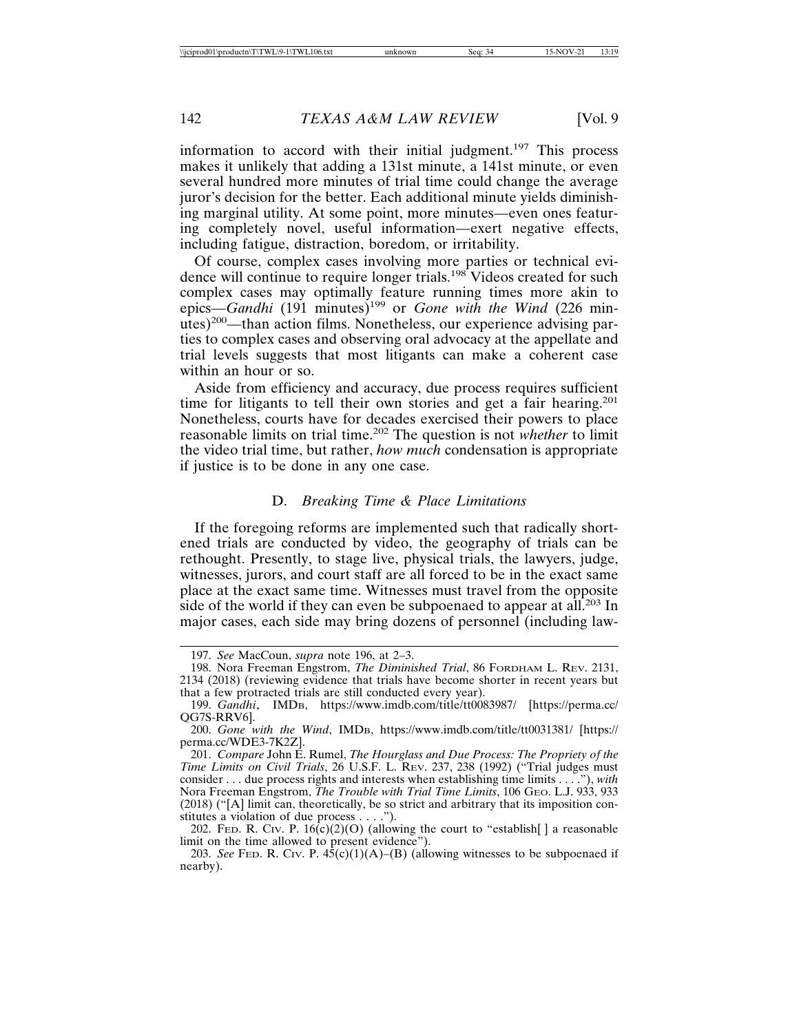information to accord with their initial judgment.[197] This process makes it unlikely that adding a 131st minute, a 141st minute, or even several hundred more minutes of trial time could change the average juror's decision for the better. Each additional minute yields diminishing marginal utility. At some point, more minutes—even ones featuring completely novel, useful information—exert negative effects, including fatigue, distraction, boredom, or irritability.

Of course, complex cases involving more parties or technical evidence will continue to require longer trials.[198] Videos created for such complex cases may optimally feature running times more akin to epics—*Gandhi* (191 minutes)[199] or *Gone with the Wind* (226 minutes)[200]—than action films. Nonetheless, our experience advising parties to complex cases and observing oral advocacy at the appellate and trial levels suggests that most litigants can make a coherent case within an hour or so.

Aside from efficiency and accuracy, due process requires sufficient time for litigants to tell their own stories and get a fair hearing.[201] Nonetheless, courts have for decades exercised their powers to place reasonable limits on trial time.[202] The question is not *whether* to limit the video trial time, but rather, *how much* condensation is appropriate if justice is to be done in any one case.

### D. *Breaking Time & Place Limitations*

If the foregoing reforms are implemented such that radically shortened trials are conducted by video, the geography of trials can be rethought. Presently, to stage live, physical trials, the lawyers, judge, witnesses, jurors, and court staff are all forced to be in the exact same place at the exact same time. Witnesses must travel from the opposite side of the world if they can even be subpoenaed to appear at all.[203] In major cases, each side may bring dozens of personnel (including law-

---

197. *See* MacCoun, *supra* note 196, at 2–3.

198. Nora Freeman Engstrom, *The Diminished Trial*, 86 FORDHAM L. REV. 2131, 2134 (2018) (reviewing evidence that trials have become shorter in recent years but that a few protracted trials are still conducted every year).

199. *Gandhi*, IMDB, https://www.imdb.com/title/tt0083987/ [https://perma.cc/QG7S-RRV6].

200. *Gone with the Wind*, IMDB, https://www.imdb.com/title/tt0031381/ [https://perma.cc/WDE3-7K2Z].

201. *Compare* John E. Rumel, *The Hourglass and Due Process: The Propriety of the Time Limits on Civil Trials*, 26 U.S.F. L. REV. 237, 238 (1992) ("Trial judges must consider . . . due process rights and interests when establishing time limits . . . ."), *with* Nora Freeman Engstrom, *The Trouble with Trial Time Limits*, 106 GEO. L.J. 933, 933 (2018) ("[A] limit can, theoretically, be so strict and arbitrary that its imposition constitutes a violation of due process . . . .").

202. FED. R. CIV. P. 16(c)(2)(O) (allowing the court to "establish[ ] a reasonable limit on the time allowed to present evidence").

203. *See* FED. R. CIV. P. 45(c)(1)(A)–(B) (allowing witnesses to be subpoenaed if nearby).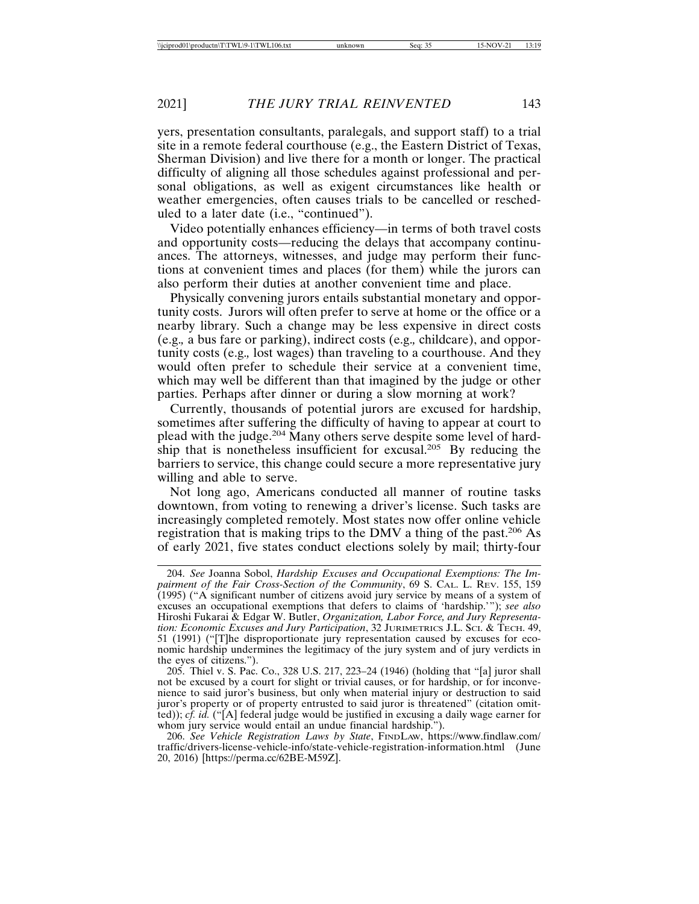yers, presentation consultants, paralegals, and support staff) to a trial site in a remote federal courthouse (e.g., the Eastern District of Texas, Sherman Division) and live there for a month or longer. The practical difficulty of aligning all those schedules against professional and personal obligations, as well as exigent circumstances like health or weather emergencies, often causes trials to be cancelled or rescheduled to a later date (i.e., "continued").

Video potentially enhances efficiency—in terms of both travel costs and opportunity costs—reducing the delays that accompany continuances. The attorneys, witnesses, and judge may perform their functions at convenient times and places (for them) while the jurors can also perform their duties at another convenient time and place.

Physically convening jurors entails substantial monetary and opportunity costs. Jurors will often prefer to serve at home or the office or a nearby library. Such a change may be less expensive in direct costs (e.g., a bus fare or parking), indirect costs (e.g., childcare), and opportunity costs (e.g., lost wages) than traveling to a courthouse. And they would often prefer to schedule their service at a convenient time, which may well be different than that imagined by the judge or other parties. Perhaps after dinner or during a slow morning at work?

Currently, thousands of potential jurors are excused for hardship, sometimes after suffering the difficulty of having to appear at court to plead with the judge.[204] Many others serve despite some level of hardship that is nonetheless insufficient for excusal.[205] By reducing the barriers to service, this change could secure a more representative jury willing and able to serve.

Not long ago, Americans conducted all manner of routine tasks downtown, from voting to renewing a driver's license. Such tasks are increasingly completed remotely. Most states now offer online vehicle registration that is making trips to the DMV a thing of the past.[206] As of early 2021, five states conduct elections solely by mail; thirty-four

---

204. *See* Joanna Sobol, *Hardship Excuses and Occupational Exemptions: The Impairment of the Fair Cross-Section of the Community*, 69 S. CAL. L. REV. 155, 159 (1995) ("A significant number of citizens avoid jury service by means of a system of excuses an occupational exemptions that defers to claims of 'hardship.'"); *see also* Hiroshi Fukarai & Edgar W. Butler, *Organization, Labor Force, and Jury Representation: Economic Excuses and Jury Participation*, 32 JURIMETRICS J.L. SCI. & TECH. 49, 51 (1991) ("[T]he disproportionate jury representation caused by excuses for economic hardship undermines the legitimacy of the jury system and of jury verdicts in the eyes of citizens.").

205. Thiel v. S. Pac. Co., 328 U.S. 217, 223–24 (1946) (holding that "[a] juror shall not be excused by a court for slight or trivial causes, or for hardship, or for inconvenience to said juror's business, but only when material injury or destruction to said juror's property or of property entrusted to said juror is threatened" (citation omitted)); *cf. id.* ("[A] federal judge would be justified in excusing a daily wage earner for whom jury service would entail an undue financial hardship.").

206. *See Vehicle Registration Laws by State*, FINDLAW, https://www.findlaw.com/traffic/drivers-license-vehicle-info/state-vehicle-registration-information.html (June 20, 2016) [https://perma.cc/62BE-M59Z].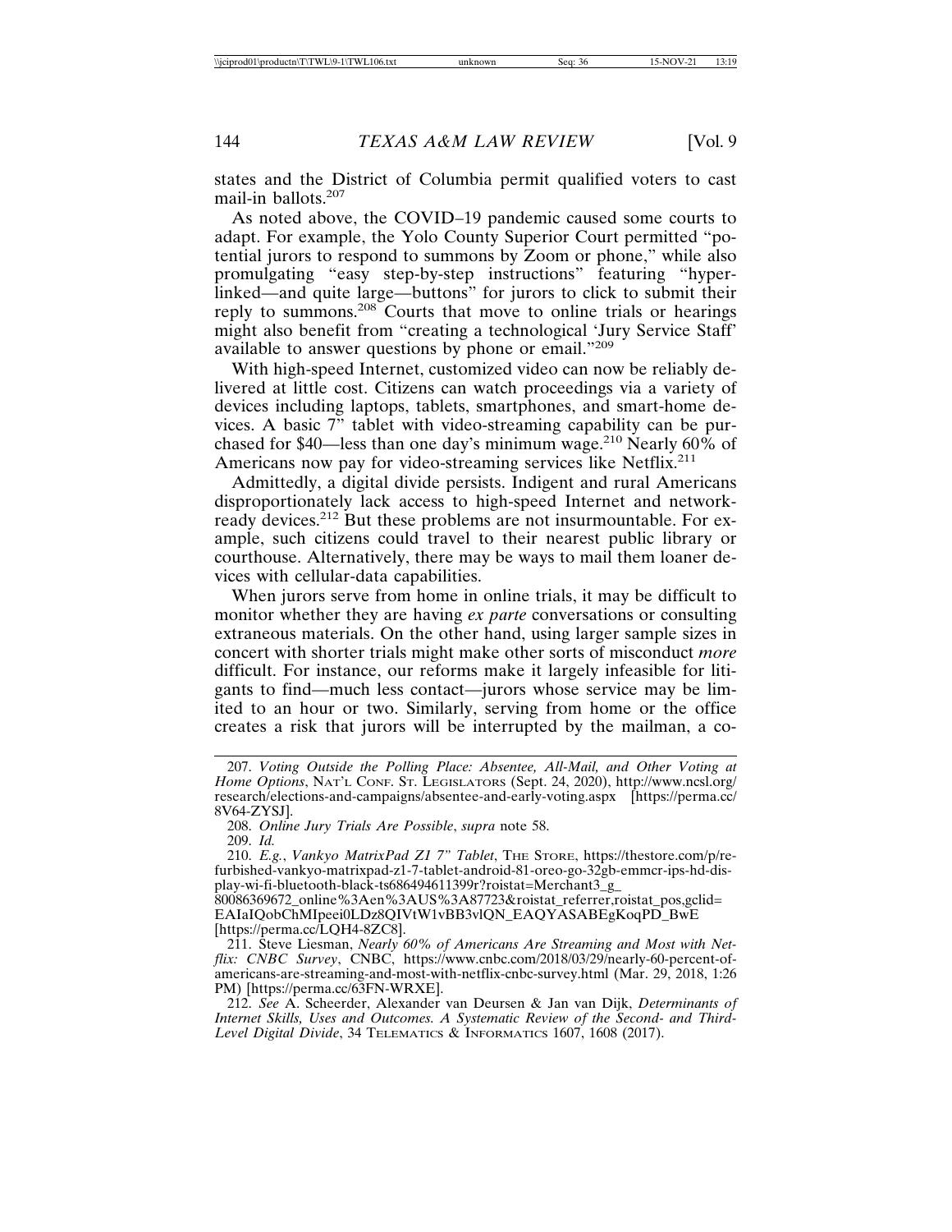states and the District of Columbia permit qualified voters to cast mail-in ballots.[207]

As noted above, the COVID–19 pandemic caused some courts to adapt. For example, the Yolo County Superior Court permitted "potential jurors to respond to summons by Zoom or phone," while also promulgating "easy step-by-step instructions" featuring "hyperlinked—and quite large—buttons" for jurors to click to submit their reply to summons.[208] Courts that move to online trials or hearings might also benefit from "creating a technological 'Jury Service Staff' available to answer questions by phone or email."[209]

With high-speed Internet, customized video can now be reliably delivered at little cost. Citizens can watch proceedings via a variety of devices including laptops, tablets, smartphones, and smart-home devices. A basic 7" tablet with video-streaming capability can be purchased for $40—less than one day's minimum wage.[210] Nearly 60% of Americans now pay for video-streaming services like Netflix.[211]

Admittedly, a digital divide persists. Indigent and rural Americans disproportionately lack access to high-speed Internet and network-ready devices.[212] But these problems are not insurmountable. For example, such citizens could travel to their nearest public library or courthouse. Alternatively, there may be ways to mail them loaner devices with cellular-data capabilities.

When jurors serve from home in online trials, it may be difficult to monitor whether they are having *ex parte* conversations or consulting extraneous materials. On the other hand, using larger sample sizes in concert with shorter trials might make other sorts of misconduct *more* difficult. For instance, our reforms make it largely infeasible for litigants to find—much less contact—jurors whose service may be limited to an hour or two. Similarly, serving from home or the office creates a risk that jurors will be interrupted by the mailman, a co-

---

207. *Voting Outside the Polling Place: Absentee, All-Mail, and Other Voting at Home Options*, NAT'L CONF. ST. LEGISLATORS (Sept. 24, 2020), http://www.ncsl.org/research/elections-and-campaigns/absentee-and-early-voting.aspx [https://perma.cc/8V64-ZYSJ].

208. *Online Jury Trials Are Possible*, *supra* note 58.

209. *Id.*

210. *E.g.*, *Vankyo MatrixPad Z1 7" Tablet*, THE STORE, https://thestore.com/p/refurbished-vankyo-matrixpad-z1-7-tablet-android-81-oreo-go-32gb-emmcr-ips-hd-display-wi-fi-bluetooth-black-ts686494611399r?roistat=Merchant3_g_80086369672_online%3Aen%3AUS%3A87723&roistat_referrer,roistat_pos,gclid=EAIaIQobChMIpeei0LDz8QIVtW1vBB3vlQN_EAQYASABEgKoqPD_BwE [https://perma.cc/LQH4-8ZC8].

211. Steve Liesman, *Nearly 60% of Americans Are Streaming and Most with Netflix: CNBC Survey*, CNBC, https://www.cnbc.com/2018/03/29/nearly-60-percent-of-americans-are-streaming-and-most-with-netflix-cnbc-survey.html (Mar. 29, 2018, 1:26 PM) [https://perma.cc/63FN-WRXE].

212. *See* A. Scheerder, Alexander van Deursen & Jan van Dijk, *Determinants of Internet Skills, Uses and Outcomes. A Systematic Review of the Second- and Third-Level Digital Divide*, 34 TELEMATICS & INFORMATICS 1607, 1608 (2017).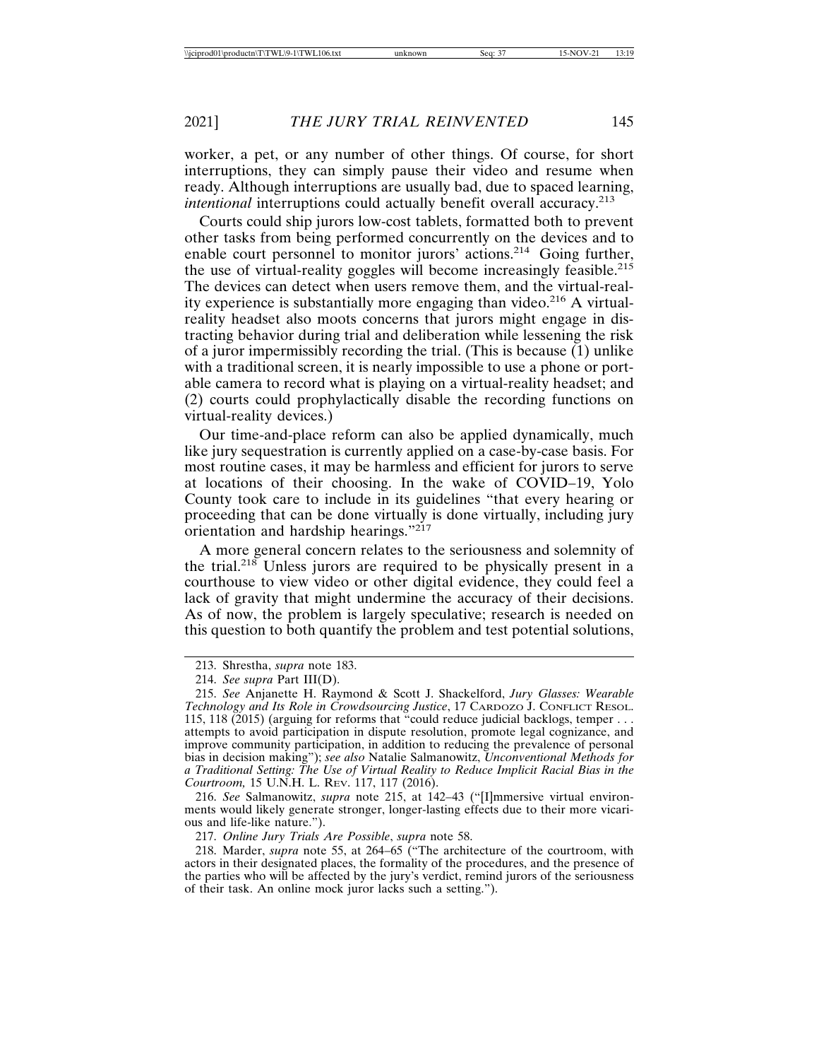worker, a pet, or any number of other things. Of course, for short interruptions, they can simply pause their video and resume when ready. Although interruptions are usually bad, due to spaced learning, *intentional* interruptions could actually benefit overall accuracy.[213]

Courts could ship jurors low-cost tablets, formatted both to prevent other tasks from being performed concurrently on the devices and to enable court personnel to monitor jurors' actions.[214] Going further, the use of virtual-reality goggles will become increasingly feasible.[215] The devices can detect when users remove them, and the virtual-reality experience is substantially more engaging than video.[216] A virtual-reality headset also moots concerns that jurors might engage in distracting behavior during trial and deliberation while lessening the risk of a juror impermissibly recording the trial. (This is because (1) unlike with a traditional screen, it is nearly impossible to use a phone or portable camera to record what is playing on a virtual-reality headset; and (2) courts could prophylactically disable the recording functions on virtual-reality devices.)

Our time-and-place reform can also be applied dynamically, much like jury sequestration is currently applied on a case-by-case basis. For most routine cases, it may be harmless and efficient for jurors to serve at locations of their choosing. In the wake of COVID–19, Yolo County took care to include in its guidelines "that every hearing or proceeding that can be done virtually is done virtually, including jury orientation and hardship hearings."[217]

A more general concern relates to the seriousness and solemnity of the trial.[218] Unless jurors are required to be physically present in a courthouse to view video or other digital evidence, they could feel a lack of gravity that might undermine the accuracy of their decisions. As of now, the problem is largely speculative; research is needed on this question to both quantify the problem and test potential solutions,

---

213. Shrestha, *supra* note 183.

214. *See supra* Part III(D).

215. *See* Anjanette H. Raymond & Scott J. Shackelford, *Jury Glasses: Wearable Technology and Its Role in Crowdsourcing Justice*, 17 CARDOZO J. CONFLICT RESOL. 115, 118 (2015) (arguing for reforms that "could reduce judicial backlogs, temper . . . attempts to avoid participation in dispute resolution, promote legal cognizance, and improve community participation, in addition to reducing the prevalence of personal bias in decision making"); *see also* Natalie Salmanowitz, *Unconventional Methods for a Traditional Setting: The Use of Virtual Reality to Reduce Implicit Racial Bias in the Courtroom,* 15 U.N.H. L. REV. 117, 117 (2016).

216. *See* Salmanowitz, *supra* note 215, at 142–43 ("[I]mmersive virtual environments would likely generate stronger, longer-lasting effects due to their more vicarious and life-like nature.").

217. *Online Jury Trials Are Possible*, *supra* note 58.

218. Marder, *supra* note 55, at 264–65 ("The architecture of the courtroom, with actors in their designated places, the formality of the procedures, and the presence of the parties who will be affected by the jury's verdict, remind jurors of the seriousness of their task. An online mock juror lacks such a setting.").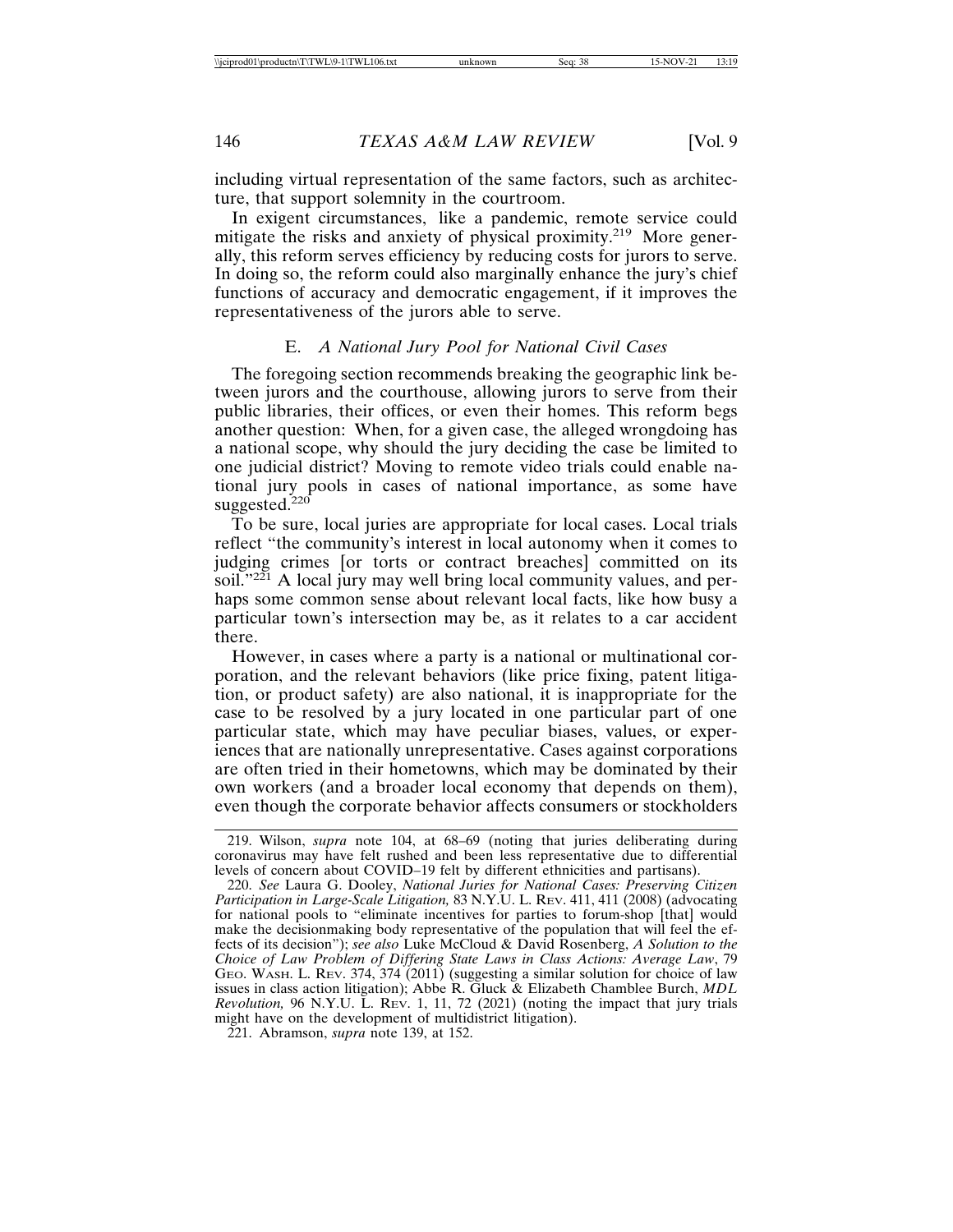including virtual representation of the same factors, such as architecture, that support solemnity in the courtroom.

In exigent circumstances, like a pandemic, remote service could mitigate the risks and anxiety of physical proximity.[219] More generally, this reform serves efficiency by reducing costs for jurors to serve. In doing so, the reform could also marginally enhance the jury's chief functions of accuracy and democratic engagement, if it improves the representativeness of the jurors able to serve.

### E. *A National Jury Pool for National Civil Cases*

The foregoing section recommends breaking the geographic link between jurors and the courthouse, allowing jurors to serve from their public libraries, their offices, or even their homes. This reform begs another question: When, for a given case, the alleged wrongdoing has a national scope, why should the jury deciding the case be limited to one judicial district? Moving to remote video trials could enable national jury pools in cases of national importance, as some have suggested.[220]

To be sure, local juries are appropriate for local cases. Local trials reflect "the community's interest in local autonomy when it comes to judging crimes [or torts or contract breaches] committed on its soil."[221] A local jury may well bring local community values, and perhaps some common sense about relevant local facts, like how busy a particular town's intersection may be, as it relates to a car accident there.

However, in cases where a party is a national or multinational corporation, and the relevant behaviors (like price fixing, patent litigation, or product safety) are also national, it is inappropriate for the case to be resolved by a jury located in one particular part of one particular state, which may have peculiar biases, values, or experiences that are nationally unrepresentative. Cases against corporations are often tried in their hometowns, which may be dominated by their own workers (and a broader local economy that depends on them), even though the corporate behavior affects consumers or stockholders

---

219. Wilson, *supra* note 104, at 68–69 (noting that juries deliberating during coronavirus may have felt rushed and been less representative due to differential levels of concern about COVID–19 felt by different ethnicities and partisans).

220. *See* Laura G. Dooley, *National Juries for National Cases: Preserving Citizen Participation in Large-Scale Litigation,* 83 N.Y.U. L. REV. 411, 411 (2008) (advocating for national pools to "eliminate incentives for parties to forum-shop [that] would make the decisionmaking body representative of the population that will feel the effects of its decision"); *see also* Luke McCloud & David Rosenberg, *A Solution to the Choice of Law Problem of Differing State Laws in Class Actions: Average Law*, 79 GEO. WASH. L. REV. 374, 374 (2011) (suggesting a similar solution for choice of law issues in class action litigation); Abbe R. Gluck & Elizabeth Chamblee Burch, *MDL Revolution,* 96 N.Y.U. L. REV. 1, 11, 72 (2021) (noting the impact that jury trials might have on the development of multidistrict litigation).

221. Abramson, *supra* note 139, at 152.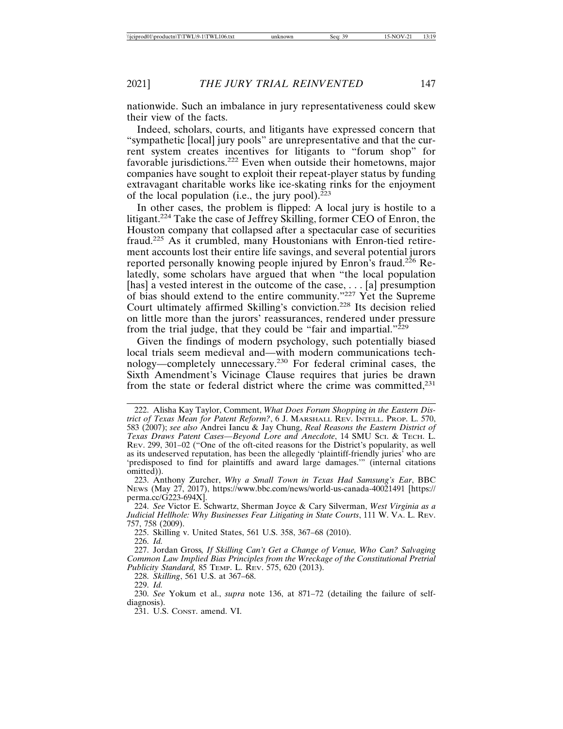nationwide. Such an imbalance in jury representativeness could skew their view of the facts.

Indeed, scholars, courts, and litigants have expressed concern that "sympathetic [local] jury pools" are unrepresentative and that the current system creates incentives for litigants to "forum shop" for favorable jurisdictions.[222] Even when outside their hometowns, major companies have sought to exploit their repeat-player status by funding extravagant charitable works like ice-skating rinks for the enjoyment of the local population (i.e., the jury pool).[223]

In other cases, the problem is flipped: A local jury is hostile to a litigant.[224] Take the case of Jeffrey Skilling, former CEO of Enron, the Houston company that collapsed after a spectacular case of securities fraud.[225] As it crumbled, many Houstonians with Enron-tied retirement accounts lost their entire life savings, and several potential jurors reported personally knowing people injured by Enron's fraud.[226] Relatedly, some scholars have argued that when "the local population [has] a vested interest in the outcome of the case, . . . [a] presumption of bias should extend to the entire community."[227] Yet the Supreme Court ultimately affirmed Skilling's conviction.[228] Its decision relied on little more than the jurors' reassurances, rendered under pressure from the trial judge, that they could be "fair and impartial."[229]

Given the findings of modern psychology, such potentially biased local trials seem medieval and—with modern communications technology—completely unnecessary.[230] For federal criminal cases, the Sixth Amendment's Vicinage Clause requires that juries be drawn from the state or federal district where the crime was committed,[231]

---

222. Alisha Kay Taylor, Comment, *What Does Forum Shopping in the Eastern District of Texas Mean for Patent Reform?*, 6 J. Marshall Rev. Intell. Prop. L. 570, 583 (2007); *see also* Andrei Iancu & Jay Chung, *Real Reasons the Eastern District of Texas Draws Patent Cases—Beyond Lore and Anecdote*, 14 SMU Sci. & Tech. L. Rev. 299, 301–02 ("One of the oft-cited reasons for the District's popularity, as well as its undeserved reputation, has been the allegedly 'plaintiff-friendly juries' who are 'predisposed to find for plaintiffs and award large damages.'" (internal citations omitted)).

223. Anthony Zurcher, *Why a Small Town in Texas Had Samsung's Ear*, BBC News (May 27, 2017), https://www.bbc.com/news/world-us-canada-40021491 [https://perma.cc/G223-694X].

224. *See* Victor E. Schwartz, Sherman Joyce & Cary Silverman, *West Virginia as a Judicial Hellhole: Why Businesses Fear Litigating in State Courts*, 111 W. Va. L. Rev. 757, 758 (2009).

225. Skilling v. United States, 561 U.S. 358, 367–68 (2010).

226. *Id.*

227. Jordan Gross*, If Skilling Can't Get a Change of Venue, Who Can? Salvaging Common Law Implied Bias Principles from the Wreckage of the Constitutional Pretrial Publicity Standard,* 85 Temp. L. Rev. 575, 620 (2013).

228. *Skilling*, 561 U.S. at 367–68.

229. *Id.*

230. *See* Yokum et al., *supra* note 136, at 871–72 (detailing the failure of self-diagnosis).

231. U.S. Const. amend. VI.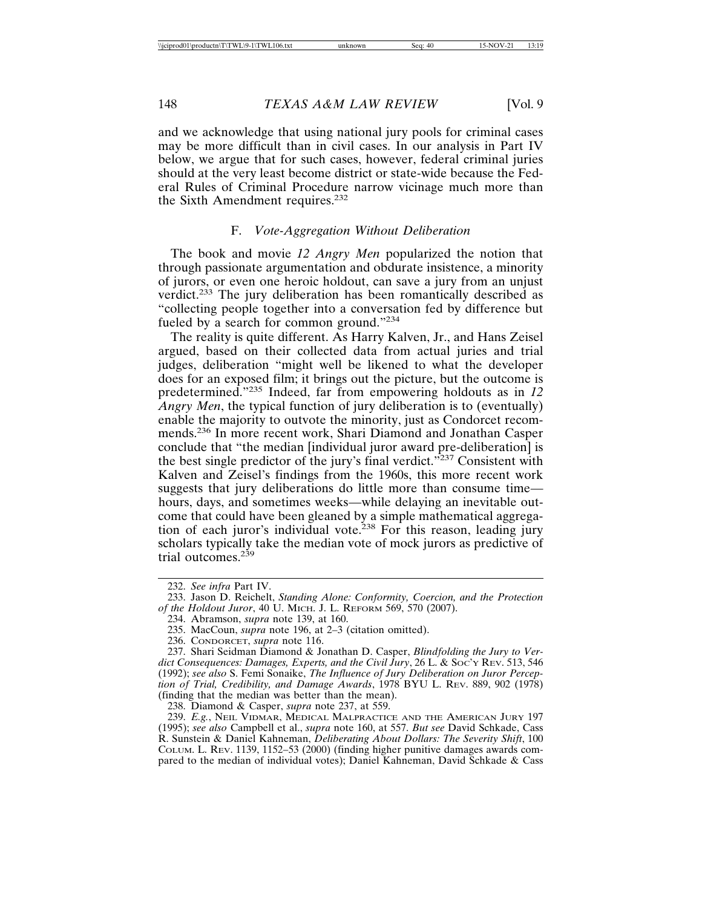and we acknowledge that using national jury pools for criminal cases may be more difficult than in civil cases. In our analysis in Part IV below, we argue that for such cases, however, federal criminal juries should at the very least become district or state-wide because the Federal Rules of Criminal Procedure narrow vicinage much more than the Sixth Amendment requires.[232]

### F. *Vote-Aggregation Without Deliberation*

The book and movie *12 Angry Men* popularized the notion that through passionate argumentation and obdurate insistence, a minority of jurors, or even one heroic holdout, can save a jury from an unjust verdict.[233] The jury deliberation has been romantically described as "collecting people together into a conversation fed by difference but fueled by a search for common ground."[234]

The reality is quite different. As Harry Kalven, Jr., and Hans Zeisel argued, based on their collected data from actual juries and trial judges, deliberation "might well be likened to what the developer does for an exposed film; it brings out the picture, but the outcome is predetermined."[235] Indeed, far from empowering holdouts as in *12 Angry Men*, the typical function of jury deliberation is to (eventually) enable the majority to outvote the minority, just as Condorcet recommends.[236] In more recent work, Shari Diamond and Jonathan Casper conclude that "the median [individual juror award pre-deliberation] is the best single predictor of the jury's final verdict."[237] Consistent with Kalven and Zeisel's findings from the 1960s, this more recent work suggests that jury deliberations do little more than consume time—hours, days, and sometimes weeks—while delaying an inevitable outcome that could have been gleaned by a simple mathematical aggregation of each juror's individual vote.[238] For this reason, leading jury scholars typically take the median vote of mock jurors as predictive of trial outcomes.[239]

---

232. *See infra* Part IV.

233. Jason D. Reichelt, *Standing Alone: Conformity, Coercion, and the Protection of the Holdout Juror*, 40 U. MICH. J. L. REFORM 569, 570 (2007).

234. Abramson, *supra* note 139, at 160.

235. MacCoun, *supra* note 196, at 2–3 (citation omitted).

236. CONDORCET, *supra* note 116.

237. Shari Seidman Diamond & Jonathan D. Casper, *Blindfolding the Jury to Verdict Consequences: Damages, Experts, and the Civil Jury*, 26 L. & SOC'Y REV. 513, 546 (1992); *see also* S. Femi Sonaike, *The Influence of Jury Deliberation on Juror Perception of Trial, Credibility, and Damage Awards*, 1978 BYU L. REV. 889, 902 (1978) (finding that the median was better than the mean).

238. Diamond & Casper, *supra* note 237, at 559.

239. *E.g.*, NEIL VIDMAR, MEDICAL MALPRACTICE AND THE AMERICAN JURY 197 (1995); *see also* Campbell et al., *supra* note 160, at 557. *But see* David Schkade, Cass R. Sunstein & Daniel Kahneman, *Deliberating About Dollars: The Severity Shift*, 100 COLUM. L. REV. 1139, 1152–53 (2000) (finding higher punitive damages awards compared to the median of individual votes); Daniel Kahneman, David Schkade & Cass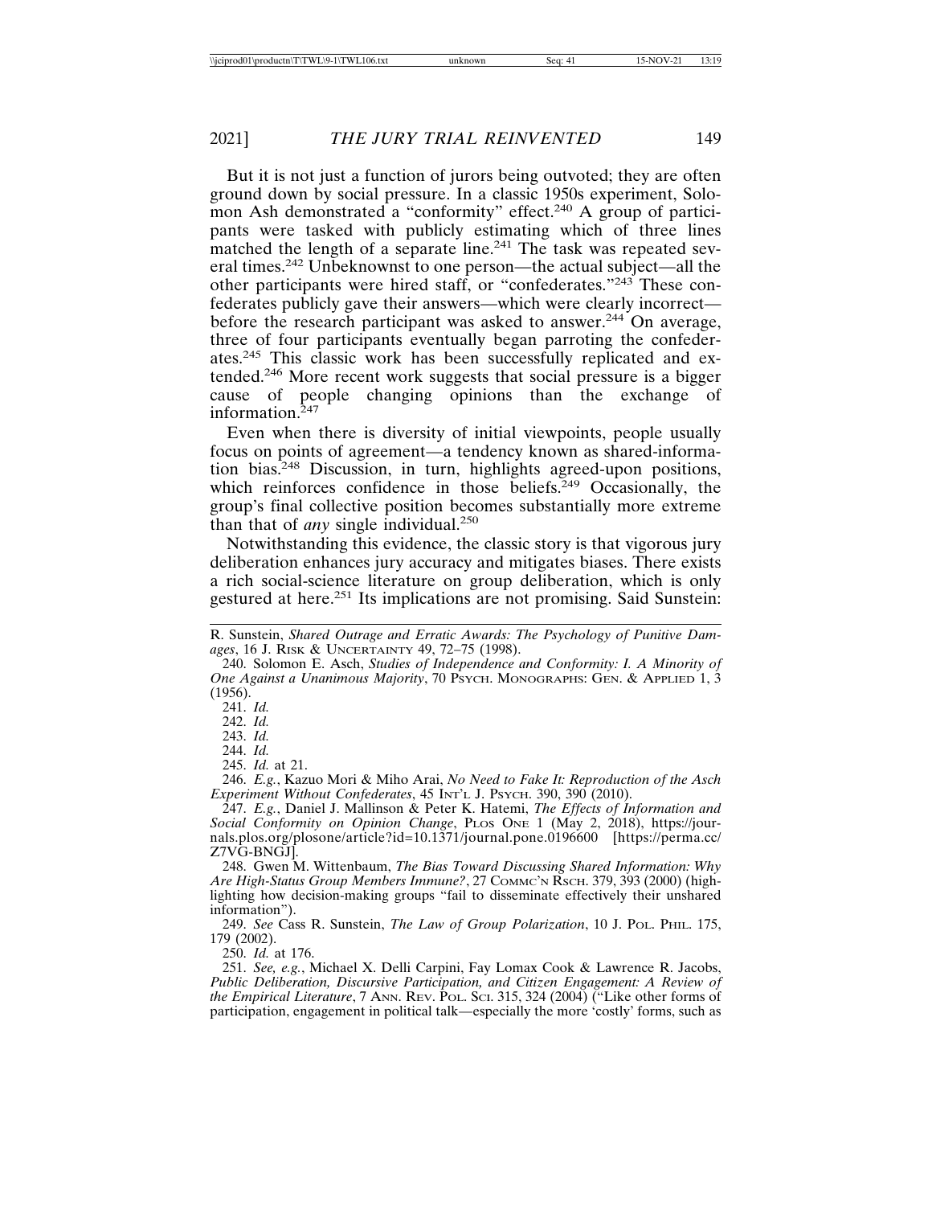But it is not just a function of jurors being outvoted; they are often ground down by social pressure. In a classic 1950s experiment, Solomon Ash demonstrated a "conformity" effect.[240] A group of participants were tasked with publicly estimating which of three lines matched the length of a separate line.[241] The task was repeated several times.[242] Unbeknownst to one person—the actual subject—all the other participants were hired staff, or "confederates."[243] These confederates publicly gave their answers—which were clearly incorrect—before the research participant was asked to answer.[244] On average, three of four participants eventually began parroting the confederates.[245] This classic work has been successfully replicated and extended.[246] More recent work suggests that social pressure is a bigger cause of people changing opinions than the exchange of information.[247]

Even when there is diversity of initial viewpoints, people usually focus on points of agreement—a tendency known as shared-information bias.[248] Discussion, in turn, highlights agreed-upon positions, which reinforces confidence in those beliefs.[249] Occasionally, the group's final collective position becomes substantially more extreme than that of *any* single individual.[250]

Notwithstanding this evidence, the classic story is that vigorous jury deliberation enhances jury accuracy and mitigates biases. There exists a rich social-science literature on group deliberation, which is only gestured at here.[251] Its implications are not promising. Said Sunstein:

---

R. Sunstein, *Shared Outrage and Erratic Awards: The Psychology of Punitive Damages*, 16 J. RISK & UNCERTAINTY 49, 72–75 (1998).

240. Solomon E. Asch, *Studies of Independence and Conformity: I. A Minority of One Against a Unanimous Majority*, 70 PSYCH. MONOGRAPHS: GEN. & APPLIED 1, 3 (1956).

241. *Id.*

242. *Id.*

243. *Id.*

244. *Id.*

245. *Id.* at 21.

246. *E.g.*, Kazuo Mori & Miho Arai, *No Need to Fake It: Reproduction of the Asch Experiment Without Confederates*, 45 INT'L J. PSYCH. 390, 390 (2010).

247. *E.g.*, Daniel J. Mallinson & Peter K. Hatemi, *The Effects of Information and Social Conformity on Opinion Change*, PLOS ONE 1 (May 2, 2018), https://journals.plos.org/plosone/article?id=10.1371/journal.pone.0196600 [https://perma.cc/Z7VG-BNGJ].

248. Gwen M. Wittenbaum, *The Bias Toward Discussing Shared Information: Why Are High-Status Group Members Immune?*, 27 COMMC'N RSCH. 379, 393 (2000) (highlighting how decision-making groups "fail to disseminate effectively their unshared information").

249. *See* Cass R. Sunstein, *The Law of Group Polarization*, 10 J. POL. PHIL. 175, 179 (2002).

250. *Id.* at 176.

251. *See, e.g.*, Michael X. Delli Carpini, Fay Lomax Cook & Lawrence R. Jacobs, *Public Deliberation, Discursive Participation, and Citizen Engagement: A Review of the Empirical Literature*, 7 ANN. REV. POL. SCI. 315, 324 (2004) ("Like other forms of participation, engagement in political talk—especially the more 'costly' forms, such as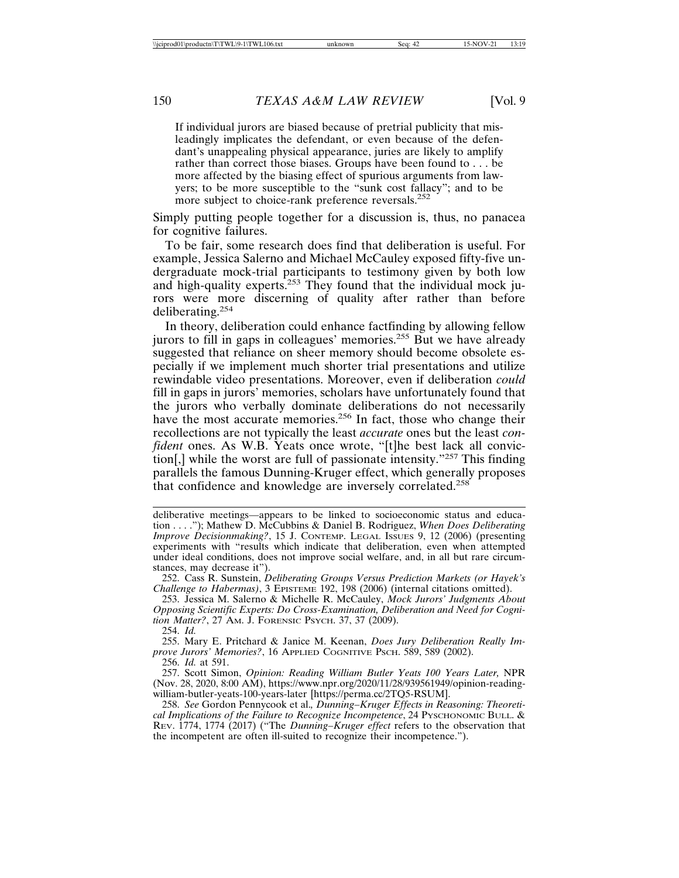> If individual jurors are biased because of pretrial publicity that misleadingly implicates the defendant, or even because of the defendant's unappealing physical appearance, juries are likely to amplify rather than correct those biases. Groups have been found to . . . be more affected by the biasing effect of spurious arguments from lawyers; to be more susceptible to the "sunk cost fallacy"; and to be more subject to choice-rank preference reversals.[252]

Simply putting people together for a discussion is, thus, no panacea for cognitive failures.

To be fair, some research does find that deliberation is useful. For example, Jessica Salerno and Michael McCauley exposed fifty-five undergraduate mock-trial participants to testimony given by both low and high-quality experts.[253] They found that the individual mock jurors were more discerning of quality after rather than before deliberating.[254]

In theory, deliberation could enhance factfinding by allowing fellow jurors to fill in gaps in colleagues' memories.[255] But we have already suggested that reliance on sheer memory should become obsolete especially if we implement much shorter trial presentations and utilize rewindable video presentations. Moreover, even if deliberation *could* fill in gaps in jurors' memories, scholars have unfortunately found that the jurors who verbally dominate deliberations do not necessarily have the most accurate memories.[256] In fact, those who change their recollections are not typically the least *accurate* ones but the least *confident* ones. As W.B. Yeats once wrote, "[t]he best lack all conviction[,] while the worst are full of passionate intensity."[257] This finding parallels the famous Dunning-Kruger effect, which generally proposes that confidence and knowledge are inversely correlated.[258]

---

deliberative meetings—appears to be linked to socioeconomic status and education . . . ."); Mathew D. McCubbins & Daniel B. Rodriguez, *When Does Deliberating Improve Decisionmaking?*, 15 J. CONTEMP. LEGAL ISSUES 9, 12 (2006) (presenting experiments with "results which indicate that deliberation, even when attempted under ideal conditions, does not improve social welfare, and, in all but rare circumstances, may decrease it").

252. Cass R. Sunstein, *Deliberating Groups Versus Prediction Markets (or Hayek's Challenge to Habermas)*, 3 EPISTEME 192, 198 (2006) (internal citations omitted).

253. Jessica M. Salerno & Michelle R. McCauley, *Mock Jurors' Judgments About Opposing Scientific Experts: Do Cross-Examination, Deliberation and Need for Cognition Matter?*, 27 AM. J. FORENSIC PSYCH. 37, 37 (2009).

254. *Id.*

255. Mary E. Pritchard & Janice M. Keenan, *Does Jury Deliberation Really Improve Jurors' Memories?*, 16 APPLIED COGNITIVE PSCH. 589, 589 (2002).

256. *Id.* at 591.

257. Scott Simon, *Opinion: Reading William Butler Yeats 100 Years Later,* NPR (Nov. 28, 2020, 8:00 AM), https://www.npr.org/2020/11/28/939561949/opinion-reading-william-butler-yeats-100-years-later [https://perma.cc/2TQ5-RSUM].

258. *See* Gordon Pennycook et al., *Dunning–Kruger Effects in Reasoning: Theoretical Implications of the Failure to Recognize Incompetence*, 24 PYSCHONOMIC BULL. & REV. 1774, 1774 (2017) ("The *Dunning–Kruger effect* refers to the observation that the incompetent are often ill-suited to recognize their incompetence.").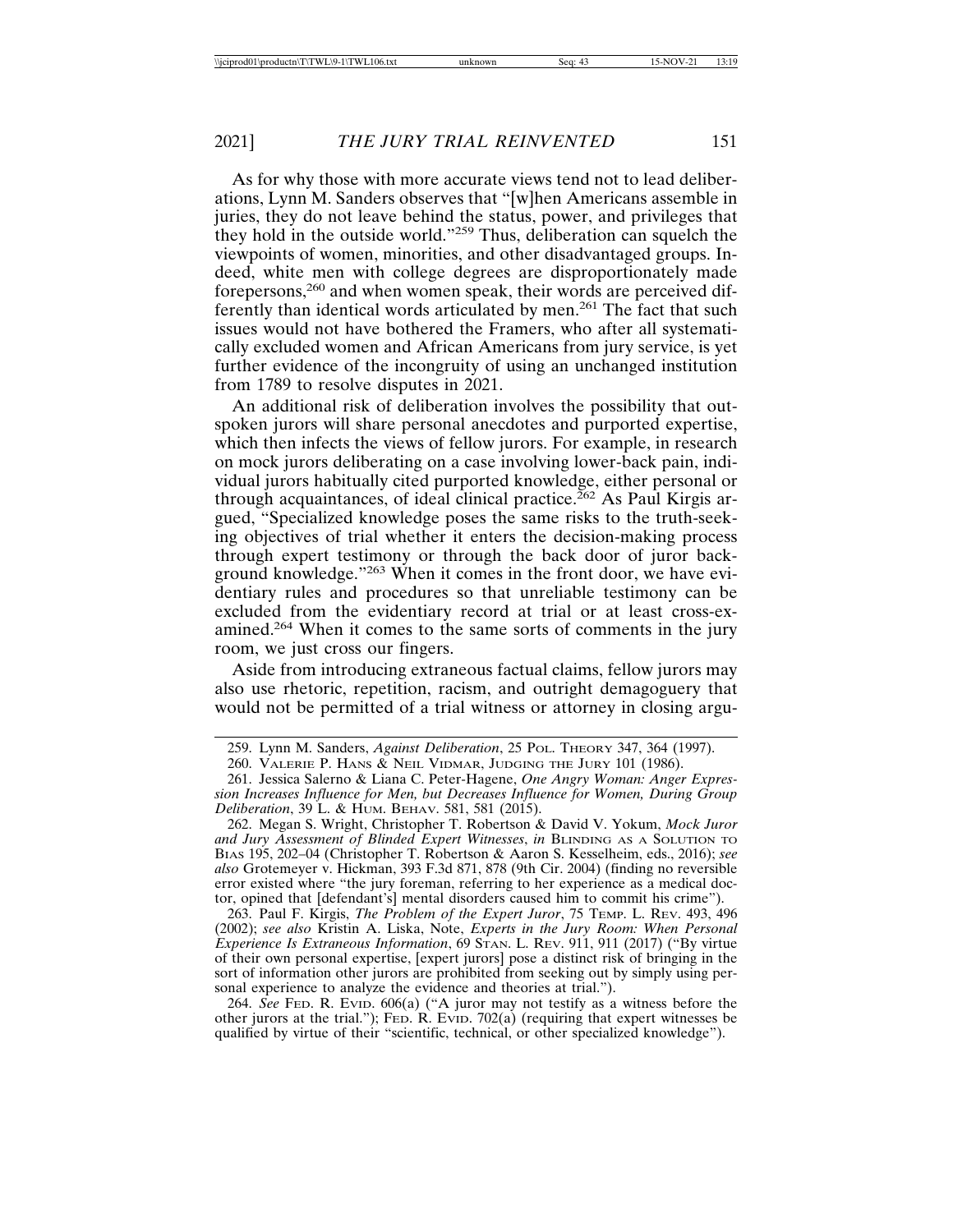As for why those with more accurate views tend not to lead deliberations, Lynn M. Sanders observes that "[w]hen Americans assemble in juries, they do not leave behind the status, power, and privileges that they hold in the outside world."[259] Thus, deliberation can squelch the viewpoints of women, minorities, and other disadvantaged groups. Indeed, white men with college degrees are disproportionately made forepersons,[260] and when women speak, their words are perceived differently than identical words articulated by men.[261] The fact that such issues would not have bothered the Framers, who after all systematically excluded women and African Americans from jury service, is yet further evidence of the incongruity of using an unchanged institution from 1789 to resolve disputes in 2021.

An additional risk of deliberation involves the possibility that outspoken jurors will share personal anecdotes and purported expertise, which then infects the views of fellow jurors. For example, in research on mock jurors deliberating on a case involving lower-back pain, individual jurors habitually cited purported knowledge, either personal or through acquaintances, of ideal clinical practice.[262] As Paul Kirgis argued, "Specialized knowledge poses the same risks to the truth-seeking objectives of trial whether it enters the decision-making process through expert testimony or through the back door of juror background knowledge."[263] When it comes in the front door, we have evidentiary rules and procedures so that unreliable testimony can be excluded from the evidentiary record at trial or at least cross-examined.[264] When it comes to the same sorts of comments in the jury room, we just cross our fingers.

Aside from introducing extraneous factual claims, fellow jurors may also use rhetoric, repetition, racism, and outright demagoguery that would not be permitted of a trial witness or attorney in closing argu-

---

259. Lynn M. Sanders, *Against Deliberation*, 25 POL. THEORY 347, 364 (1997).

260. VALERIE P. HANS & NEIL VIDMAR, JUDGING THE JURY 101 (1986).

261. Jessica Salerno & Liana C. Peter-Hagene, *One Angry Woman: Anger Expression Increases Influence for Men, but Decreases Influence for Women, During Group Deliberation*, 39 L. & HUM. BEHAV. 581, 581 (2015).

262. Megan S. Wright, Christopher T. Robertson & David V. Yokum, *Mock Juror and Jury Assessment of Blinded Expert Witnesses*, *in* BLINDING AS A SOLUTION TO BIAS 195, 202–04 (Christopher T. Robertson & Aaron S. Kesselheim, eds., 2016); *see also* Grotemeyer v. Hickman, 393 F.3d 871, 878 (9th Cir. 2004) (finding no reversible error existed where "the jury foreman, referring to her experience as a medical doctor, opined that [defendant's] mental disorders caused him to commit his crime").

263. Paul F. Kirgis, *The Problem of the Expert Juror*, 75 TEMP. L. REV. 493, 496 (2002); *see also* Kristin A. Liska, Note, *Experts in the Jury Room: When Personal Experience Is Extraneous Information*, 69 STAN. L. REV. 911, 911 (2017) ("By virtue of their own personal expertise, [expert jurors] pose a distinct risk of bringing in the sort of information other jurors are prohibited from seeking out by simply using personal experience to analyze the evidence and theories at trial.").

264. *See* FED. R. EVID. 606(a) ("A juror may not testify as a witness before the other jurors at the trial."); FED. R. EVID. 702(a) (requiring that expert witnesses be qualified by virtue of their "scientific, technical, or other specialized knowledge").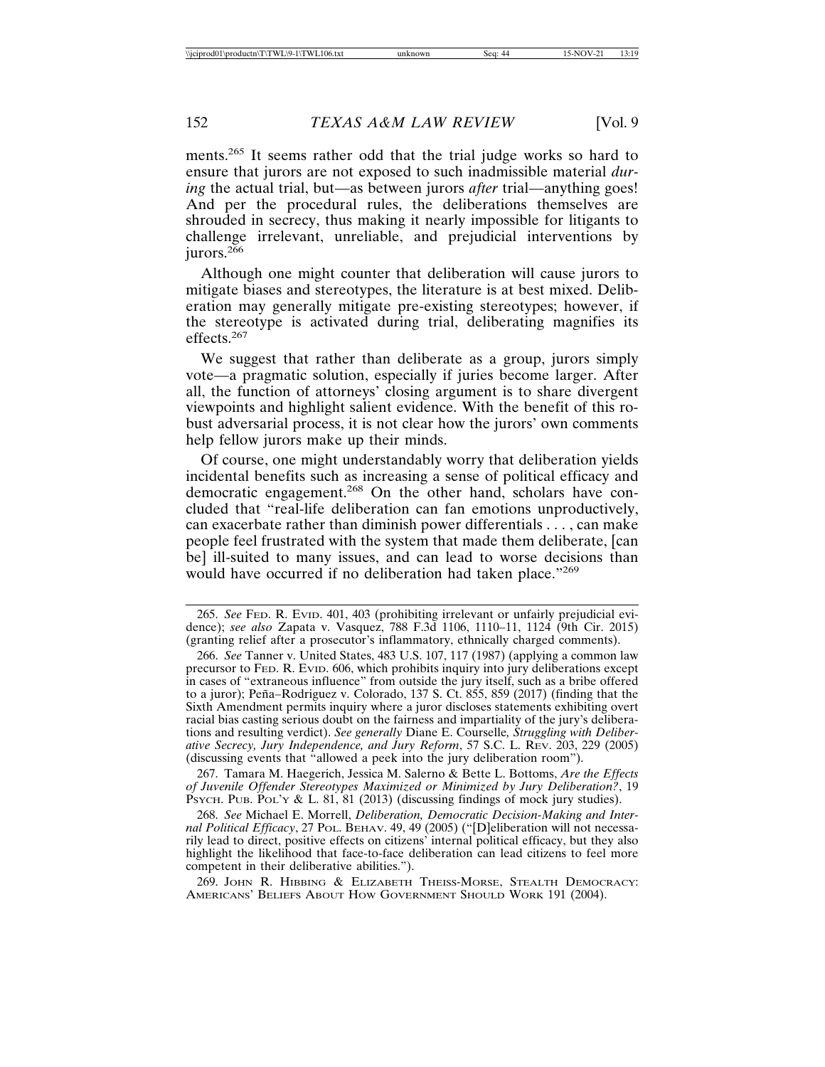ments.[265] It seems rather odd that the trial judge works so hard to ensure that jurors are not exposed to such inadmissible material *during* the actual trial, but—as between jurors *after* trial—anything goes! And per the procedural rules, the deliberations themselves are shrouded in secrecy, thus making it nearly impossible for litigants to challenge irrelevant, unreliable, and prejudicial interventions by jurors.[266]

Although one might counter that deliberation will cause jurors to mitigate biases and stereotypes, the literature is at best mixed. Deliberation may generally mitigate pre-existing stereotypes; however, if the stereotype is activated during trial, deliberating magnifies its effects.[267]

We suggest that rather than deliberate as a group, jurors simply vote—a pragmatic solution, especially if juries become larger. After all, the function of attorneys' closing argument is to share divergent viewpoints and highlight salient evidence. With the benefit of this robust adversarial process, it is not clear how the jurors' own comments help fellow jurors make up their minds.

Of course, one might understandably worry that deliberation yields incidental benefits such as increasing a sense of political efficacy and democratic engagement.[268] On the other hand, scholars have concluded that "real-life deliberation can fan emotions unproductively, can exacerbate rather than diminish power differentials . . . , can make people feel frustrated with the system that made them deliberate, [can be] ill-suited to many issues, and can lead to worse decisions than would have occurred if no deliberation had taken place."[269]

---

265. *See* FED. R. EVID. 401, 403 (prohibiting irrelevant or unfairly prejudicial evidence); *see also* Zapata v. Vasquez, 788 F.3d 1106, 1110–11, 1124 (9th Cir. 2015) (granting relief after a prosecutor's inflammatory, ethnically charged comments).

266. *See* Tanner v. United States, 483 U.S. 107, 117 (1987) (applying a common law precursor to FED. R. EVID. 606, which prohibits inquiry into jury deliberations except in cases of "extraneous influence" from outside the jury itself, such as a bribe offered to a juror); Peña–Rodriguez v. Colorado, 137 S. Ct. 855, 859 (2017) (finding that the Sixth Amendment permits inquiry where a juror discloses statements exhibiting overt racial bias casting serious doubt on the fairness and impartiality of the jury's deliberations and resulting verdict). *See generally* Diane E. Courselle*, Struggling with Deliberative Secrecy, Jury Independence, and Jury Reform*, 57 S.C. L. REV. 203, 229 (2005) (discussing events that "allowed a peek into the jury deliberation room").

267. Tamara M. Haegerich, Jessica M. Salerno & Bette L. Bottoms, *Are the Effects of Juvenile Offender Stereotypes Maximized or Minimized by Jury Deliberation?*, 19 PSYCH. PUB. POL'Y & L. 81, 81 (2013) (discussing findings of mock jury studies).

268. *See* Michael E. Morrell, *Deliberation, Democratic Decision-Making and Internal Political Efficacy*, 27 POL. BEHAV. 49, 49 (2005) ("[D]eliberation will not necessarily lead to direct, positive effects on citizens' internal political efficacy, but they also highlight the likelihood that face-to-face deliberation can lead citizens to feel more competent in their deliberative abilities.").

269. JOHN R. HIBBING & ELIZABETH THEISS-MORSE, STEALTH DEMOCRACY: AMERICANS' BELIEFS ABOUT HOW GOVERNMENT SHOULD WORK 191 (2004).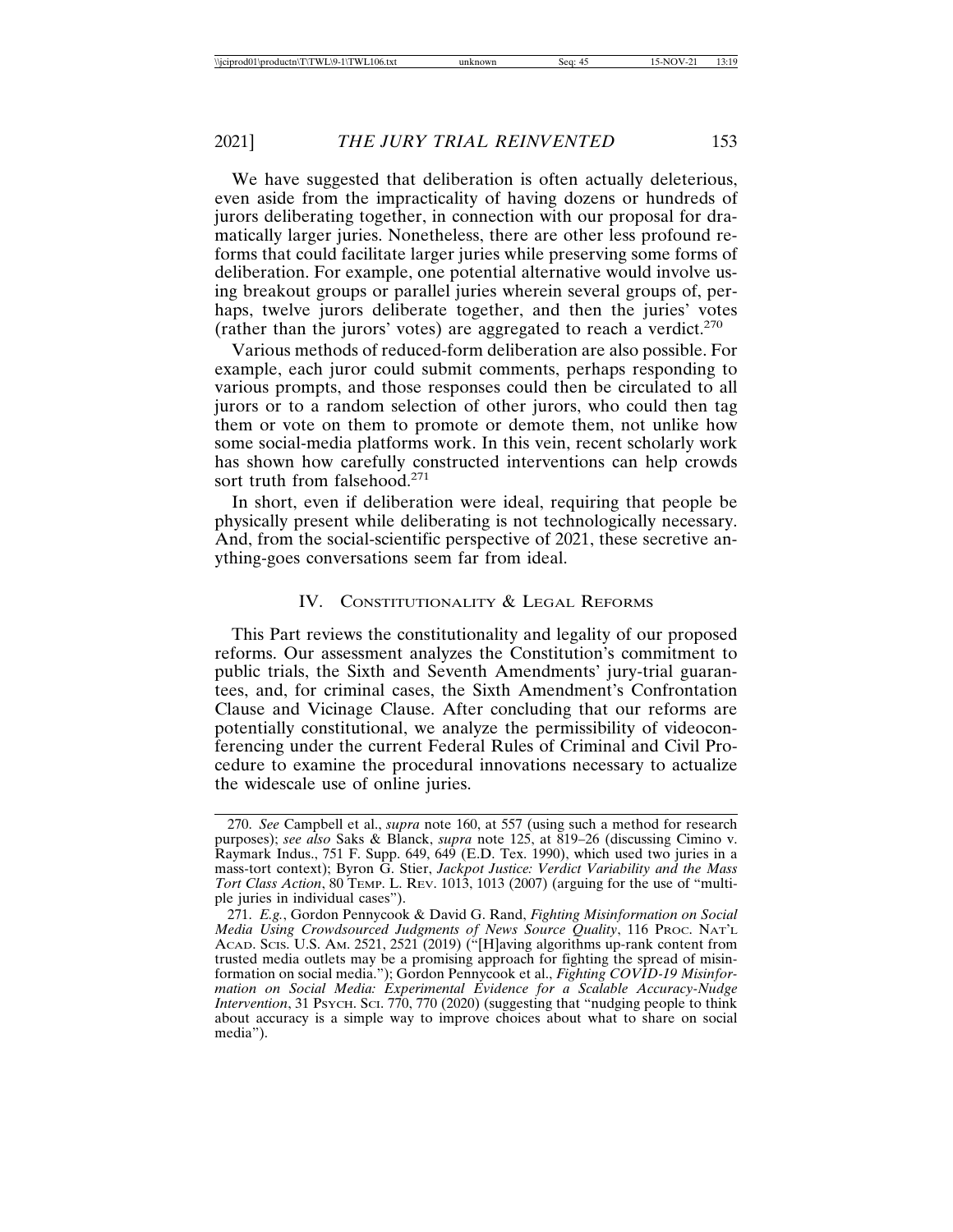We have suggested that deliberation is often actually deleterious, even aside from the impracticality of having dozens or hundreds of jurors deliberating together, in connection with our proposal for dramatically larger juries. Nonetheless, there are other less profound reforms that could facilitate larger juries while preserving some forms of deliberation. For example, one potential alternative would involve using breakout groups or parallel juries wherein several groups of, perhaps, twelve jurors deliberate together, and then the juries' votes (rather than the jurors' votes) are aggregated to reach a verdict.[270]

Various methods of reduced-form deliberation are also possible. For example, each juror could submit comments, perhaps responding to various prompts, and those responses could then be circulated to all jurors or to a random selection of other jurors, who could then tag them or vote on them to promote or demote them, not unlike how some social-media platforms work. In this vein, recent scholarly work has shown how carefully constructed interventions can help crowds sort truth from falsehood.[271]

In short, even if deliberation were ideal, requiring that people be physically present while deliberating is not technologically necessary. And, from the social-scientific perspective of 2021, these secretive anything-goes conversations seem far from ideal.

## IV. Constitutionality & Legal Reforms

This Part reviews the constitutionality and legality of our proposed reforms. Our assessment analyzes the Constitution's commitment to public trials, the Sixth and Seventh Amendments' jury-trial guarantees, and, for criminal cases, the Sixth Amendment's Confrontation Clause and Vicinage Clause. After concluding that our reforms are potentially constitutional, we analyze the permissibility of videoconferencing under the current Federal Rules of Criminal and Civil Procedure to examine the procedural innovations necessary to actualize the widescale use of online juries.

---

270. *See* Campbell et al., *supra* note 160, at 557 (using such a method for research purposes); *see also* Saks & Blanck, *supra* note 125, at 819–26 (discussing Cimino v. Raymark Indus., 751 F. Supp. 649, 649 (E.D. Tex. 1990), which used two juries in a mass-tort context); Byron G. Stier, *Jackpot Justice: Verdict Variability and the Mass Tort Class Action*, 80 Temp. L. Rev. 1013, 1013 (2007) (arguing for the use of "multiple juries in individual cases").

271. *E.g.*, Gordon Pennycook & David G. Rand, *Fighting Misinformation on Social Media Using Crowdsourced Judgments of News Source Quality*, 116 Proc. Nat'l Acad. Scis. U.S. Am. 2521, 2521 (2019) ("[H]aving algorithms up-rank content from trusted media outlets may be a promising approach for fighting the spread of misinformation on social media."); Gordon Pennycook et al., *Fighting COVID-19 Misinformation on Social Media: Experimental Evidence for a Scalable Accuracy-Nudge Intervention*, 31 Psych. Sci. 770, 770 (2020) (suggesting that "nudging people to think about accuracy is a simple way to improve choices about what to share on social media").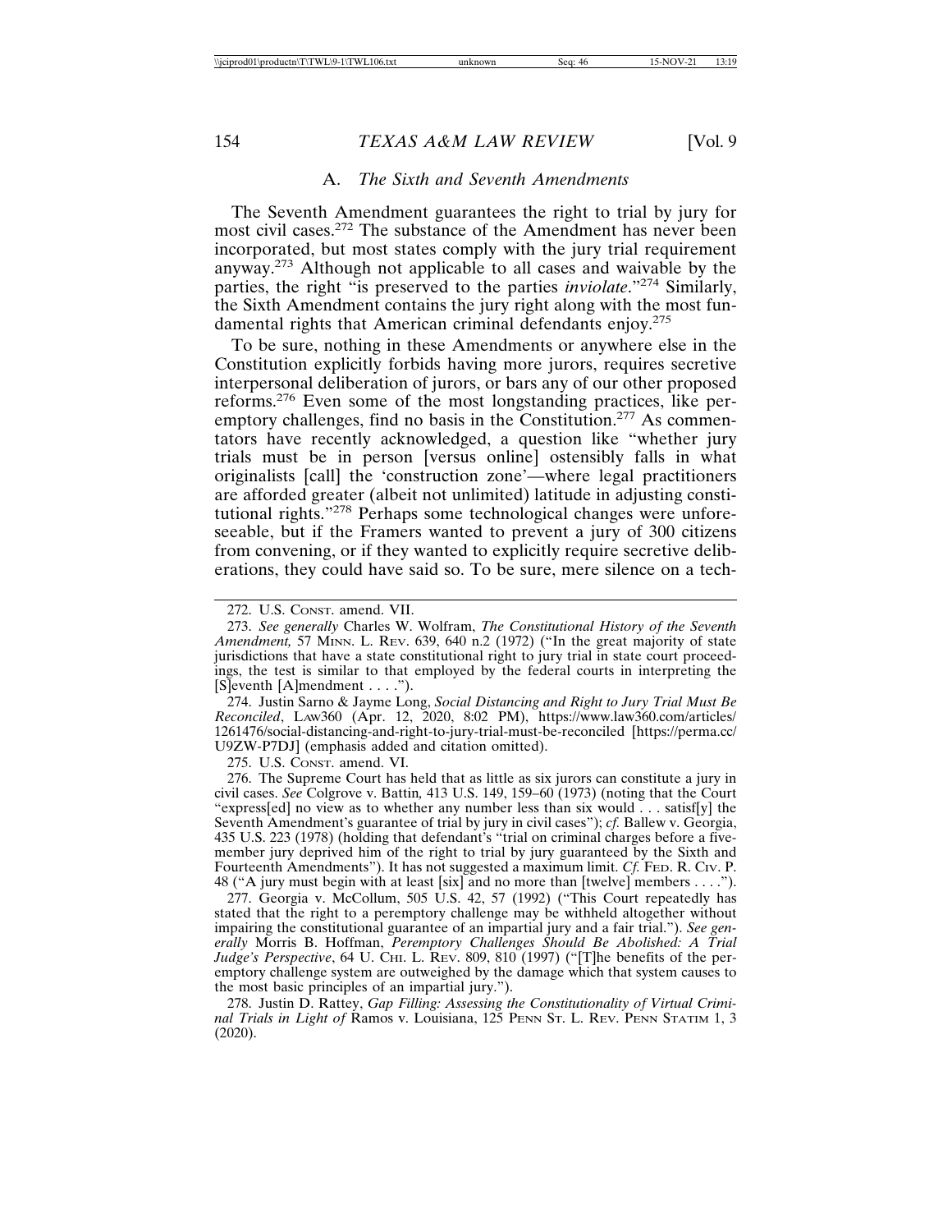### A. *The Sixth and Seventh Amendments*

The Seventh Amendment guarantees the right to trial by jury for most civil cases.[272] The substance of the Amendment has never been incorporated, but most states comply with the jury trial requirement anyway.[273] Although not applicable to all cases and waivable by the parties, the right "is preserved to the parties *inviolate*."[274] Similarly, the Sixth Amendment contains the jury right along with the most fundamental rights that American criminal defendants enjoy.[275]

To be sure, nothing in these Amendments or anywhere else in the Constitution explicitly forbids having more jurors, requires secretive interpersonal deliberation of jurors, or bars any of our other proposed reforms.[276] Even some of the most longstanding practices, like peremptory challenges, find no basis in the Constitution.[277] As commentators have recently acknowledged, a question like "whether jury trials must be in person [versus online] ostensibly falls in what originalists [call] the 'construction zone'—where legal practitioners are afforded greater (albeit not unlimited) latitude in adjusting constitutional rights."[278] Perhaps some technological changes were unforeseeable, but if the Framers wanted to prevent a jury of 300 citizens from convening, or if they wanted to explicitly require secretive deliberations, they could have said so. To be sure, mere silence on a tech-

---

272. U.S. CONST. amend. VII.

273. *See generally* Charles W. Wolfram, *The Constitutional History of the Seventh Amendment,* 57 MINN. L. REV. 639, 640 n.2 (1972) ("In the great majority of state jurisdictions that have a state constitutional right to jury trial in state court proceedings, the test is similar to that employed by the federal courts in interpreting the [S]eventh [A]mendment . . . .").

274. Justin Sarno & Jayme Long, *Social Distancing and Right to Jury Trial Must Be Reconciled*, LAW360 (Apr. 12, 2020, 8:02 PM), https://www.law360.com/articles/1261476/social-distancing-and-right-to-jury-trial-must-be-reconciled [https://perma.cc/U9ZW-P7DJ] (emphasis added and citation omitted).

275. U.S. CONST. amend. VI.

276. The Supreme Court has held that as little as six jurors can constitute a jury in civil cases. *See* Colgrove v. Battin*,* 413 U.S. 149, 159–60 (1973) (noting that the Court "express[ed] no view as to whether any number less than six would . . . satisf[y] the Seventh Amendment's guarantee of trial by jury in civil cases"); *cf.* Ballew v. Georgia, 435 U.S. 223 (1978) (holding that defendant's "trial on criminal charges before a five-member jury deprived him of the right to trial by jury guaranteed by the Sixth and Fourteenth Amendments"). It has not suggested a maximum limit. *Cf.* FED. R. CIV. P. 48 ("A jury must begin with at least [six] and no more than [twelve] members . . . .").

277. Georgia v. McCollum, 505 U.S. 42, 57 (1992) ("This Court repeatedly has stated that the right to a peremptory challenge may be withheld altogether without impairing the constitutional guarantee of an impartial jury and a fair trial."). *See generally* Morris B. Hoffman, *Peremptory Challenges Should Be Abolished: A Trial Judge's Perspective*, 64 U. CHI. L. REV. 809, 810 (1997) ("[T]he benefits of the peremptory challenge system are outweighed by the damage which that system causes to the most basic principles of an impartial jury.").

278. Justin D. Rattey, *Gap Filling: Assessing the Constitutionality of Virtual Criminal Trials in Light of* Ramos v. Louisiana, 125 PENN ST. L. REV. PENN STATIM 1, 3 (2020).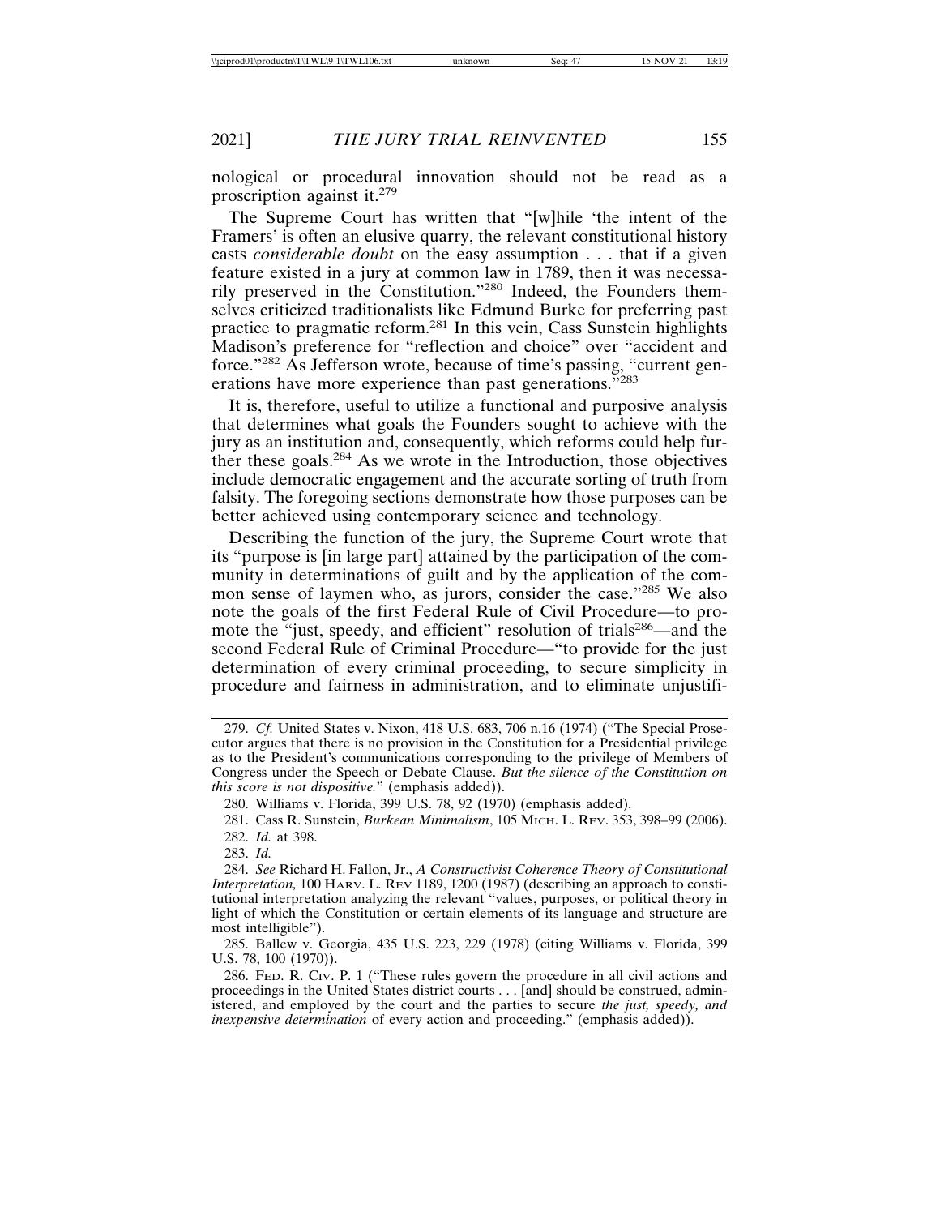nological or procedural innovation should not be read as a proscription against it.[279]

The Supreme Court has written that "[w]hile 'the intent of the Framers' is often an elusive quarry, the relevant constitutional history casts *considerable doubt* on the easy assumption . . . that if a given feature existed in a jury at common law in 1789, then it was necessarily preserved in the Constitution."[280] Indeed, the Founders themselves criticized traditionalists like Edmund Burke for preferring past practice to pragmatic reform.[281] In this vein, Cass Sunstein highlights Madison's preference for "reflection and choice" over "accident and force."[282] As Jefferson wrote, because of time's passing, "current generations have more experience than past generations."[283]

It is, therefore, useful to utilize a functional and purposive analysis that determines what goals the Founders sought to achieve with the jury as an institution and, consequently, which reforms could help further these goals.[284] As we wrote in the Introduction, those objectives include democratic engagement and the accurate sorting of truth from falsity. The foregoing sections demonstrate how those purposes can be better achieved using contemporary science and technology.

Describing the function of the jury, the Supreme Court wrote that its "purpose is [in large part] attained by the participation of the community in determinations of guilt and by the application of the common sense of laymen who, as jurors, consider the case."[285] We also note the goals of the first Federal Rule of Civil Procedure—to promote the "just, speedy, and efficient" resolution of trials[286]—and the second Federal Rule of Criminal Procedure—"to provide for the just determination of every criminal proceeding, to secure simplicity in procedure and fairness in administration, and to eliminate unjustifi-

---

279. *Cf.* United States v. Nixon, 418 U.S. 683, 706 n.16 (1974) ("The Special Prosecutor argues that there is no provision in the Constitution for a Presidential privilege as to the President's communications corresponding to the privilege of Members of Congress under the Speech or Debate Clause. *But the silence of the Constitution on this score is not dispositive.*" (emphasis added)).

280. Williams v. Florida, 399 U.S. 78, 92 (1970) (emphasis added).

281. Cass R. Sunstein, *Burkean Minimalism*, 105 MICH. L. REV. 353, 398–99 (2006).

282. *Id.* at 398.

283. *Id.*

284. *See* Richard H. Fallon, Jr., *A Constructivist Coherence Theory of Constitutional Interpretation,* 100 HARV. L. REV 1189, 1200 (1987) (describing an approach to constitutional interpretation analyzing the relevant "values, purposes, or political theory in light of which the Constitution or certain elements of its language and structure are most intelligible").

285. Ballew v. Georgia, 435 U.S. 223, 229 (1978) (citing Williams v. Florida, 399 U.S. 78, 100 (1970)).

286. FED. R. CIV. P. 1 ("These rules govern the procedure in all civil actions and proceedings in the United States district courts . . . [and] should be construed, administered, and employed by the court and the parties to secure *the just, speedy, and inexpensive determination* of every action and proceeding." (emphasis added)).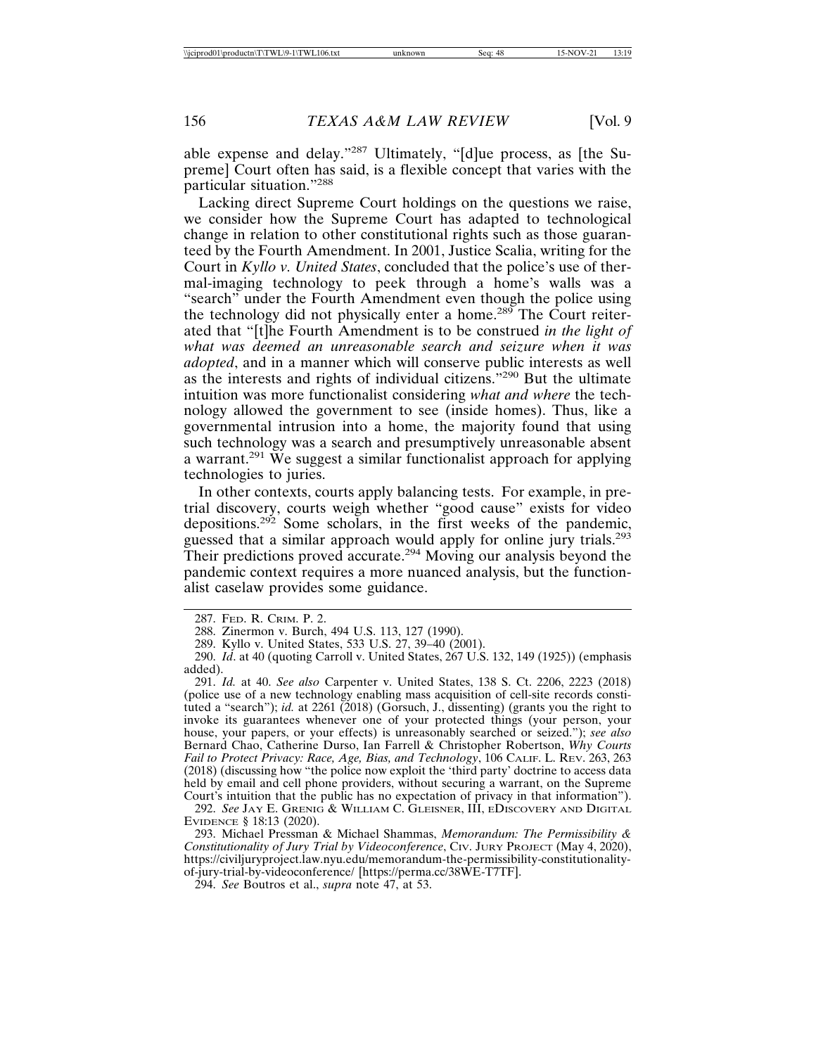able expense and delay."[287] Ultimately, "[d]ue process, as [the Supreme] Court often has said, is a flexible concept that varies with the particular situation."[288]

Lacking direct Supreme Court holdings on the questions we raise, we consider how the Supreme Court has adapted to technological change in relation to other constitutional rights such as those guaranteed by the Fourth Amendment. In 2001, Justice Scalia, writing for the Court in *Kyllo v. United States*, concluded that the police's use of thermal-imaging technology to peek through a home's walls was a "search" under the Fourth Amendment even though the police using the technology did not physically enter a home.[289] The Court reiterated that "[t]he Fourth Amendment is to be construed *in the light of what was deemed an unreasonable search and seizure when it was adopted*, and in a manner which will conserve public interests as well as the interests and rights of individual citizens."[290] But the ultimate intuition was more functionalist considering *what and where* the technology allowed the government to see (inside homes). Thus, like a governmental intrusion into a home, the majority found that using such technology was a search and presumptively unreasonable absent a warrant.[291] We suggest a similar functionalist approach for applying technologies to juries.

In other contexts, courts apply balancing tests. For example, in pretrial discovery, courts weigh whether "good cause" exists for video depositions.[292] Some scholars, in the first weeks of the pandemic, guessed that a similar approach would apply for online jury trials.[293] Their predictions proved accurate.[294] Moving our analysis beyond the pandemic context requires a more nuanced analysis, but the functionalist caselaw provides some guidance.

---

287. FED. R. CRIM. P. 2.

288. Zinermon v. Burch, 494 U.S. 113, 127 (1990).

289. Kyllo v. United States, 533 U.S. 27, 39–40 (2001).

290. *Id*. at 40 (quoting Carroll v. United States, 267 U.S. 132, 149 (1925)) (emphasis added).

291. *Id.* at 40. *See also* Carpenter v. United States, 138 S. Ct. 2206, 2223 (2018) (police use of a new technology enabling mass acquisition of cell-site records constituted a "search"); *id.* at 2261 (2018) (Gorsuch, J., dissenting) (grants you the right to invoke its guarantees whenever one of your protected things (your person, your house, your papers, or your effects) is unreasonably searched or seized."); *see also* Bernard Chao, Catherine Durso, Ian Farrell & Christopher Robertson, *Why Courts Fail to Protect Privacy: Race, Age, Bias, and Technology*, 106 CALIF. L. REV. 263, 263 (2018) (discussing how "the police now exploit the 'third party' doctrine to access data held by email and cell phone providers, without securing a warrant, on the Supreme Court's intuition that the public has no expectation of privacy in that information").

292. *See* JAY E. GRENIG & WILLIAM C. GLEISNER, III, EDISCOVERY AND DIGITAL EVIDENCE § 18:13 (2020).

293. Michael Pressman & Michael Shammas, *Memorandum: The Permissibility & Constitutionality of Jury Trial by Videoconference*, CIV. JURY PROJECT (May 4, 2020), https://civiljuryproject.law.nyu.edu/memorandum-the-permissibility-constitutionality-of-jury-trial-by-videoconference/ [https://perma.cc/38WE-T7TF].

294. *See* Boutros et al., *supra* note 47, at 53.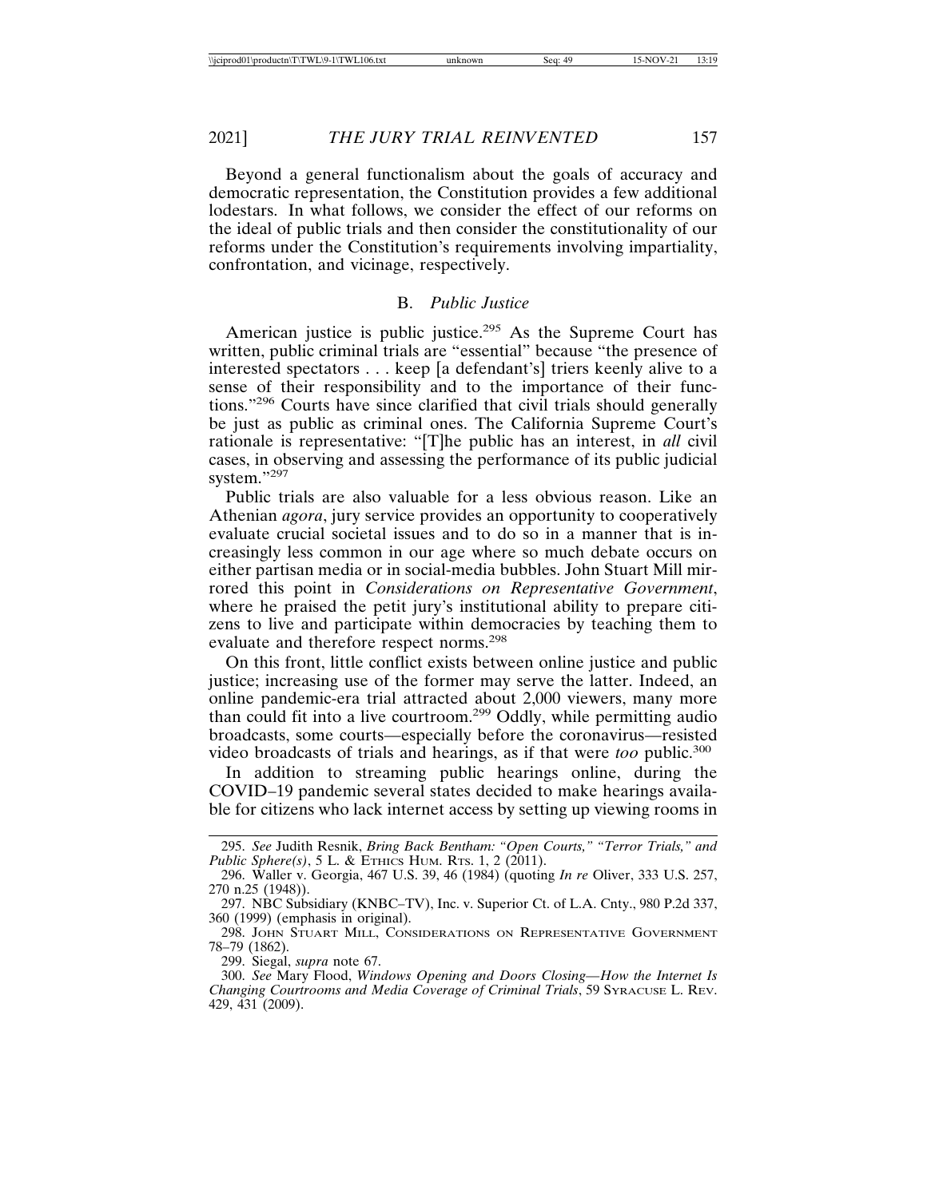Beyond a general functionalism about the goals of accuracy and democratic representation, the Constitution provides a few additional lodestars. In what follows, we consider the effect of our reforms on the ideal of public trials and then consider the constitutionality of our reforms under the Constitution's requirements involving impartiality, confrontation, and vicinage, respectively.

### B. *Public Justice*

American justice is public justice.[295] As the Supreme Court has written, public criminal trials are "essential" because "the presence of interested spectators . . . keep [a defendant's] triers keenly alive to a sense of their responsibility and to the importance of their functions."[296] Courts have since clarified that civil trials should generally be just as public as criminal ones. The California Supreme Court's rationale is representative: "[T]he public has an interest, in *all* civil cases, in observing and assessing the performance of its public judicial system."[297]

Public trials are also valuable for a less obvious reason. Like an Athenian *agora*, jury service provides an opportunity to cooperatively evaluate crucial societal issues and to do so in a manner that is increasingly less common in our age where so much debate occurs on either partisan media or in social-media bubbles. John Stuart Mill mirrored this point in *Considerations on Representative Government*, where he praised the petit jury's institutional ability to prepare citizens to live and participate within democracies by teaching them to evaluate and therefore respect norms.[298]

On this front, little conflict exists between online justice and public justice; increasing use of the former may serve the latter. Indeed, an online pandemic-era trial attracted about 2,000 viewers, many more than could fit into a live courtroom.[299] Oddly, while permitting audio broadcasts, some courts—especially before the coronavirus—resisted video broadcasts of trials and hearings, as if that were *too* public.[300]

In addition to streaming public hearings online, during the COVID–19 pandemic several states decided to make hearings available for citizens who lack internet access by setting up viewing rooms in

---

295. *See* Judith Resnik, *Bring Back Bentham: "Open Courts," "Terror Trials," and Public Sphere(s)*, 5 L. & Ethics Hum. Rts. 1, 2 (2011).

296. Waller v. Georgia, 467 U.S. 39, 46 (1984) (quoting *In re* Oliver, 333 U.S. 257, 270 n.25 (1948)).

297. NBC Subsidiary (KNBC–TV), Inc. v. Superior Ct. of L.A. Cnty., 980 P.2d 337, 360 (1999) (emphasis in original).

298. John Stuart Mill, Considerations on Representative Government 78–79 (1862).

299. Siegal, *supra* note 67.

300. *See* Mary Flood, *Windows Opening and Doors Closing—How the Internet Is Changing Courtrooms and Media Coverage of Criminal Trials*, 59 Syracuse L. Rev. 429, 431 (2009).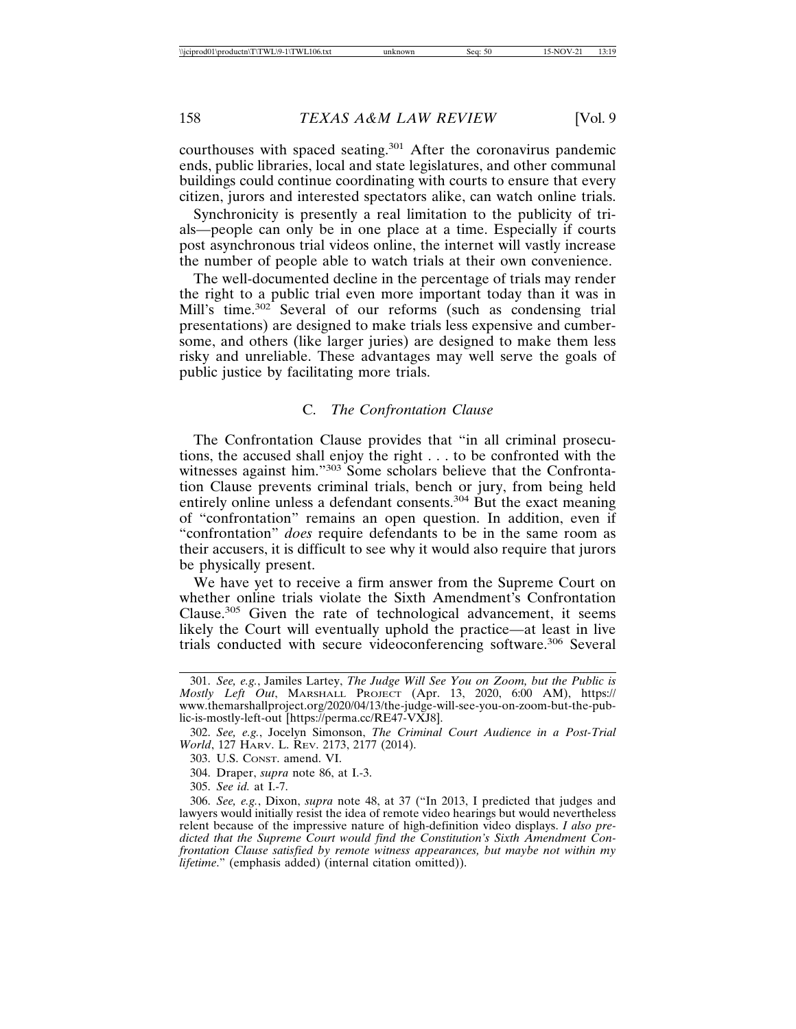courthouses with spaced seating.[301] After the coronavirus pandemic ends, public libraries, local and state legislatures, and other communal buildings could continue coordinating with courts to ensure that every citizen, jurors and interested spectators alike, can watch online trials.

Synchronicity is presently a real limitation to the publicity of trials—people can only be in one place at a time. Especially if courts post asynchronous trial videos online, the internet will vastly increase the number of people able to watch trials at their own convenience.

The well-documented decline in the percentage of trials may render the right to a public trial even more important today than it was in Mill's time.[302] Several of our reforms (such as condensing trial presentations) are designed to make trials less expensive and cumbersome, and others (like larger juries) are designed to make them less risky and unreliable. These advantages may well serve the goals of public justice by facilitating more trials.

### C. *The Confrontation Clause*

The Confrontation Clause provides that "in all criminal prosecutions, the accused shall enjoy the right . . . to be confronted with the witnesses against him."[303] Some scholars believe that the Confrontation Clause prevents criminal trials, bench or jury, from being held entirely online unless a defendant consents.[304] But the exact meaning of "confrontation" remains an open question. In addition, even if "confrontation" *does* require defendants to be in the same room as their accusers, it is difficult to see why it would also require that jurors be physically present.

We have yet to receive a firm answer from the Supreme Court on whether online trials violate the Sixth Amendment's Confrontation Clause.[305] Given the rate of technological advancement, it seems likely the Court will eventually uphold the practice—at least in live trials conducted with secure videoconferencing software.[306] Several

---

301. *See, e.g.*, Jamiles Lartey, *The Judge Will See You on Zoom, but the Public is Mostly Left Out*, MARSHALL PROJECT (Apr. 13, 2020, 6:00 AM), https://www.themarshallproject.org/2020/04/13/the-judge-will-see-you-on-zoom-but-the-public-is-mostly-left-out [https://perma.cc/RE47-VXJ8].

302. *See, e.g.*, Jocelyn Simonson, *The Criminal Court Audience in a Post-Trial World*, 127 HARV. L. REV. 2173, 2177 (2014).

303. U.S. CONST. amend. VI.

304. Draper, *supra* note 86, at I.-3.

305. *See id.* at I.-7.

306. *See, e.g.*, Dixon, *supra* note 48, at 37 ("In 2013, I predicted that judges and lawyers would initially resist the idea of remote video hearings but would nevertheless relent because of the impressive nature of high-definition video displays. *I also predicted that the Supreme Court would find the Constitution's Sixth Amendment Confrontation Clause satisfied by remote witness appearances, but maybe not within my lifetime*." (emphasis added) (internal citation omitted)).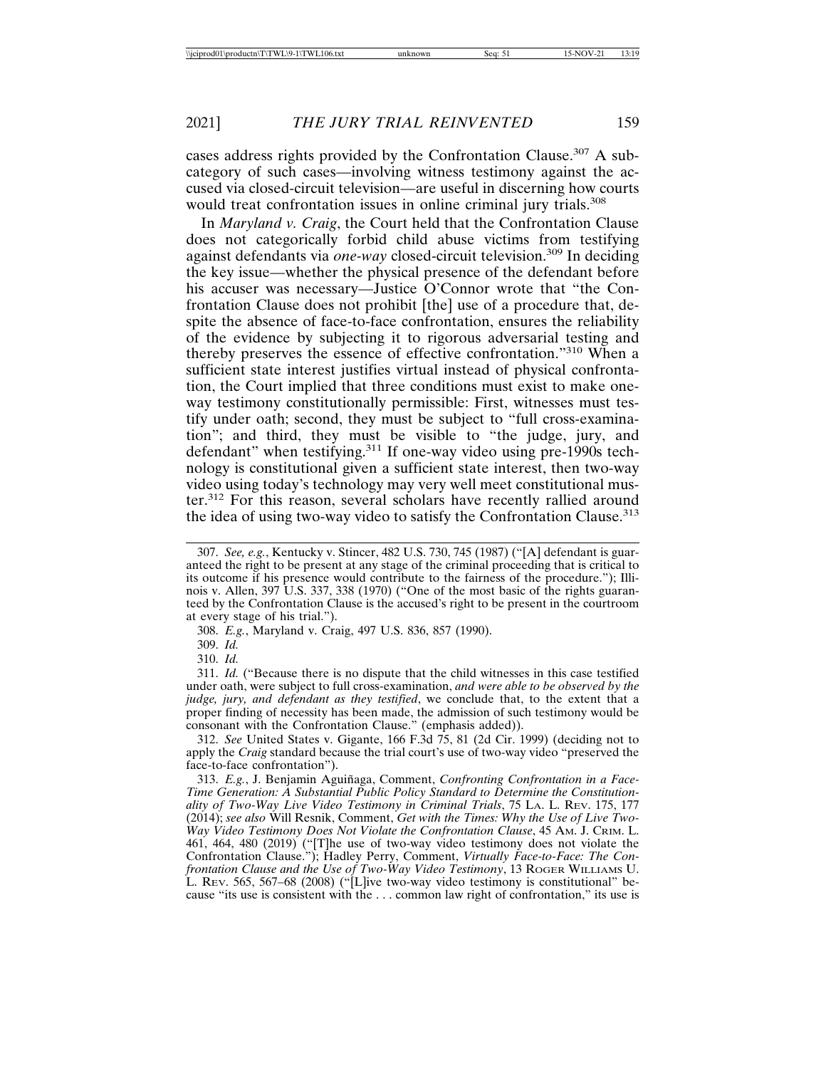cases address rights provided by the Confrontation Clause.[307] A subcategory of such cases—involving witness testimony against the accused via closed-circuit television—are useful in discerning how courts would treat confrontation issues in online criminal jury trials.[308]

In *Maryland v. Craig*, the Court held that the Confrontation Clause does not categorically forbid child abuse victims from testifying against defendants via *one-way* closed-circuit television.[309] In deciding the key issue—whether the physical presence of the defendant before his accuser was necessary—Justice O'Connor wrote that "the Confrontation Clause does not prohibit [the] use of a procedure that, despite the absence of face-to-face confrontation, ensures the reliability of the evidence by subjecting it to rigorous adversarial testing and thereby preserves the essence of effective confrontation."[310] When a sufficient state interest justifies virtual instead of physical confrontation, the Court implied that three conditions must exist to make one-way testimony constitutionally permissible: First, witnesses must testify under oath; second, they must be subject to "full cross-examination"; and third, they must be visible to "the judge, jury, and defendant" when testifying.[311] If one-way video using pre-1990s technology is constitutional given a sufficient state interest, then two-way video using today's technology may very well meet constitutional muster.[312] For this reason, several scholars have recently rallied around the idea of using two-way video to satisfy the Confrontation Clause.[313]

---

307. *See, e.g.*, Kentucky v. Stincer, 482 U.S. 730, 745 (1987) ("[A] defendant is guaranteed the right to be present at any stage of the criminal proceeding that is critical to its outcome if his presence would contribute to the fairness of the procedure."); Illinois v. Allen, 397 U.S. 337, 338 (1970) ("One of the most basic of the rights guaranteed by the Confrontation Clause is the accused's right to be present in the courtroom at every stage of his trial.").

308. *E.g.*, Maryland v. Craig, 497 U.S. 836, 857 (1990).

309. *Id.*

310. *Id.*

311. *Id.* ("Because there is no dispute that the child witnesses in this case testified under oath, were subject to full cross-examination, *and were able to be observed by the judge, jury, and defendant as they testified*, we conclude that, to the extent that a proper finding of necessity has been made, the admission of such testimony would be consonant with the Confrontation Clause." (emphasis added)).

312. *See* United States v. Gigante, 166 F.3d 75, 81 (2d Cir. 1999) (deciding not to apply the *Craig* standard because the trial court's use of two-way video "preserved the face-to-face confrontation").

313. *E.g.*, J. Benjamin Aguiñaga, Comment, *Confronting Confrontation in a Face-Time Generation: A Substantial Public Policy Standard to Determine the Constitutionality of Two-Way Live Video Testimony in Criminal Trials*, 75 LA. L. REV. 175, 177 (2014); *see also* Will Resnik, Comment, *Get with the Times: Why the Use of Live Two-Way Video Testimony Does Not Violate the Confrontation Clause*, 45 AM. J. CRIM. L. 461, 464, 480 (2019) ("[T]he use of two-way video testimony does not violate the Confrontation Clause."); Hadley Perry, Comment, *Virtually Face-to-Face: The Confrontation Clause and the Use of Two-Way Video Testimony*, 13 ROGER WILLIAMS U. L. REV. 565, 567–68 (2008) ("[L]ive two-way video testimony is constitutional" because "its use is consistent with the . . . common law right of confrontation," its use is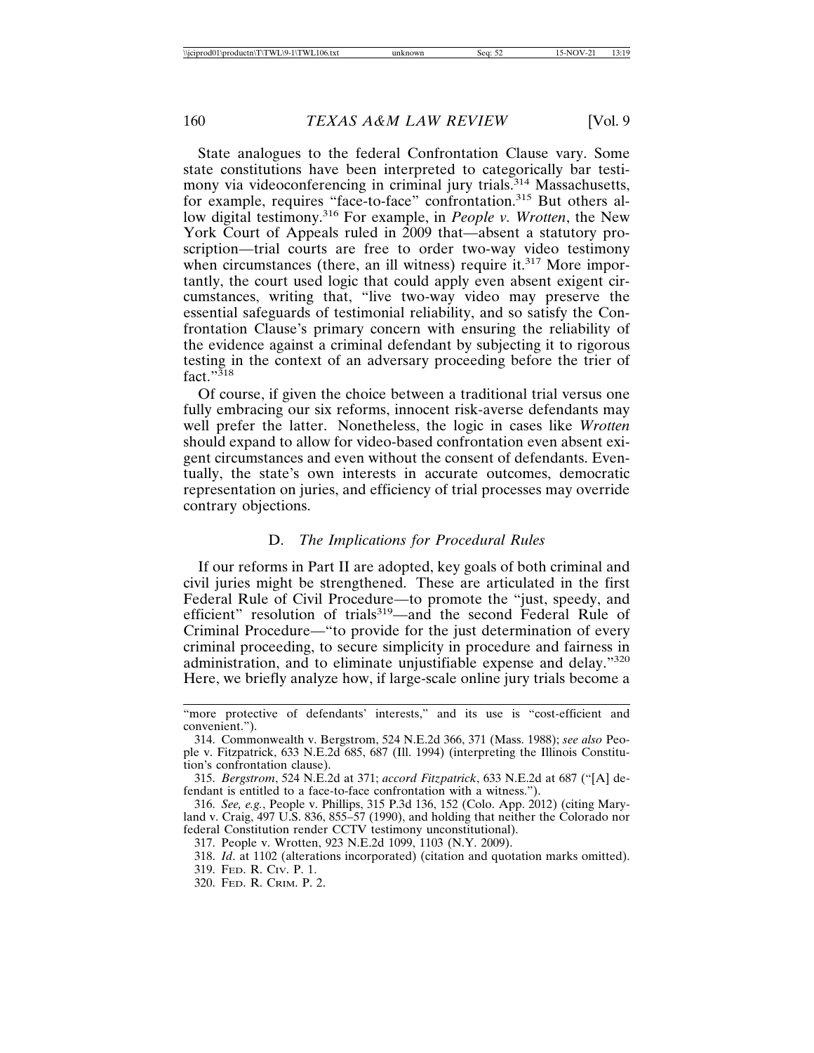State analogues to the federal Confrontation Clause vary. Some state constitutions have been interpreted to categorically bar testimony via videoconferencing in criminal jury trials.[314] Massachusetts, for example, requires "face-to-face" confrontation.[315] But others allow digital testimony.[316] For example, in *People v. Wrotten*, the New York Court of Appeals ruled in 2009 that—absent a statutory proscription—trial courts are free to order two-way video testimony when circumstances (there, an ill witness) require it.[317] More importantly, the court used logic that could apply even absent exigent circumstances, writing that, "live two-way video may preserve the essential safeguards of testimonial reliability, and so satisfy the Confrontation Clause's primary concern with ensuring the reliability of the evidence against a criminal defendant by subjecting it to rigorous testing in the context of an adversary proceeding before the trier of fact."[318]

Of course, if given the choice between a traditional trial versus one fully embracing our six reforms, innocent risk-averse defendants may well prefer the latter. Nonetheless, the logic in cases like *Wrotten* should expand to allow for video-based confrontation even absent exigent circumstances and even without the consent of defendants. Eventually, the state's own interests in accurate outcomes, democratic representation on juries, and efficiency of trial processes may override contrary objections.

### D. *The Implications for Procedural Rules*

If our reforms in Part II are adopted, key goals of both criminal and civil juries might be strengthened. These are articulated in the first Federal Rule of Civil Procedure—to promote the "just, speedy, and efficient" resolution of trials[319]—and the second Federal Rule of Criminal Procedure—"to provide for the just determination of every criminal proceeding, to secure simplicity in procedure and fairness in administration, and to eliminate unjustifiable expense and delay."[320] Here, we briefly analyze how, if large-scale online jury trials become a

---

"more protective of defendants' interests," and its use is "cost-efficient and convenient.").

314. Commonwealth v. Bergstrom, 524 N.E.2d 366, 371 (Mass. 1988); *see also* People v. Fitzpatrick, 633 N.E.2d 685, 687 (Ill. 1994) (interpreting the Illinois Constitution's confrontation clause).

315. *Bergstrom*, 524 N.E.2d at 371; *accord Fitzpatrick*, 633 N.E.2d at 687 ("[A] defendant is entitled to a face-to-face confrontation with a witness.").

316. *See, e.g.*, People v. Phillips, 315 P.3d 136, 152 (Colo. App. 2012) (citing Maryland v. Craig, 497 U.S. 836, 855–57 (1990), and holding that neither the Colorado nor federal Constitution render CCTV testimony unconstitutional).

317. People v. Wrotten, 923 N.E.2d 1099, 1103 (N.Y. 2009).

318. *Id*. at 1102 (alterations incorporated) (citation and quotation marks omitted).

319. FED. R. CIV. P. 1.

320. FED. R. CRIM. P. 2.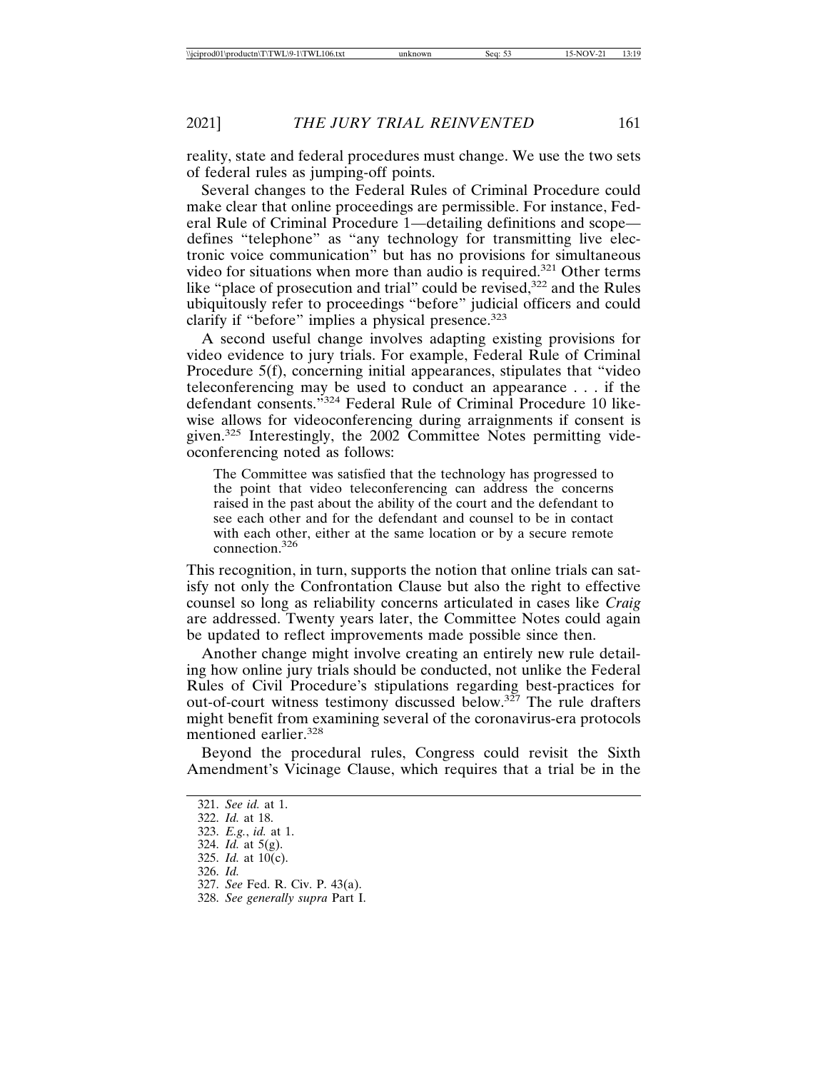reality, state and federal procedures must change. We use the two sets of federal rules as jumping-off points.

Several changes to the Federal Rules of Criminal Procedure could make clear that online proceedings are permissible. For instance, Federal Rule of Criminal Procedure 1—detailing definitions and scope—defines "telephone" as "any technology for transmitting live electronic voice communication" but has no provisions for simultaneous video for situations when more than audio is required.[321] Other terms like "place of prosecution and trial" could be revised,[322] and the Rules ubiquitously refer to proceedings "before" judicial officers and could clarify if "before" implies a physical presence.[323]

A second useful change involves adapting existing provisions for video evidence to jury trials. For example, Federal Rule of Criminal Procedure 5(f), concerning initial appearances, stipulates that "video teleconferencing may be used to conduct an appearance . . . if the defendant consents."[324] Federal Rule of Criminal Procedure 10 likewise allows for videoconferencing during arraignments if consent is given.[325] Interestingly, the 2002 Committee Notes permitting videoconferencing noted as follows:

> The Committee was satisfied that the technology has progressed to the point that video teleconferencing can address the concerns raised in the past about the ability of the court and the defendant to see each other and for the defendant and counsel to be in contact with each other, either at the same location or by a secure remote connection.[326]

This recognition, in turn, supports the notion that online trials can satisfy not only the Confrontation Clause but also the right to effective counsel so long as reliability concerns articulated in cases like *Craig* are addressed. Twenty years later, the Committee Notes could again be updated to reflect improvements made possible since then.

Another change might involve creating an entirely new rule detailing how online jury trials should be conducted, not unlike the Federal Rules of Civil Procedure's stipulations regarding best-practices for out-of-court witness testimony discussed below.[327] The rule drafters might benefit from examining several of the coronavirus-era protocols mentioned earlier.[328]

Beyond the procedural rules, Congress could revisit the Sixth Amendment's Vicinage Clause, which requires that a trial be in the

---

321. *See id.* at 1.
322. *Id.* at 18.
323. *E.g.*, *id.* at 1.
324. *Id.* at 5(g).
325. *Id.* at 10(c).
326. *Id.*
327. *See* Fed. R. Civ. P. 43(a).
328. *See generally supra* Part I.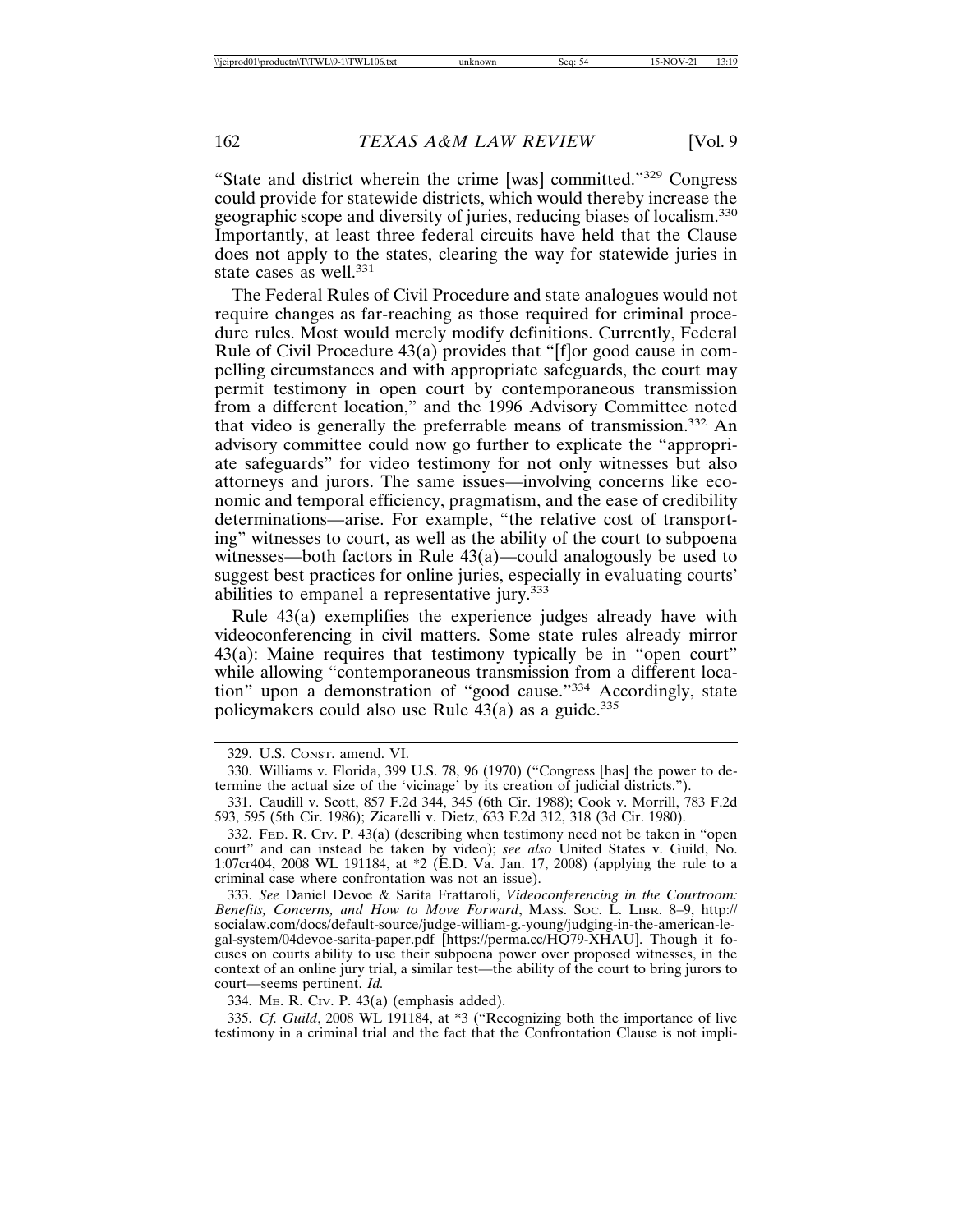"State and district wherein the crime [was] committed."[329] Congress could provide for statewide districts, which would thereby increase the geographic scope and diversity of juries, reducing biases of localism.[330] Importantly, at least three federal circuits have held that the Clause does not apply to the states, clearing the way for statewide juries in state cases as well.[331]

The Federal Rules of Civil Procedure and state analogues would not require changes as far-reaching as those required for criminal procedure rules. Most would merely modify definitions. Currently, Federal Rule of Civil Procedure 43(a) provides that "[f]or good cause in compelling circumstances and with appropriate safeguards, the court may permit testimony in open court by contemporaneous transmission from a different location," and the 1996 Advisory Committee noted that video is generally the preferrable means of transmission.[332] An advisory committee could now go further to explicate the "appropriate safeguards" for video testimony for not only witnesses but also attorneys and jurors. The same issues—involving concerns like economic and temporal efficiency, pragmatism, and the ease of credibility determinations—arise. For example, "the relative cost of transporting" witnesses to court, as well as the ability of the court to subpoena witnesses—both factors in Rule 43(a)—could analogously be used to suggest best practices for online juries, especially in evaluating courts' abilities to empanel a representative jury.[333]

Rule 43(a) exemplifies the experience judges already have with videoconferencing in civil matters. Some state rules already mirror 43(a): Maine requires that testimony typically be in "open court" while allowing "contemporaneous transmission from a different location" upon a demonstration of "good cause."[334] Accordingly, state policymakers could also use Rule 43(a) as a guide.[335]

---

329. U.S. Const. amend. VI.

330. Williams v. Florida, 399 U.S. 78, 96 (1970) ("Congress [has] the power to determine the actual size of the 'vicinage' by its creation of judicial districts.").

331. Caudill v. Scott, 857 F.2d 344, 345 (6th Cir. 1988); Cook v. Morrill, 783 F.2d 593, 595 (5th Cir. 1986); Zicarelli v. Dietz, 633 F.2d 312, 318 (3d Cir. 1980).

332. Fed. R. Civ. P. 43(a) (describing when testimony need not be taken in "open court" and can instead be taken by video); *see also* United States v. Guild, No. 1:07cr404, 2008 WL 191184, at *2 (E.D. Va. Jan. 17, 2008) (applying the rule to a criminal case where confrontation was not an issue).

333. *See* Daniel Devoe & Sarita Frattaroli, *Videoconferencing in the Courtroom: Benefits, Concerns, and How to Move Forward*, Mass. Soc. L. Libr. 8–9, http://socialaw.com/docs/default-source/judge-william-g.-young/judging-in-the-american-legal-system/04devoe-sarita-paper.pdf [https://perma.cc/HQ79-XHAU]. Though it focuses on courts ability to use their subpoena power over proposed witnesses, in the context of an online jury trial, a similar test—the ability of the court to bring jurors to court—seems pertinent. *Id.*

334. Me. R. Civ. P. 43(a) (emphasis added).

335. *Cf. Guild*, 2008 WL 191184, at *3 ("Recognizing both the importance of live testimony in a criminal trial and the fact that the Confrontation Clause is not impli-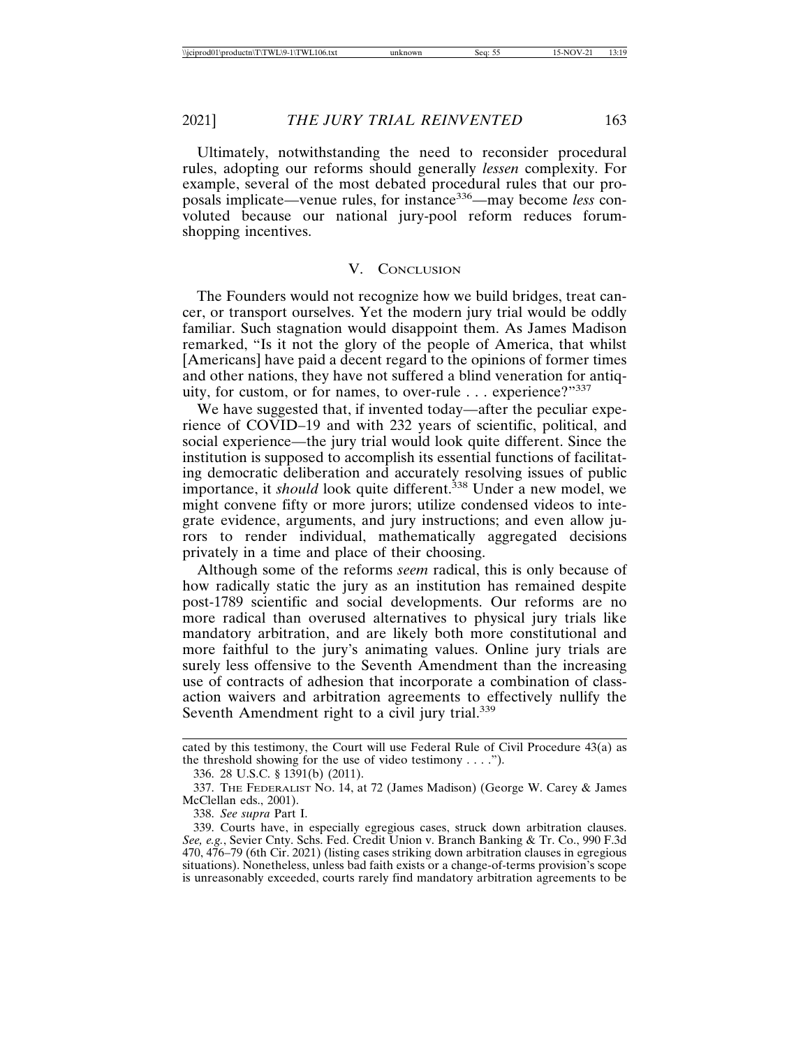Ultimately, notwithstanding the need to reconsider procedural rules, adopting our reforms should generally *lessen* complexity. For example, several of the most debated procedural rules that our proposals implicate—venue rules, for instance[336]—may become *less* convoluted because our national jury-pool reform reduces forum-shopping incentives.

## V. Conclusion

The Founders would not recognize how we build bridges, treat cancer, or transport ourselves. Yet the modern jury trial would be oddly familiar. Such stagnation would disappoint them. As James Madison remarked, "Is it not the glory of the people of America, that whilst [Americans] have paid a decent regard to the opinions of former times and other nations, they have not suffered a blind veneration for antiquity, for custom, or for names, to over-rule . . . experience?"[337]

We have suggested that, if invented today—after the peculiar experience of COVID–19 and with 232 years of scientific, political, and social experience—the jury trial would look quite different. Since the institution is supposed to accomplish its essential functions of facilitating democratic deliberation and accurately resolving issues of public importance, it *should* look quite different.[338] Under a new model, we might convene fifty or more jurors; utilize condensed videos to integrate evidence, arguments, and jury instructions; and even allow jurors to render individual, mathematically aggregated decisions privately in a time and place of their choosing.

Although some of the reforms *seem* radical, this is only because of how radically static the jury as an institution has remained despite post-1789 scientific and social developments. Our reforms are no more radical than overused alternatives to physical jury trials like mandatory arbitration, and are likely both more constitutional and more faithful to the jury's animating values. Online jury trials are surely less offensive to the Seventh Amendment than the increasing use of contracts of adhesion that incorporate a combination of class-action waivers and arbitration agreements to effectively nullify the Seventh Amendment right to a civil jury trial.[339]

---

cated by this testimony, the Court will use Federal Rule of Civil Procedure 43(a) as the threshold showing for the use of video testimony . . . .").

336. 28 U.S.C. § 1391(b) (2011).

337. The Federalist No. 14, at 72 (James Madison) (George W. Carey & James McClellan eds., 2001).

338. *See supra* Part I.

339. Courts have, in especially egregious cases, struck down arbitration clauses. *See, e.g.*, Sevier Cnty. Schs. Fed. Credit Union v. Branch Banking & Tr. Co., 990 F.3d 470, 476–79 (6th Cir. 2021) (listing cases striking down arbitration clauses in egregious situations). Nonetheless, unless bad faith exists or a change-of-terms provision's scope is unreasonably exceeded, courts rarely find mandatory arbitration agreements to be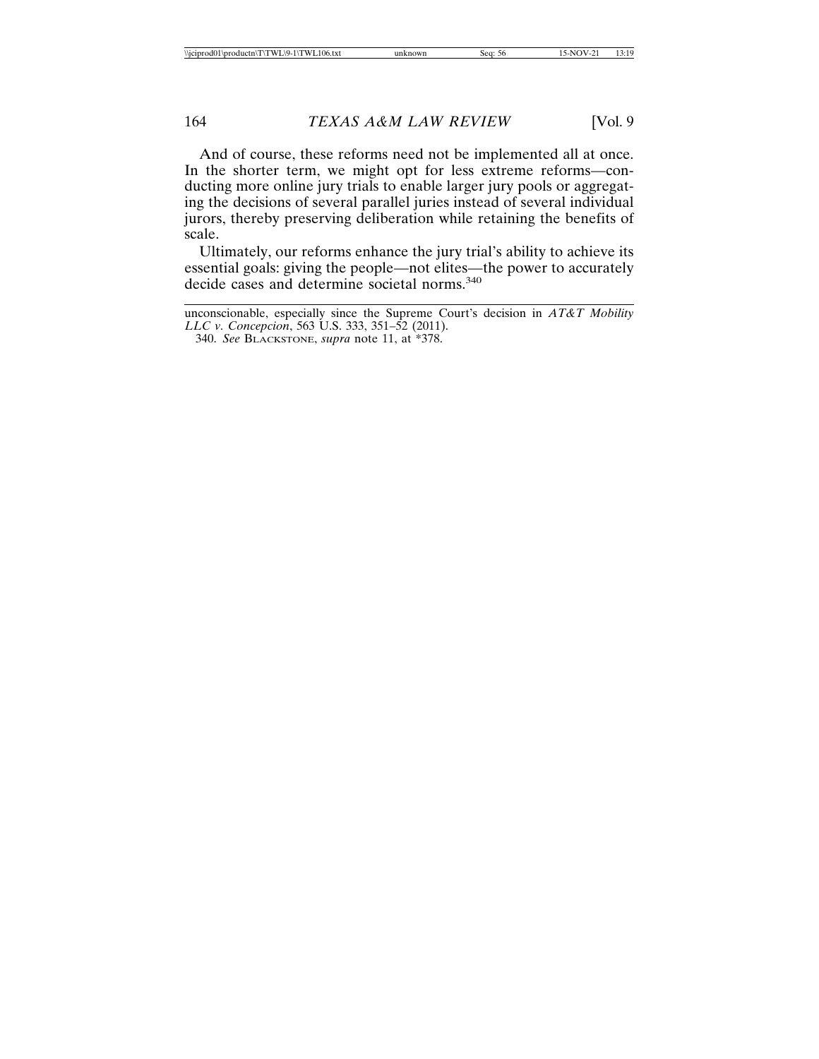And of course, these reforms need not be implemented all at once. In the shorter term, we might opt for less extreme reforms—conducting more online jury trials to enable larger jury pools or aggregating the decisions of several parallel juries instead of several individual jurors, thereby preserving deliberation while retaining the benefits of scale.

Ultimately, our reforms enhance the jury trial's ability to achieve its essential goals: giving the people—not elites—the power to accurately decide cases and determine societal norms.[340]

---

unconscionable, especially since the Supreme Court's decision in *AT&T Mobility LLC v. Concepcion*, 563 U.S. 333, 351–52 (2011).

340. *See* BLACKSTONE, *supra* note 11, at *378.